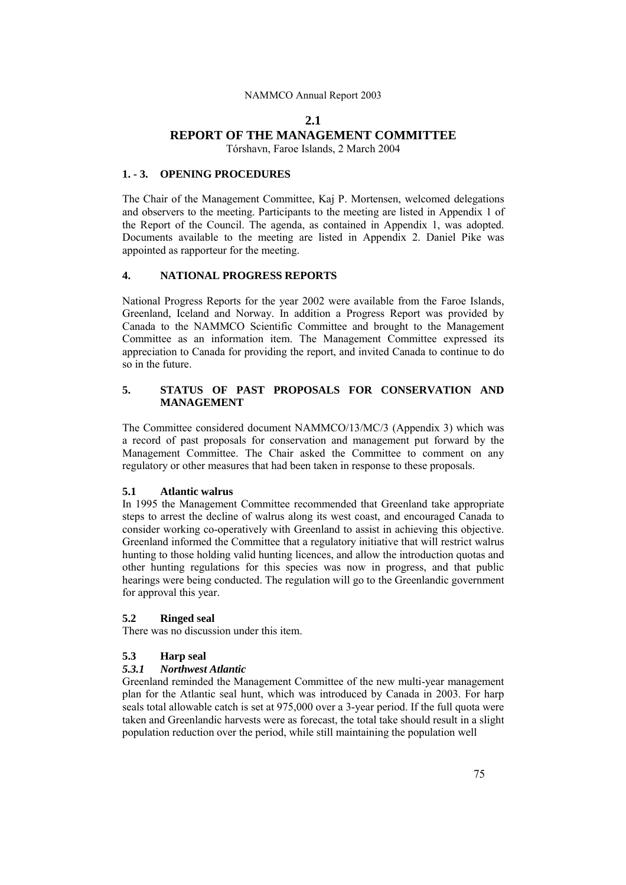## 2.1
# REPORT OF THE MANAGEMENT COMMITTEE

Tórshavn, Faroe Islands, 2 March 2004

## 1. - 3. OPENING PROCEDURES

The Chair of the Management Committee, Kaj P. Mortensen, welcomed delegations and observers to the meeting. Participants to the meeting are listed in Appendix 1 of the Report of the Council. The agenda, as contained in Appendix 1, was adopted. Documents available to the meeting are listed in Appendix 2. Daniel Pike was appointed as rapporteur for the meeting.

## 4. NATIONAL PROGRESS REPORTS

National Progress Reports for the year 2002 were available from the Faroe Islands, Greenland, Iceland and Norway. In addition a Progress Report was provided by Canada to the NAMMCO Scientific Committee and brought to the Management Committee as an information item. The Management Committee expressed its appreciation to Canada for providing the report, and invited Canada to continue to do so in the future.

## 5. STATUS OF PAST PROPOSALS FOR CONSERVATION AND MANAGEMENT

The Committee considered document NAMMCO/13/MC/3 (Appendix 3) which was a record of past proposals for conservation and management put forward by the Management Committee. The Chair asked the Committee to comment on any regulatory or other measures that had been taken in response to these proposals.

### 5.1 Atlantic walrus

In 1995 the Management Committee recommended that Greenland take appropriate steps to arrest the decline of walrus along its west coast, and encouraged Canada to consider working co-operatively with Greenland to assist in achieving this objective. Greenland informed the Committee that a regulatory initiative that will restrict walrus hunting to those holding valid hunting licences, and allow the introduction quotas and other hunting regulations for this species was now in progress, and that public hearings were being conducted. The regulation will go to the Greenlandic government for approval this year.

### 5.2 Ringed seal

There was no discussion under this item.

### 5.3 Harp seal

#### *5.3.1 Northwest Atlantic*

Greenland reminded the Management Committee of the new multi-year management plan for the Atlantic seal hunt, which was introduced by Canada in 2003. For harp seals total allowable catch is set at 975,000 over a 3-year period. If the full quota were taken and Greenlandic harvests were as forecast, the total take should result in a slight population reduction over the period, while still maintaining the population well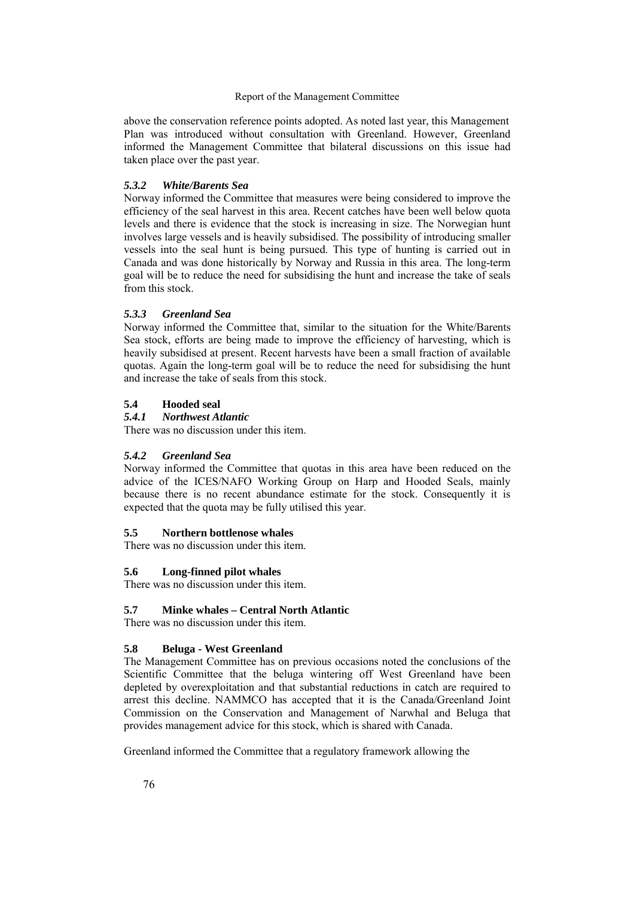above the conservation reference points adopted. As noted last year, this Management Plan was introduced without consultation with Greenland. However, Greenland informed the Management Committee that bilateral discussions on this issue had taken place over the past year.

### *5.3.2 White/Barents Sea*

Norway informed the Committee that measures were being considered to improve the efficiency of the seal harvest in this area. Recent catches have been well below quota levels and there is evidence that the stock is increasing in size. The Norwegian hunt involves large vessels and is heavily subsidised. The possibility of introducing smaller vessels into the seal hunt is being pursued. This type of hunting is carried out in Canada and was done historically by Norway and Russia in this area. The long-term goal will be to reduce the need for subsidising the hunt and increase the take of seals from this stock.

### *5.3.3 Greenland Sea*

Norway informed the Committee that, similar to the situation for the White/Barents Sea stock, efforts are being made to improve the efficiency of harvesting, which is heavily subsidised at present. Recent harvests have been a small fraction of available quotas. Again the long-term goal will be to reduce the need for subsidising the hunt and increase the take of seals from this stock.

## 5.4 Hooded seal

### *5.4.1 Northwest Atlantic*

There was no discussion under this item.

### *5.4.2 Greenland Sea*

Norway informed the Committee that quotas in this area have been reduced on the advice of the ICES/NAFO Working Group on Harp and Hooded Seals, mainly because there is no recent abundance estimate for the stock. Consequently it is expected that the quota may be fully utilised this year.

## 5.5 Northern bottlenose whales

There was no discussion under this item.

## 5.6 Long-finned pilot whales

There was no discussion under this item.

## 5.7 Minke whales – Central North Atlantic

There was no discussion under this item.

## 5.8 Beluga - West Greenland

The Management Committee has on previous occasions noted the conclusions of the Scientific Committee that the beluga wintering off West Greenland have been depleted by overexploitation and that substantial reductions in catch are required to arrest this decline. NAMMCO has accepted that it is the Canada/Greenland Joint Commission on the Conservation and Management of Narwhal and Beluga that provides management advice for this stock, which is shared with Canada.

Greenland informed the Committee that a regulatory framework allowing the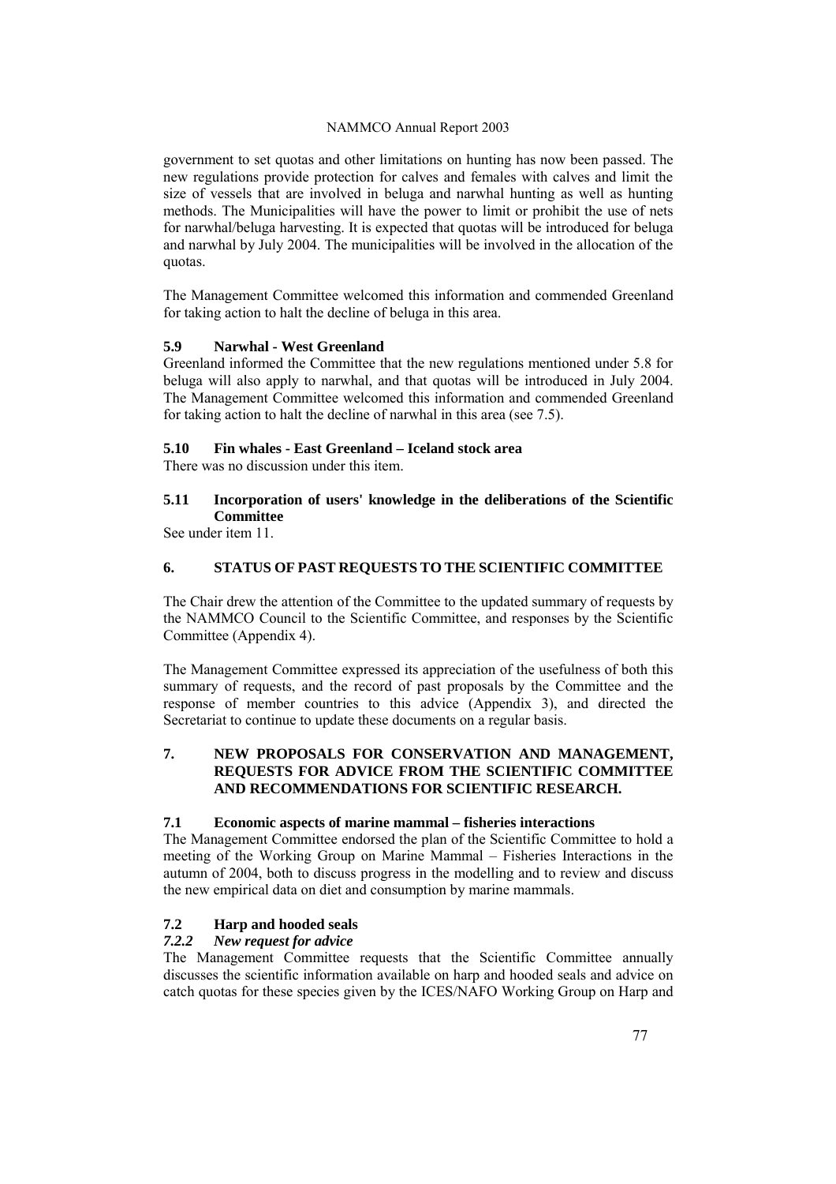government to set quotas and other limitations on hunting has now been passed. The new regulations provide protection for calves and females with calves and limit the size of vessels that are involved in beluga and narwhal hunting as well as hunting methods. The Municipalities will have the power to limit or prohibit the use of nets for narwhal/beluga harvesting. It is expected that quotas will be introduced for beluga and narwhal by July 2004. The municipalities will be involved in the allocation of the quotas.

The Management Committee welcomed this information and commended Greenland for taking action to halt the decline of beluga in this area.

### 5.9 Narwhal - West Greenland

Greenland informed the Committee that the new regulations mentioned under 5.8 for beluga will also apply to narwhal, and that quotas will be introduced in July 2004. The Management Committee welcomed this information and commended Greenland for taking action to halt the decline of narwhal in this area (see 7.5).

### 5.10 Fin whales - East Greenland – Iceland stock area

There was no discussion under this item.

### 5.11 Incorporation of users' knowledge in the deliberations of the Scientific Committee

See under item 11.

## 6. STATUS OF PAST REQUESTS TO THE SCIENTIFIC COMMITTEE

The Chair drew the attention of the Committee to the updated summary of requests by the NAMMCO Council to the Scientific Committee, and responses by the Scientific Committee (Appendix 4).

The Management Committee expressed its appreciation of the usefulness of both this summary of requests, and the record of past proposals by the Committee and the response of member countries to this advice (Appendix 3), and directed the Secretariat to continue to update these documents on a regular basis.

## 7. NEW PROPOSALS FOR CONSERVATION AND MANAGEMENT, REQUESTS FOR ADVICE FROM THE SCIENTIFIC COMMITTEE AND RECOMMENDATIONS FOR SCIENTIFIC RESEARCH.

### 7.1 Economic aspects of marine mammal – fisheries interactions

The Management Committee endorsed the plan of the Scientific Committee to hold a meeting of the Working Group on Marine Mammal – Fisheries Interactions in the autumn of 2004, both to discuss progress in the modelling and to review and discuss the new empirical data on diet and consumption by marine mammals.

### 7.2 Harp and hooded seals

#### *7.2.2 New request for advice*

The Management Committee requests that the Scientific Committee annually discusses the scientific information available on harp and hooded seals and advice on catch quotas for these species given by the ICES/NAFO Working Group on Harp and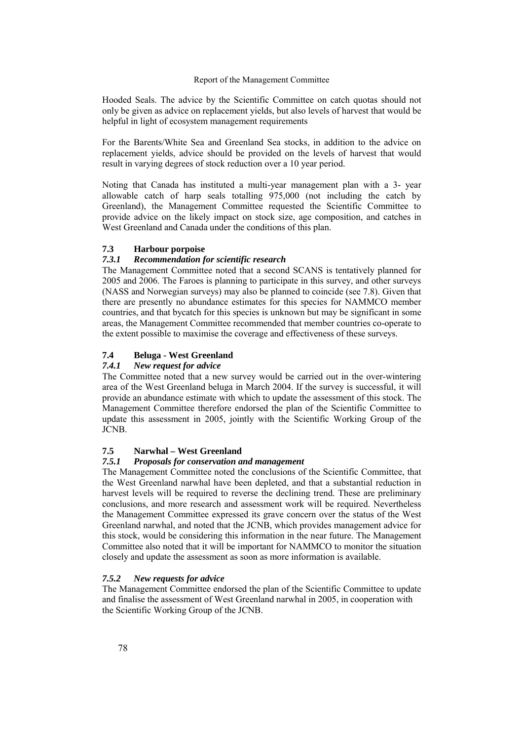Hooded Seals. The advice by the Scientific Committee on catch quotas should not only be given as advice on replacement yields, but also levels of harvest that would be helpful in light of ecosystem management requirements

For the Barents/White Sea and Greenland Sea stocks, in addition to the advice on replacement yields, advice should be provided on the levels of harvest that would result in varying degrees of stock reduction over a 10 year period.

Noting that Canada has instituted a multi-year management plan with a 3- year allowable catch of harp seals totalling 975,000 (not including the catch by Greenland), the Management Committee requested the Scientific Committee to provide advice on the likely impact on stock size, age composition, and catches in West Greenland and Canada under the conditions of this plan.

## 7.3 Harbour porpoise

### *7.3.1 Recommendation for scientific research*

The Management Committee noted that a second SCANS is tentatively planned for 2005 and 2006. The Faroes is planning to participate in this survey, and other surveys (NASS and Norwegian surveys) may also be planned to coincide (see 7.8). Given that there are presently no abundance estimates for this species for NAMMCO member countries, and that bycatch for this species is unknown but may be significant in some areas, the Management Committee recommended that member countries co-operate to the extent possible to maximise the coverage and effectiveness of these surveys.

## 7.4 Beluga - West Greenland

### *7.4.1 New request for advice*

The Committee noted that a new survey would be carried out in the over-wintering area of the West Greenland beluga in March 2004. If the survey is successful, it will provide an abundance estimate with which to update the assessment of this stock. The Management Committee therefore endorsed the plan of the Scientific Committee to update this assessment in 2005, jointly with the Scientific Working Group of the JCNB.

## 7.5 Narwhal – West Greenland

### *7.5.1 Proposals for conservation and management*

The Management Committee noted the conclusions of the Scientific Committee, that the West Greenland narwhal have been depleted, and that a substantial reduction in harvest levels will be required to reverse the declining trend. These are preliminary conclusions, and more research and assessment work will be required. Nevertheless the Management Committee expressed its grave concern over the status of the West Greenland narwhal, and noted that the JCNB, which provides management advice for this stock, would be considering this information in the near future. The Management Committee also noted that it will be important for NAMMCO to monitor the situation closely and update the assessment as soon as more information is available.

### *7.5.2 New requests for advice*

The Management Committee endorsed the plan of the Scientific Committee to update and finalise the assessment of West Greenland narwhal in 2005, in cooperation with the Scientific Working Group of the JCNB.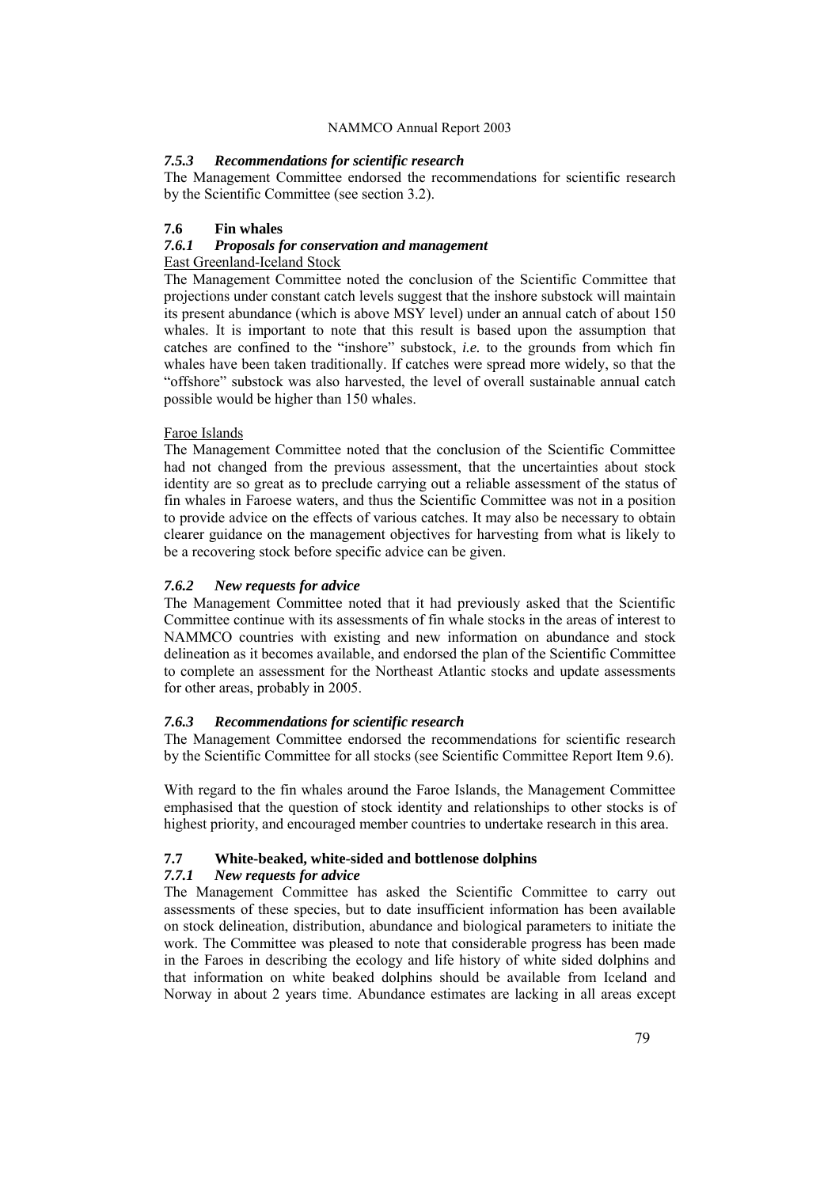#### *7.5.3 Recommendations for scientific research*

The Management Committee endorsed the recommendations for scientific research by the Scientific Committee (see section 3.2).

### 7.6 Fin whales

#### *7.6.1 Proposals for conservation and management*

East Greenland-Iceland Stock

The Management Committee noted the conclusion of the Scientific Committee that projections under constant catch levels suggest that the inshore substock will maintain its present abundance (which is above MSY level) under an annual catch of about 150 whales. It is important to note that this result is based upon the assumption that catches are confined to the "inshore" substock, *i.e.* to the grounds from which fin whales have been taken traditionally. If catches were spread more widely, so that the "offshore" substock was also harvested, the level of overall sustainable annual catch possible would be higher than 150 whales.

Faroe Islands

The Management Committee noted that the conclusion of the Scientific Committee had not changed from the previous assessment, that the uncertainties about stock identity are so great as to preclude carrying out a reliable assessment of the status of fin whales in Faroese waters, and thus the Scientific Committee was not in a position to provide advice on the effects of various catches. It may also be necessary to obtain clearer guidance on the management objectives for harvesting from what is likely to be a recovering stock before specific advice can be given.

#### *7.6.2 New requests for advice*

The Management Committee noted that it had previously asked that the Scientific Committee continue with its assessments of fin whale stocks in the areas of interest to NAMMCO countries with existing and new information on abundance and stock delineation as it becomes available, and endorsed the plan of the Scientific Committee to complete an assessment for the Northeast Atlantic stocks and update assessments for other areas, probably in 2005.

#### *7.6.3 Recommendations for scientific research*

The Management Committee endorsed the recommendations for scientific research by the Scientific Committee for all stocks (see Scientific Committee Report Item 9.6).

With regard to the fin whales around the Faroe Islands, the Management Committee emphasised that the question of stock identity and relationships to other stocks is of highest priority, and encouraged member countries to undertake research in this area.

### 7.7 White-beaked, white-sided and bottlenose dolphins

#### *7.7.1 New requests for advice*

The Management Committee has asked the Scientific Committee to carry out assessments of these species, but to date insufficient information has been available on stock delineation, distribution, abundance and biological parameters to initiate the work. The Committee was pleased to note that considerable progress has been made in the Faroes in describing the ecology and life history of white sided dolphins and that information on white beaked dolphins should be available from Iceland and Norway in about 2 years time. Abundance estimates are lacking in all areas except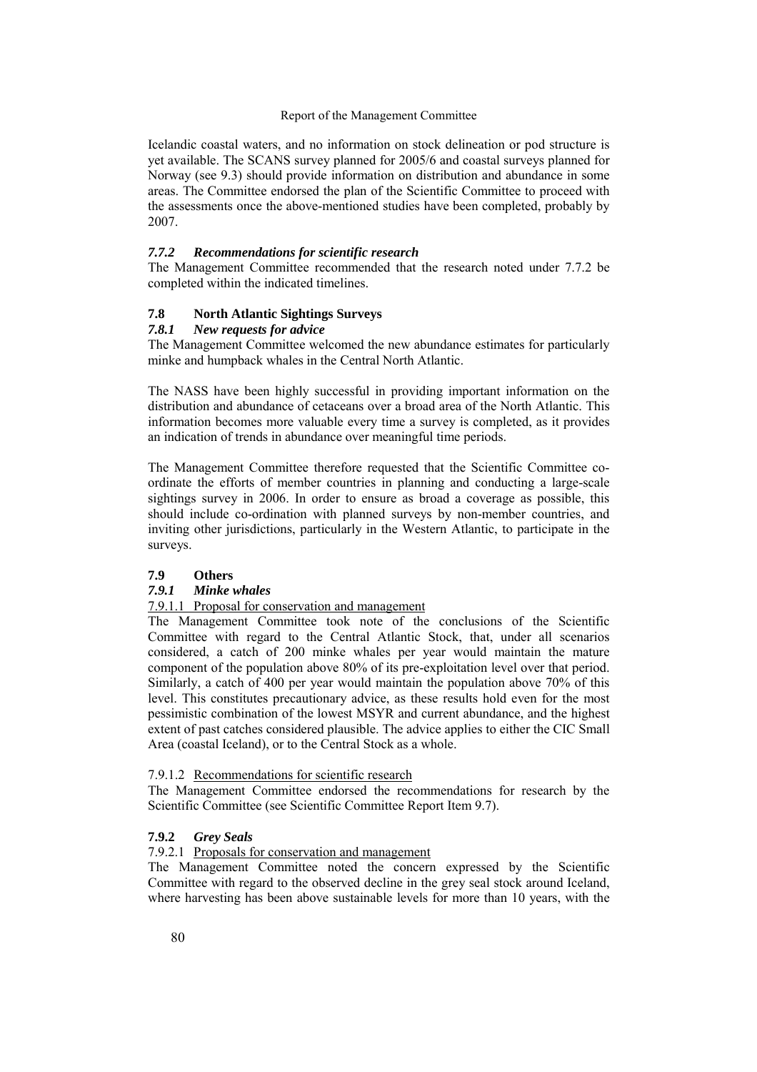Icelandic coastal waters, and no information on stock delineation or pod structure is yet available. The SCANS survey planned for 2005/6 and coastal surveys planned for Norway (see 9.3) should provide information on distribution and abundance in some areas. The Committee endorsed the plan of the Scientific Committee to proceed with the assessments once the above-mentioned studies have been completed, probably by 2007.

#### *7.7.2 Recommendations for scientific research*

The Management Committee recommended that the research noted under 7.7.2 be completed within the indicated timelines.

### 7.8 North Atlantic Sightings Surveys

#### *7.8.1 New requests for advice*

The Management Committee welcomed the new abundance estimates for particularly minke and humpback whales in the Central North Atlantic.

The NASS have been highly successful in providing important information on the distribution and abundance of cetaceans over a broad area of the North Atlantic. This information becomes more valuable every time a survey is completed, as it provides an indication of trends in abundance over meaningful time periods.

The Management Committee therefore requested that the Scientific Committee co-ordinate the efforts of member countries in planning and conducting a large-scale sightings survey in 2006. In order to ensure as broad a coverage as possible, this should include co-ordination with planned surveys by non-member countries, and inviting other jurisdictions, particularly in the Western Atlantic, to participate in the surveys.

### 7.9 Others

#### *7.9.1 Minke whales*

7.9.1.1 Proposal for conservation and management

The Management Committee took note of the conclusions of the Scientific Committee with regard to the Central Atlantic Stock, that, under all scenarios considered, a catch of 200 minke whales per year would maintain the mature component of the population above 80% of its pre-exploitation level over that period. Similarly, a catch of 400 per year would maintain the population above 70% of this level. This constitutes precautionary advice, as these results hold even for the most pessimistic combination of the lowest MSYR and current abundance, and the highest extent of past catches considered plausible. The advice applies to either the CIC Small Area (coastal Iceland), or to the Central Stock as a whole.

7.9.1.2 Recommendations for scientific research

The Management Committee endorsed the recommendations for research by the Scientific Committee (see Scientific Committee Report Item 9.7).

#### 7.9.2 *Grey Seals*

7.9.2.1 Proposals for conservation and management

The Management Committee noted the concern expressed by the Scientific Committee with regard to the observed decline in the grey seal stock around Iceland, where harvesting has been above sustainable levels for more than 10 years, with the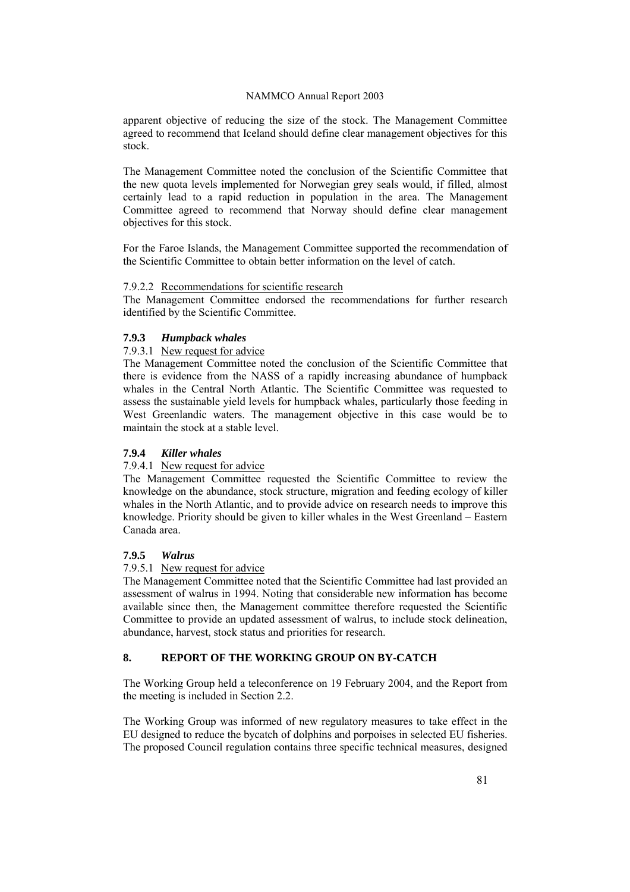apparent objective of reducing the size of the stock. The Management Committee agreed to recommend that Iceland should define clear management objectives for this stock.

The Management Committee noted the conclusion of the Scientific Committee that the new quota levels implemented for Norwegian grey seals would, if filled, almost certainly lead to a rapid reduction in population in the area. The Management Committee agreed to recommend that Norway should define clear management objectives for this stock.

For the Faroe Islands, the Management Committee supported the recommendation of the Scientific Committee to obtain better information on the level of catch.

7.9.2.2 Recommendations for scientific research

The Management Committee endorsed the recommendations for further research identified by the Scientific Committee.

### 7.9.3 *Humpback whales*

7.9.3.1 New request for advice

The Management Committee noted the conclusion of the Scientific Committee that there is evidence from the NASS of a rapidly increasing abundance of humpback whales in the Central North Atlantic. The Scientific Committee was requested to assess the sustainable yield levels for humpback whales, particularly those feeding in West Greenlandic waters. The management objective in this case would be to maintain the stock at a stable level.

### 7.9.4 *Killer whales*

7.9.4.1 New request for advice

The Management Committee requested the Scientific Committee to review the knowledge on the abundance, stock structure, migration and feeding ecology of killer whales in the North Atlantic, and to provide advice on research needs to improve this knowledge. Priority should be given to killer whales in the West Greenland – Eastern Canada area.

### 7.9.5 *Walrus*

7.9.5.1 New request for advice

The Management Committee noted that the Scientific Committee had last provided an assessment of walrus in 1994. Noting that considerable new information has become available since then, the Management committee therefore requested the Scientific Committee to provide an updated assessment of walrus, to include stock delineation, abundance, harvest, stock status and priorities for research.

## 8. REPORT OF THE WORKING GROUP ON BY-CATCH

The Working Group held a teleconference on 19 February 2004, and the Report from the meeting is included in Section 2.2.

The Working Group was informed of new regulatory measures to take effect in the EU designed to reduce the bycatch of dolphins and porpoises in selected EU fisheries. The proposed Council regulation contains three specific technical measures, designed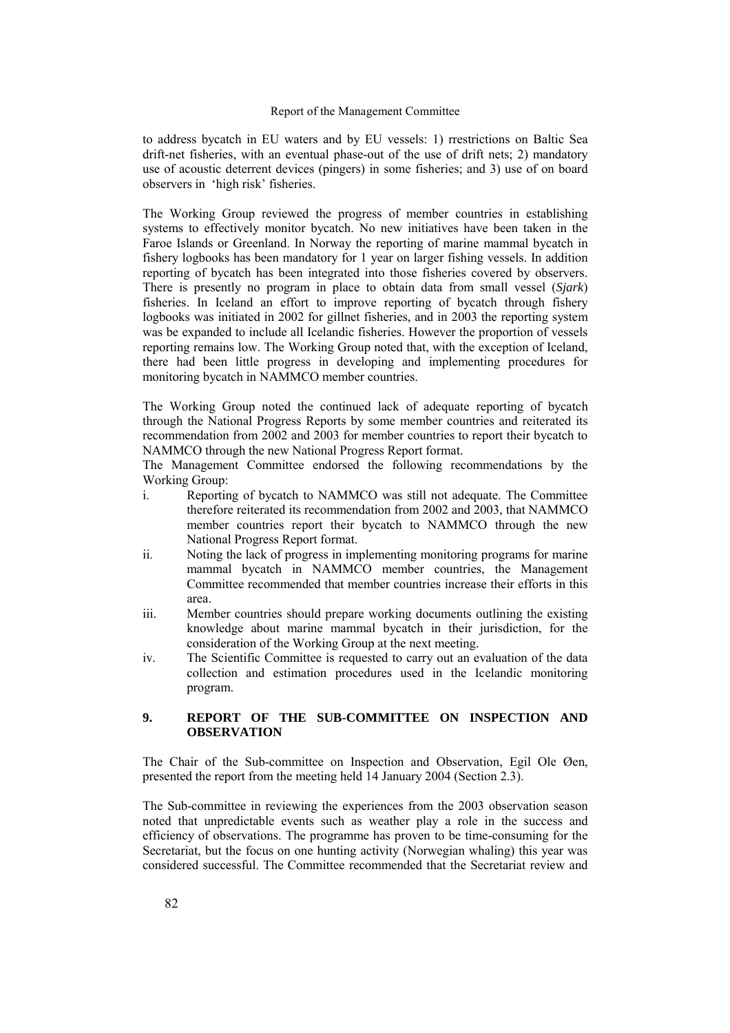to address bycatch in EU waters and by EU vessels: 1) rrestrictions on Baltic Sea drift-net fisheries, with an eventual phase-out of the use of drift nets; 2) mandatory use of acoustic deterrent devices (pingers) in some fisheries; and 3) use of on board observers in 'high risk' fisheries.

The Working Group reviewed the progress of member countries in establishing systems to effectively monitor bycatch. No new initiatives have been taken in the Faroe Islands or Greenland. In Norway the reporting of marine mammal bycatch in fishery logbooks has been mandatory for 1 year on larger fishing vessels. In addition reporting of bycatch has been integrated into those fisheries covered by observers. There is presently no program in place to obtain data from small vessel (*Sjark*) fisheries. In Iceland an effort to improve reporting of bycatch through fishery logbooks was initiated in 2002 for gillnet fisheries, and in 2003 the reporting system was be expanded to include all Icelandic fisheries. However the proportion of vessels reporting remains low. The Working Group noted that, with the exception of Iceland, there had been little progress in developing and implementing procedures for monitoring bycatch in NAMMCO member countries.

The Working Group noted the continued lack of adequate reporting of bycatch through the National Progress Reports by some member countries and reiterated its recommendation from 2002 and 2003 for member countries to report their bycatch to NAMMCO through the new National Progress Report format.

The Management Committee endorsed the following recommendations by the Working Group:

i. Reporting of bycatch to NAMMCO was still not adequate. The Committee therefore reiterated its recommendation from 2002 and 2003, that NAMMCO member countries report their bycatch to NAMMCO through the new National Progress Report format.
ii. Noting the lack of progress in implementing monitoring programs for marine mammal bycatch in NAMMCO member countries, the Management Committee recommended that member countries increase their efforts in this area.
iii. Member countries should prepare working documents outlining the existing knowledge about marine mammal bycatch in their jurisdiction, for the consideration of the Working Group at the next meeting.
iv. The Scientific Committee is requested to carry out an evaluation of the data collection and estimation procedures used in the Icelandic monitoring program.

## 9. REPORT OF THE SUB-COMMITTEE ON INSPECTION AND OBSERVATION

The Chair of the Sub-committee on Inspection and Observation, Egil Ole Øen, presented the report from the meeting held 14 January 2004 (Section 2.3).

The Sub-committee in reviewing the experiences from the 2003 observation season noted that unpredictable events such as weather play a role in the success and efficiency of observations. The programme has proven to be time-consuming for the Secretariat, but the focus on one hunting activity (Norwegian whaling) this year was considered successful. The Committee recommended that the Secretariat review and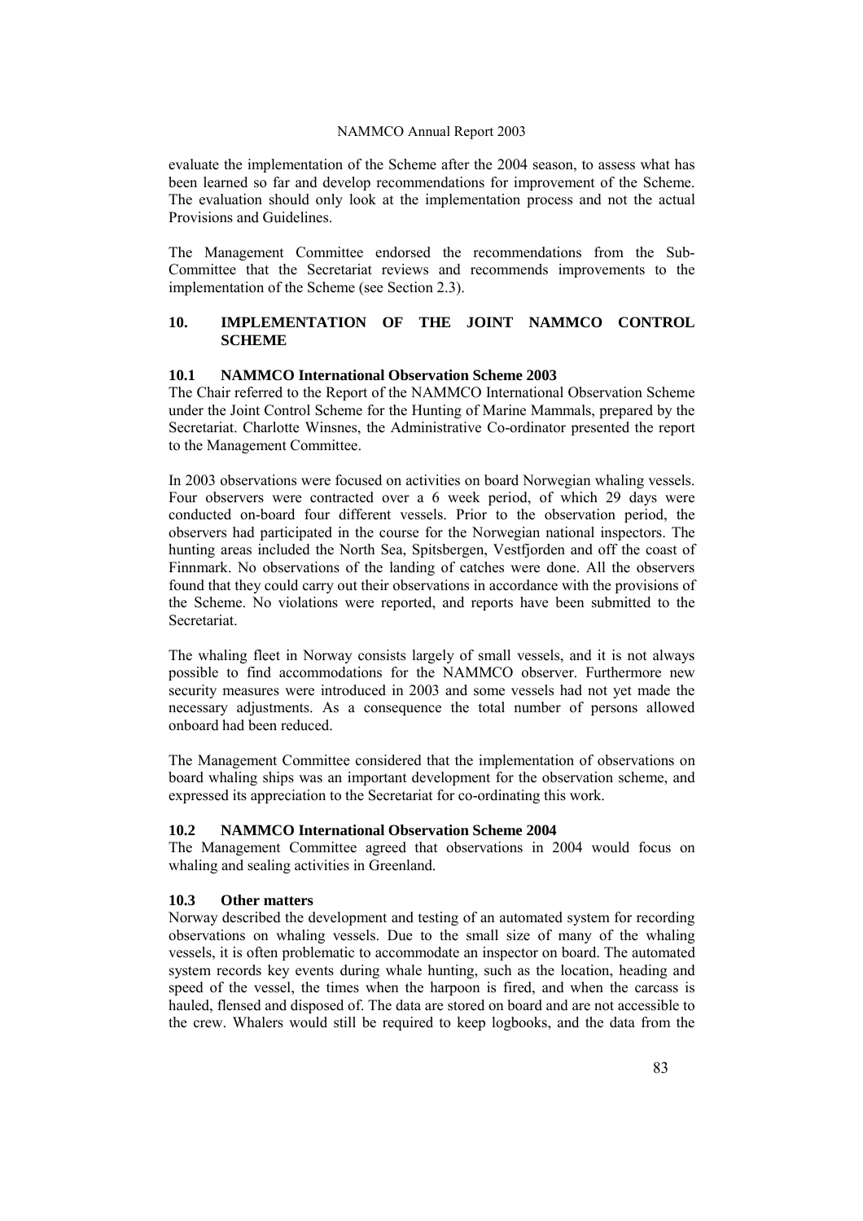evaluate the implementation of the Scheme after the 2004 season, to assess what has been learned so far and develop recommendations for improvement of the Scheme. The evaluation should only look at the implementation process and not the actual Provisions and Guidelines.

The Management Committee endorsed the recommendations from the Sub-Committee that the Secretariat reviews and recommends improvements to the implementation of the Scheme (see Section 2.3).

## 10. IMPLEMENTATION OF THE JOINT NAMMCO CONTROL SCHEME

### 10.1 NAMMCO International Observation Scheme 2003

The Chair referred to the Report of the NAMMCO International Observation Scheme under the Joint Control Scheme for the Hunting of Marine Mammals, prepared by the Secretariat. Charlotte Winsnes, the Administrative Co-ordinator presented the report to the Management Committee.

In 2003 observations were focused on activities on board Norwegian whaling vessels. Four observers were contracted over a 6 week period, of which 29 days were conducted on-board four different vessels. Prior to the observation period, the observers had participated in the course for the Norwegian national inspectors. The hunting areas included the North Sea, Spitsbergen, Vestfjorden and off the coast of Finnmark. No observations of the landing of catches were done. All the observers found that they could carry out their observations in accordance with the provisions of the Scheme. No violations were reported, and reports have been submitted to the Secretariat.

The whaling fleet in Norway consists largely of small vessels, and it is not always possible to find accommodations for the NAMMCO observer. Furthermore new security measures were introduced in 2003 and some vessels had not yet made the necessary adjustments. As a consequence the total number of persons allowed onboard had been reduced.

The Management Committee considered that the implementation of observations on board whaling ships was an important development for the observation scheme, and expressed its appreciation to the Secretariat for co-ordinating this work.

### 10.2 NAMMCO International Observation Scheme 2004

The Management Committee agreed that observations in 2004 would focus on whaling and sealing activities in Greenland.

### 10.3 Other matters

Norway described the development and testing of an automated system for recording observations on whaling vessels. Due to the small size of many of the whaling vessels, it is often problematic to accommodate an inspector on board. The automated system records key events during whale hunting, such as the location, heading and speed of the vessel, the times when the harpoon is fired, and when the carcass is hauled, flensed and disposed of. The data are stored on board and are not accessible to the crew. Whalers would still be required to keep logbooks, and the data from the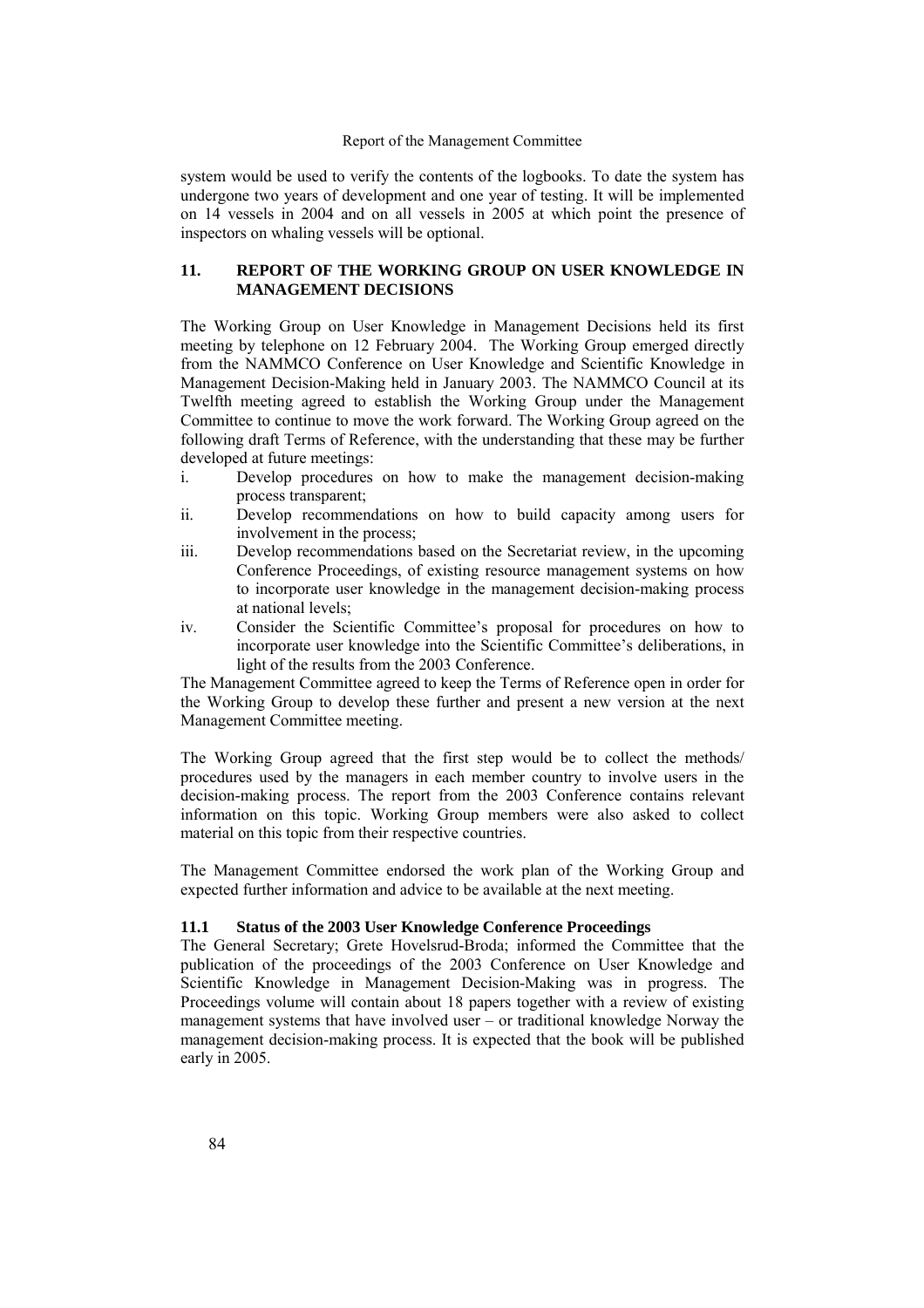system would be used to verify the contents of the logbooks. To date the system has undergone two years of development and one year of testing. It will be implemented on 14 vessels in 2004 and on all vessels in 2005 at which point the presence of inspectors on whaling vessels will be optional.

## 11. REPORT OF THE WORKING GROUP ON USER KNOWLEDGE IN MANAGEMENT DECISIONS

The Working Group on User Knowledge in Management Decisions held its first meeting by telephone on 12 February 2004. The Working Group emerged directly from the NAMMCO Conference on User Knowledge and Scientific Knowledge in Management Decision-Making held in January 2003. The NAMMCO Council at its Twelfth meeting agreed to establish the Working Group under the Management Committee to continue to move the work forward. The Working Group agreed on the following draft Terms of Reference, with the understanding that these may be further developed at future meetings:

i. Develop procedures on how to make the management decision-making process transparent;
ii. Develop recommendations on how to build capacity among users for involvement in the process;
iii. Develop recommendations based on the Secretariat review, in the upcoming Conference Proceedings, of existing resource management systems on how to incorporate user knowledge in the management decision-making process at national levels;
iv. Consider the Scientific Committee's proposal for procedures on how to incorporate user knowledge into the Scientific Committee's deliberations, in light of the results from the 2003 Conference.

The Management Committee agreed to keep the Terms of Reference open in order for the Working Group to develop these further and present a new version at the next Management Committee meeting.

The Working Group agreed that the first step would be to collect the methods/ procedures used by the managers in each member country to involve users in the decision-making process. The report from the 2003 Conference contains relevant information on this topic. Working Group members were also asked to collect material on this topic from their respective countries.

The Management Committee endorsed the work plan of the Working Group and expected further information and advice to be available at the next meeting.

### 11.1 Status of the 2003 User Knowledge Conference Proceedings

The General Secretary; Grete Hovelsrud-Broda; informed the Committee that the publication of the proceedings of the 2003 Conference on User Knowledge and Scientific Knowledge in Management Decision-Making was in progress. The Proceedings volume will contain about 18 papers together with a review of existing management systems that have involved user – or traditional knowledge Norway the management decision-making process. It is expected that the book will be published early in 2005.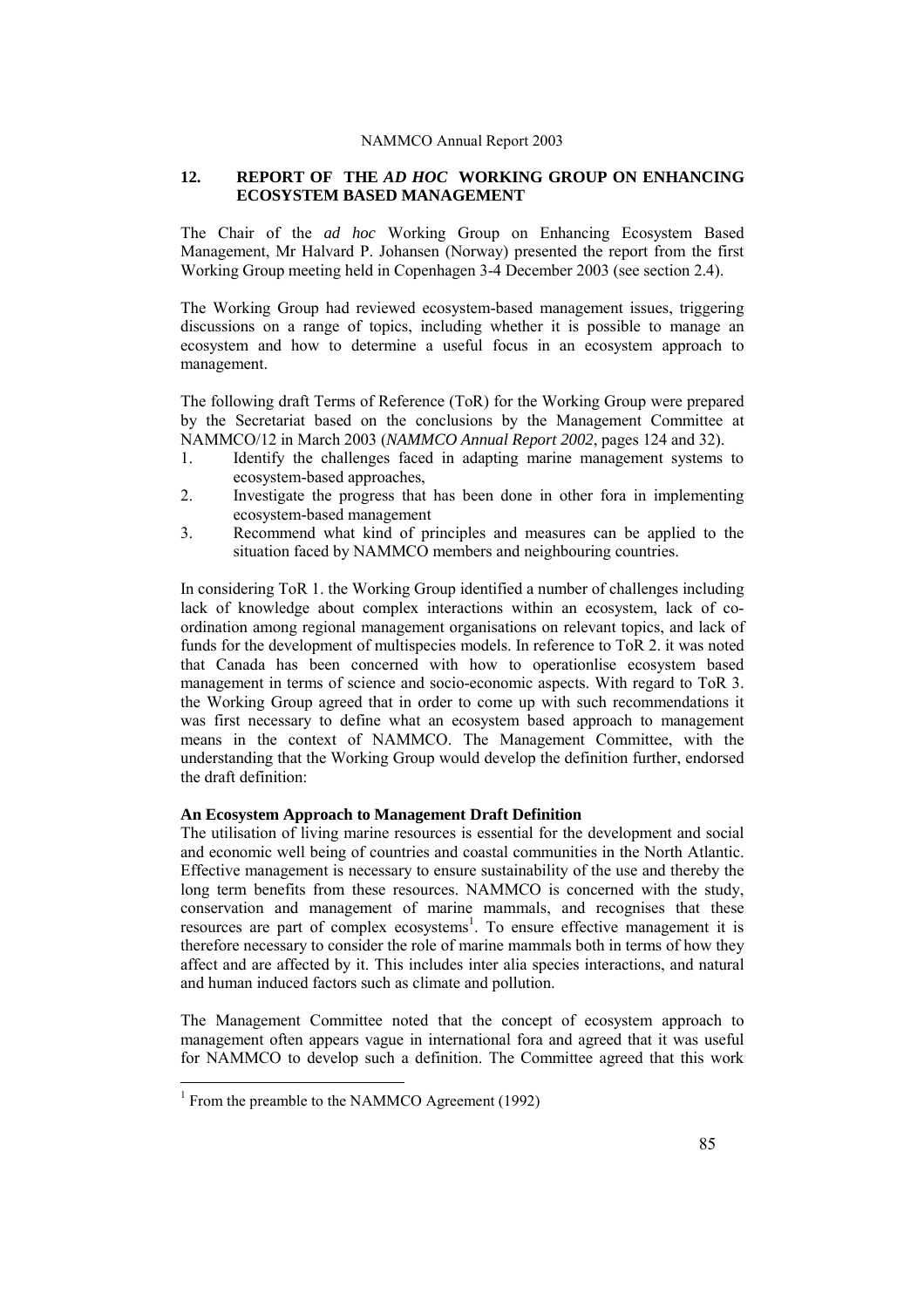## 12. REPORT OF THE *AD HOC* WORKING GROUP ON ENHANCING ECOSYSTEM BASED MANAGEMENT

The Chair of the *ad hoc* Working Group on Enhancing Ecosystem Based Management, Mr Halvard P. Johansen (Norway) presented the report from the first Working Group meeting held in Copenhagen 3-4 December 2003 (see section 2.4).

The Working Group had reviewed ecosystem-based management issues, triggering discussions on a range of topics, including whether it is possible to manage an ecosystem and how to determine a useful focus in an ecosystem approach to management.

The following draft Terms of Reference (ToR) for the Working Group were prepared by the Secretariat based on the conclusions by the Management Committee at NAMMCO/12 in March 2003 (*NAMMCO Annual Report 2002*, pages 124 and 32).

1. Identify the challenges faced in adapting marine management systems to ecosystem-based approaches,
2. Investigate the progress that has been done in other fora in implementing ecosystem-based management
3. Recommend what kind of principles and measures can be applied to the situation faced by NAMMCO members and neighbouring countries.

In considering ToR 1. the Working Group identified a number of challenges including lack of knowledge about complex interactions within an ecosystem, lack of co-ordination among regional management organisations on relevant topics, and lack of funds for the development of multispecies models. In reference to ToR 2. it was noted that Canada has been concerned with how to operationlise ecosystem based management in terms of science and socio-economic aspects. With regard to ToR 3. the Working Group agreed that in order to come up with such recommendations it was first necessary to define what an ecosystem based approach to management means in the context of NAMMCO. The Management Committee, with the understanding that the Working Group would develop the definition further, endorsed the draft definition:

**An Ecosystem Approach to Management Draft Definition**

The utilisation of living marine resources is essential for the development and social and economic well being of countries and coastal communities in the North Atlantic. Effective management is necessary to ensure sustainability of the use and thereby the long term benefits from these resources. NAMMCO is concerned with the study, conservation and management of marine mammals, and recognises that these resources are part of complex ecosystems[1]. To ensure effective management it is therefore necessary to consider the role of marine mammals both in terms of how they affect and are affected by it. This includes inter alia species interactions, and natural and human induced factors such as climate and pollution.

The Management Committee noted that the concept of ecosystem approach to management often appears vague in international fora and agreed that it was useful for NAMMCO to develop such a definition. The Committee agreed that this work

[1] From the preamble to the NAMMCO Agreement (1992)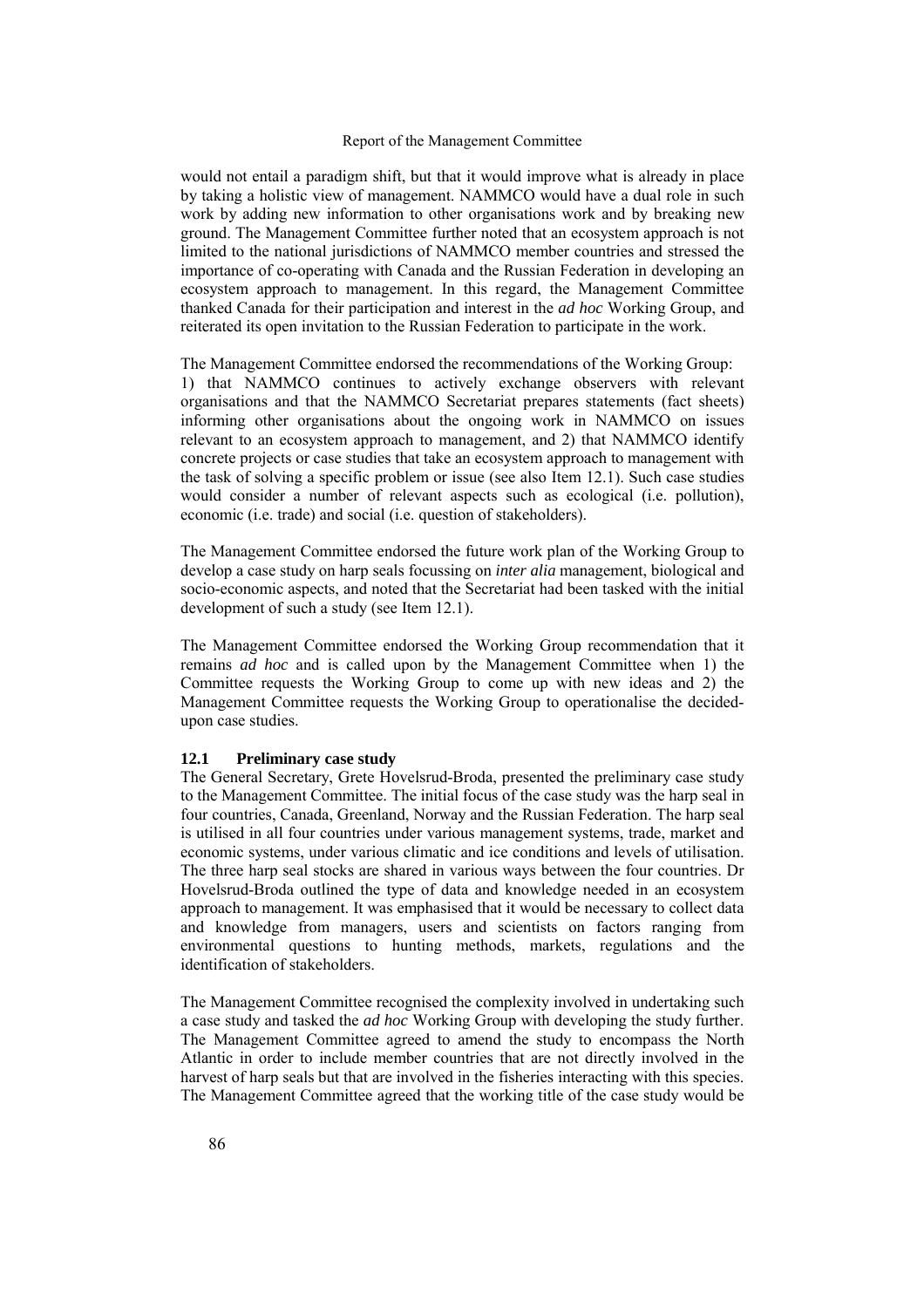would not entail a paradigm shift, but that it would improve what is already in place by taking a holistic view of management. NAMMCO would have a dual role in such work by adding new information to other organisations work and by breaking new ground. The Management Committee further noted that an ecosystem approach is not limited to the national jurisdictions of NAMMCO member countries and stressed the importance of co-operating with Canada and the Russian Federation in developing an ecosystem approach to management. In this regard, the Management Committee thanked Canada for their participation and interest in the *ad hoc* Working Group, and reiterated its open invitation to the Russian Federation to participate in the work.

The Management Committee endorsed the recommendations of the Working Group:
1) that NAMMCO continues to actively exchange observers with relevant organisations and that the NAMMCO Secretariat prepares statements (fact sheets) informing other organisations about the ongoing work in NAMMCO on issues relevant to an ecosystem approach to management, and 2) that NAMMCO identify concrete projects or case studies that take an ecosystem approach to management with the task of solving a specific problem or issue (see also Item 12.1). Such case studies would consider a number of relevant aspects such as ecological (i.e. pollution), economic (i.e. trade) and social (i.e. question of stakeholders).

The Management Committee endorsed the future work plan of the Working Group to develop a case study on harp seals focussing on *inter alia* management, biological and socio-economic aspects, and noted that the Secretariat had been tasked with the initial development of such a study (see Item 12.1).

The Management Committee endorsed the Working Group recommendation that it remains *ad hoc* and is called upon by the Management Committee when 1) the Committee requests the Working Group to come up with new ideas and 2) the Management Committee requests the Working Group to operationalise the decided-upon case studies.

### 12.1 Preliminary case study

The General Secretary, Grete Hovelsrud-Broda, presented the preliminary case study to the Management Committee. The initial focus of the case study was the harp seal in four countries, Canada, Greenland, Norway and the Russian Federation. The harp seal is utilised in all four countries under various management systems, trade, market and economic systems, under various climatic and ice conditions and levels of utilisation. The three harp seal stocks are shared in various ways between the four countries. Dr Hovelsrud-Broda outlined the type of data and knowledge needed in an ecosystem approach to management. It was emphasised that it would be necessary to collect data and knowledge from managers, users and scientists on factors ranging from environmental questions to hunting methods, markets, regulations and the identification of stakeholders.

The Management Committee recognised the complexity involved in undertaking such a case study and tasked the *ad hoc* Working Group with developing the study further. The Management Committee agreed to amend the study to encompass the North Atlantic in order to include member countries that are not directly involved in the harvest of harp seals but that are involved in the fisheries interacting with this species. The Management Committee agreed that the working title of the case study would be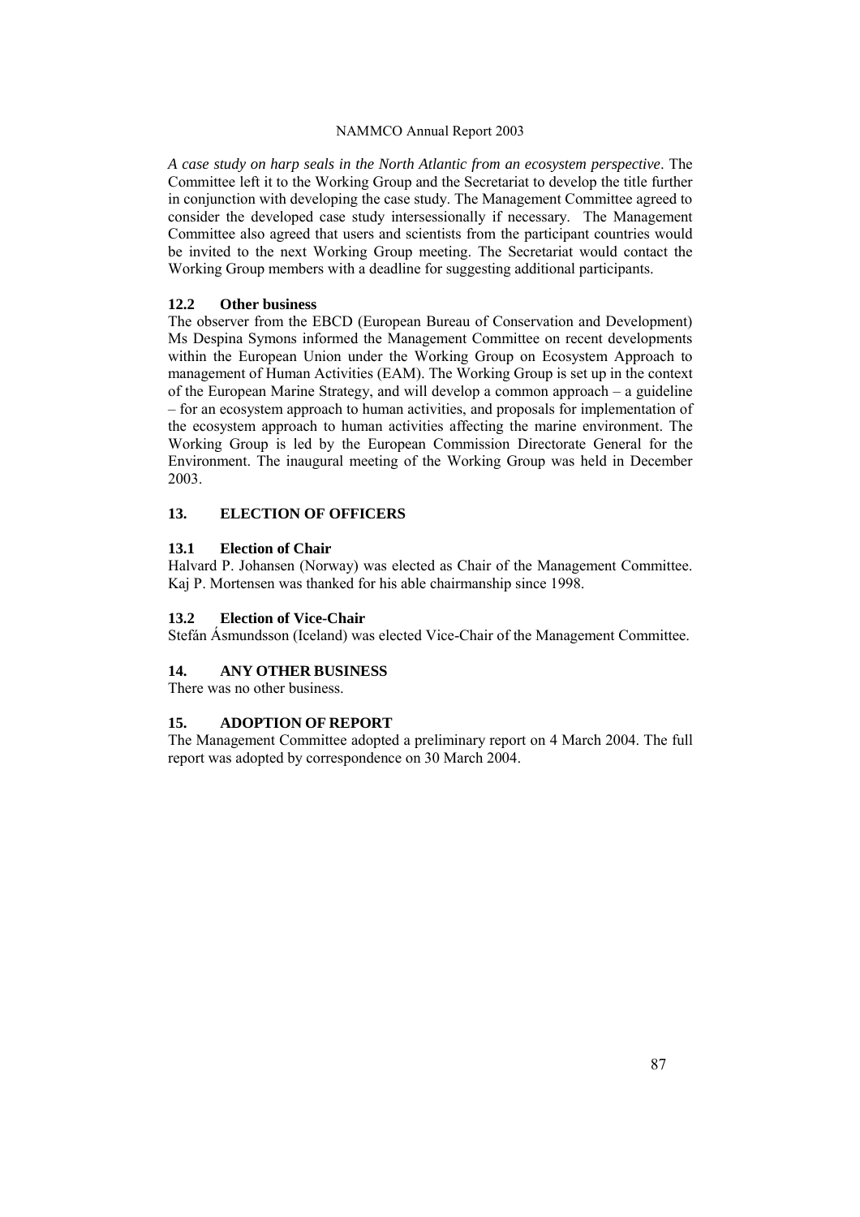*A case study on harp seals in the North Atlantic from an ecosystem perspective*. The Committee left it to the Working Group and the Secretariat to develop the title further in conjunction with developing the case study. The Management Committee agreed to consider the developed case study intersessionally if necessary. The Management Committee also agreed that users and scientists from the participant countries would be invited to the next Working Group meeting. The Secretariat would contact the Working Group members with a deadline for suggesting additional participants.

### 12.2 Other business

The observer from the EBCD (European Bureau of Conservation and Development) Ms Despina Symons informed the Management Committee on recent developments within the European Union under the Working Group on Ecosystem Approach to management of Human Activities (EAM). The Working Group is set up in the context of the European Marine Strategy, and will develop a common approach – a guideline – for an ecosystem approach to human activities, and proposals for implementation of the ecosystem approach to human activities affecting the marine environment. The Working Group is led by the European Commission Directorate General for the Environment. The inaugural meeting of the Working Group was held in December 2003.

## 13. ELECTION OF OFFICERS

### 13.1 Election of Chair

Halvard P. Johansen (Norway) was elected as Chair of the Management Committee. Kaj P. Mortensen was thanked for his able chairmanship since 1998.

### 13.2 Election of Vice-Chair

Stefán Ásmundsson (Iceland) was elected Vice-Chair of the Management Committee.

## 14. ANY OTHER BUSINESS

There was no other business.

## 15. ADOPTION OF REPORT

The Management Committee adopted a preliminary report on 4 March 2004. The full report was adopted by correspondence on 30 March 2004.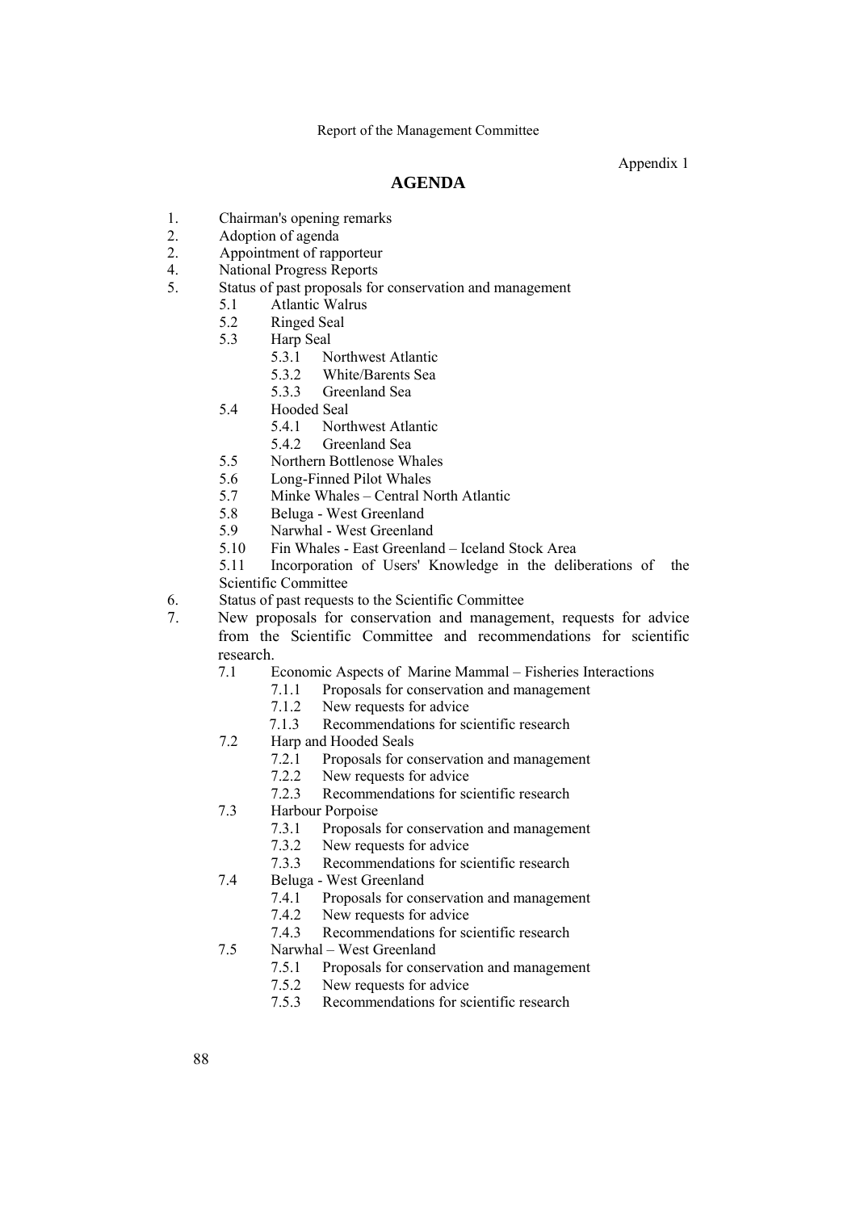Appendix 1

## AGENDA

1. Chairman's opening remarks
2. Adoption of agenda
2. Appointment of rapporteur
4. National Progress Reports
5. Status of past proposals for conservation and management
    - 5.1 Atlantic Walrus
    - 5.2 Ringed Seal
    - 5.3 Harp Seal
        - 5.3.1 Northwest Atlantic
        - 5.3.2 White/Barents Sea
        - 5.3.3 Greenland Sea
    - 5.4 Hooded Seal
        - 5.4.1 Northwest Atlantic
        - 5.4.2 Greenland Sea
    - 5.5 Northern Bottlenose Whales
    - 5.6 Long-Finned Pilot Whales
    - 5.7 Minke Whales – Central North Atlantic
    - 5.8 Beluga - West Greenland
    - 5.9 Narwhal - West Greenland
    - 5.10 Fin Whales - East Greenland – Iceland Stock Area
    - 5.11 Incorporation of Users' Knowledge in the deliberations of the Scientific Committee
6. Status of past requests to the Scientific Committee
7. New proposals for conservation and management, requests for advice from the Scientific Committee and recommendations for scientific research.
    - 7.1 Economic Aspects of Marine Mammal – Fisheries Interactions
        - 7.1.1 Proposals for conservation and management
        - 7.1.2 New requests for advice
        - 7.1.3 Recommendations for scientific research
    - 7.2 Harp and Hooded Seals
        - 7.2.1 Proposals for conservation and management
        - 7.2.2 New requests for advice
        - 7.2.3 Recommendations for scientific research
    - 7.3 Harbour Porpoise
        - 7.3.1 Proposals for conservation and management
        - 7.3.2 New requests for advice
        - 7.3.3 Recommendations for scientific research
    - 7.4 Beluga - West Greenland
        - 7.4.1 Proposals for conservation and management
        - 7.4.2 New requests for advice
        - 7.4.3 Recommendations for scientific research
    - 7.5 Narwhal – West Greenland
        - 7.5.1 Proposals for conservation and management
        - 7.5.2 New requests for advice
        - 7.5.3 Recommendations for scientific research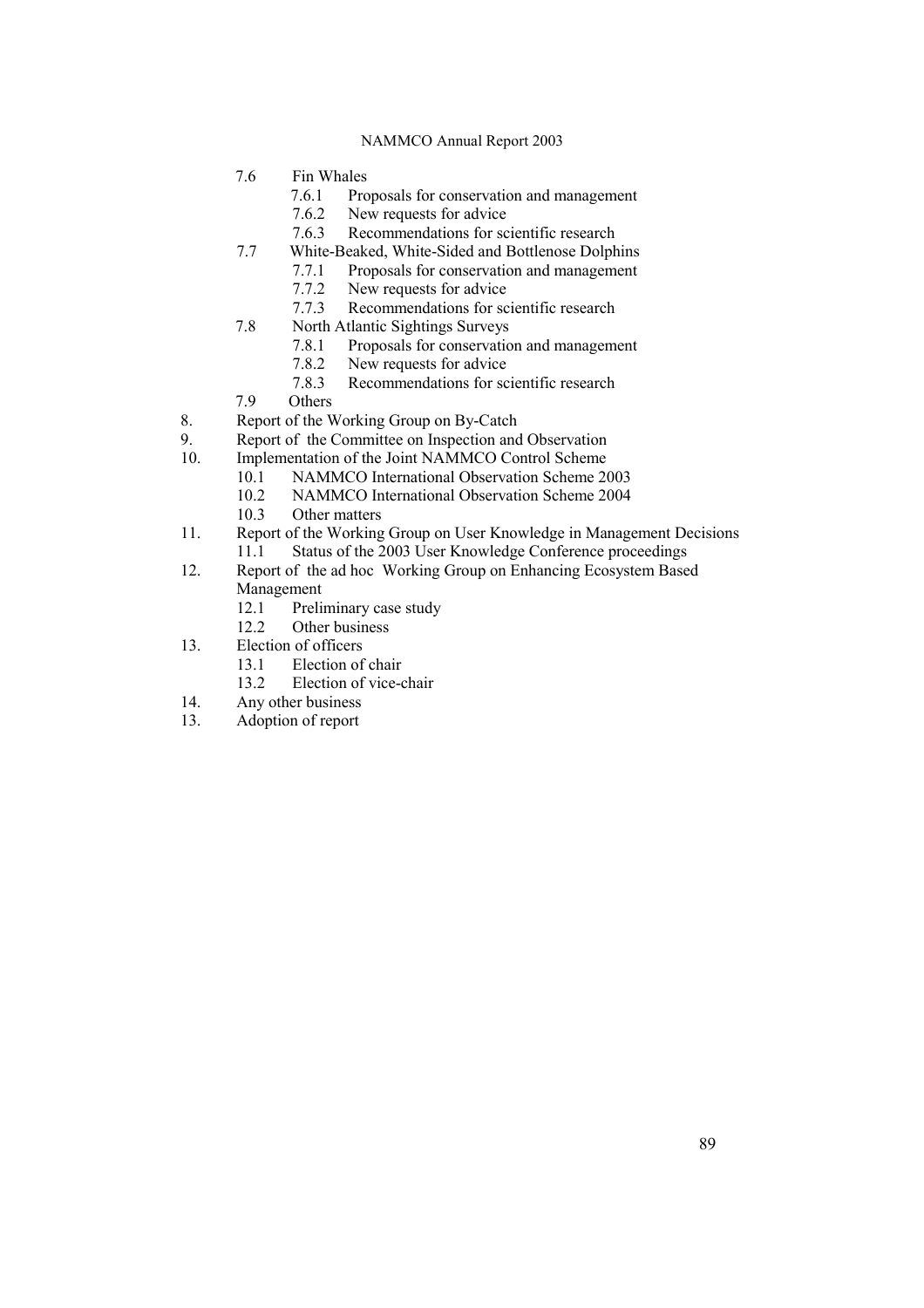7.6 Fin Whales
  - 7.6.1 Proposals for conservation and management
  - 7.6.2 New requests for advice
  - 7.6.3 Recommendations for scientific research

7.7 White-Beaked, White-Sided and Bottlenose Dolphins
  - 7.7.1 Proposals for conservation and management
  - 7.7.2 New requests for advice
  - 7.7.3 Recommendations for scientific research

7.8 North Atlantic Sightings Surveys
  - 7.8.1 Proposals for conservation and management
  - 7.8.2 New requests for advice
  - 7.8.3 Recommendations for scientific research

7.9 Others

8. Report of the Working Group on By-Catch
9. Report of the Committee on Inspection and Observation
10. Implementation of the Joint NAMMCO Control Scheme
    - 10.1 NAMMCO International Observation Scheme 2003
    - 10.2 NAMMCO International Observation Scheme 2004
    - 10.3 Other matters
11. Report of the Working Group on User Knowledge in Management Decisions
    - 11.1 Status of the 2003 User Knowledge Conference proceedings
12. Report of the ad hoc Working Group on Enhancing Ecosystem Based Management
    - 12.1 Preliminary case study
    - 12.2 Other business
13. Election of officers
    - 13.1 Election of chair
    - 13.2 Election of vice-chair
14. Any other business

13. Adoption of report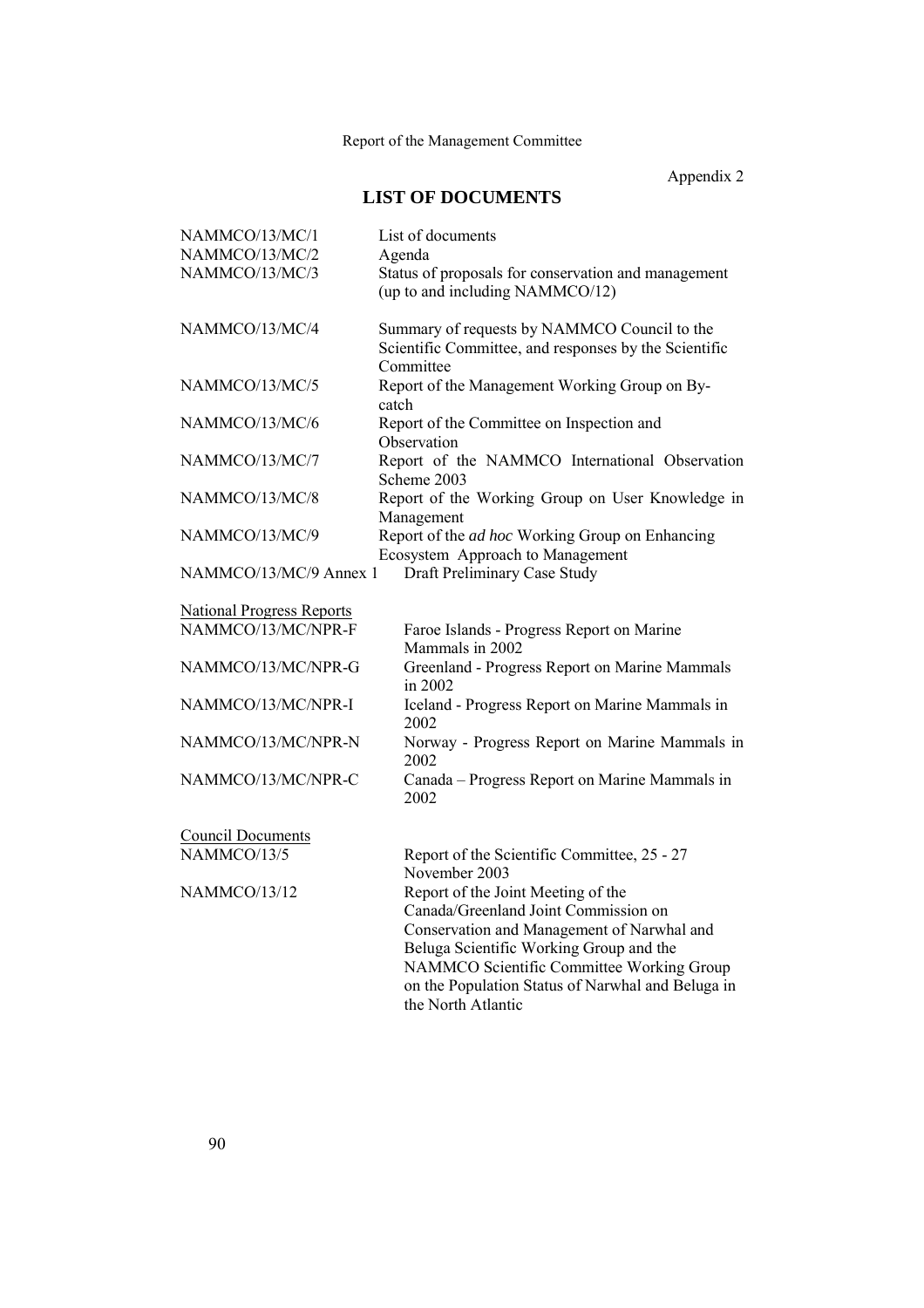Appendix 2

# LIST OF DOCUMENTS

| | |
|---|---|
| NAMMCO/13/MC/1 | List of documents |
| NAMMCO/13/MC/2 | Agenda |
| NAMMCO/13/MC/3 | Status of proposals for conservation and management (up to and including NAMMCO/12) |
| NAMMCO/13/MC/4 | Summary of requests by NAMMCO Council to the Scientific Committee, and responses by the Scientific Committee |
| NAMMCO/13/MC/5 | Report of the Management Working Group on By-catch |
| NAMMCO/13/MC/6 | Report of the Committee on Inspection and Observation |
| NAMMCO/13/MC/7 | Report of the NAMMCO International Observation Scheme 2003 |
| NAMMCO/13/MC/8 | Report of the Working Group on User Knowledge in Management |
| NAMMCO/13/MC/9 | Report of the *ad hoc* Working Group on Enhancing Ecosystem Approach to Management |
| NAMMCO/13/MC/9 Annex 1 | Draft Preliminary Case Study |

**National Progress Reports**

| | |
|---|---|
| NAMMCO/13/MC/NPR-F | Faroe Islands - Progress Report on Marine Mammals in 2002 |
| NAMMCO/13/MC/NPR-G | Greenland - Progress Report on Marine Mammals in 2002 |
| NAMMCO/13/MC/NPR-I | Iceland - Progress Report on Marine Mammals in 2002 |
| NAMMCO/13/MC/NPR-N | Norway - Progress Report on Marine Mammals in 2002 |
| NAMMCO/13/MC/NPR-C | Canada – Progress Report on Marine Mammals in 2002 |

**Council Documents**

| | |
|---|---|
| NAMMCO/13/5 | Report of the Scientific Committee, 25 - 27 November 2003 |
| NAMMCO/13/12 | Report of the Joint Meeting of the Canada/Greenland Joint Commission on Conservation and Management of Narwhal and Beluga Scientific Working Group and the NAMMCO Scientific Committee Working Group on the Population Status of Narwhal and Beluga in the North Atlantic |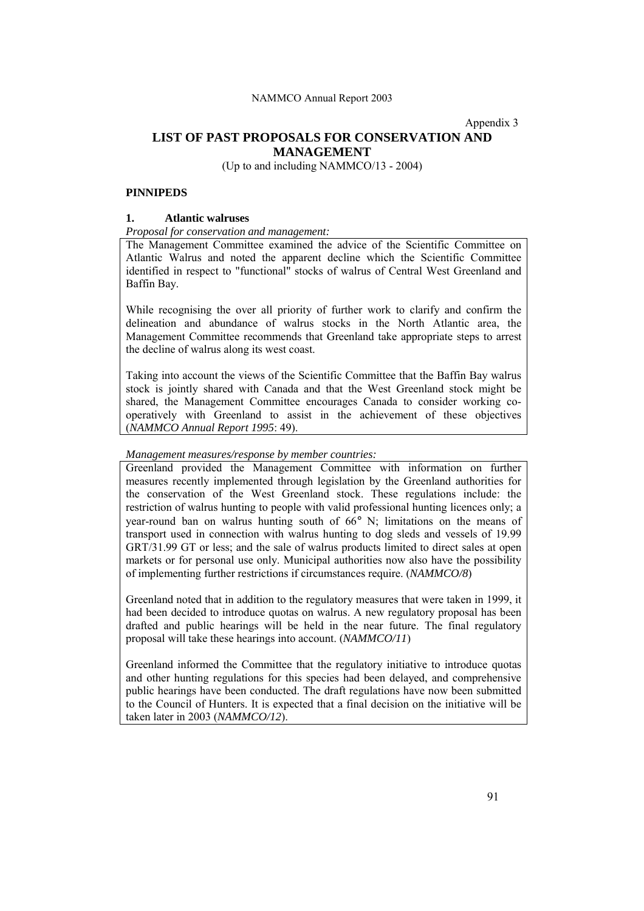Appendix 3

# LIST OF PAST PROPOSALS FOR CONSERVATION AND MANAGEMENT

(Up to and including NAMMCO/13 - 2004)

## PINNIPEDS

### 1. Atlantic walruses

*Proposal for conservation and management:*

The Management Committee examined the advice of the Scientific Committee on Atlantic Walrus and noted the apparent decline which the Scientific Committee identified in respect to "functional" stocks of walrus of Central West Greenland and Baffin Bay.

While recognising the over all priority of further work to clarify and confirm the delineation and abundance of walrus stocks in the North Atlantic area, the Management Committee recommends that Greenland take appropriate steps to arrest the decline of walrus along its west coast.

Taking into account the views of the Scientific Committee that the Baffin Bay walrus stock is jointly shared with Canada and that the West Greenland stock might be shared, the Management Committee encourages Canada to consider working co-operatively with Greenland to assist in the achievement of these objectives (*NAMMCO Annual Report 1995*: 49).

*Management measures/response by member countries:*

Greenland provided the Management Committee with information on further measures recently implemented through legislation by the Greenland authorities for the conservation of the West Greenland stock. These regulations include: the restriction of walrus hunting to people with valid professional hunting licences only; a year-round ban on walrus hunting south of 66° N; limitations on the means of transport used in connection with walrus hunting to dog sleds and vessels of 19.99 GRT/31.99 GT or less; and the sale of walrus products limited to direct sales at open markets or for personal use only. Municipal authorities now also have the possibility of implementing further restrictions if circumstances require. (*NAMMCO/8*)

Greenland noted that in addition to the regulatory measures that were taken in 1999, it had been decided to introduce quotas on walrus. A new regulatory proposal has been drafted and public hearings will be held in the near future. The final regulatory proposal will take these hearings into account. (*NAMMCO/11*)

Greenland informed the Committee that the regulatory initiative to introduce quotas and other hunting regulations for this species had been delayed, and comprehensive public hearings have been conducted. The draft regulations have now been submitted to the Council of Hunters. It is expected that a final decision on the initiative will be taken later in 2003 (*NAMMCO/12*).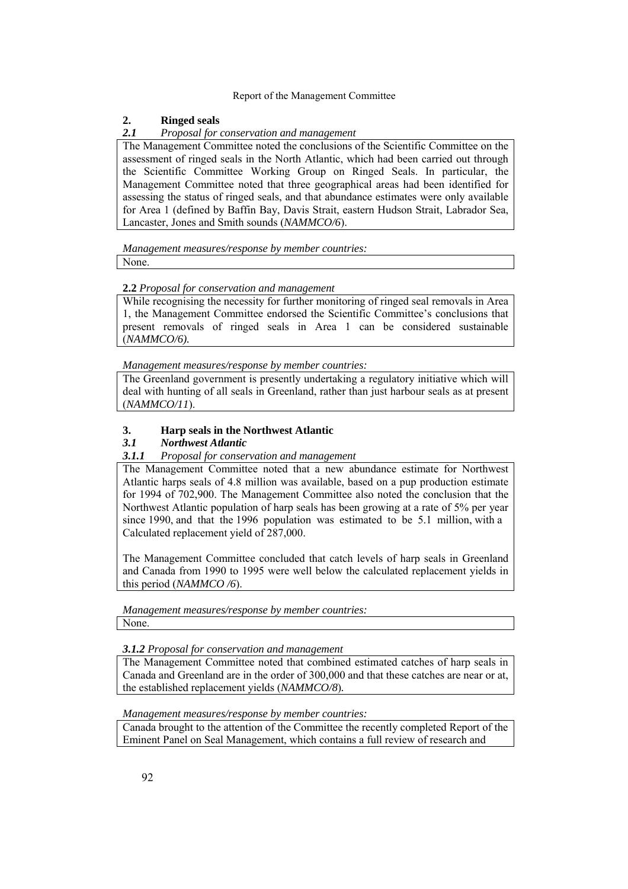## 2. Ringed seals

### *2.1 Proposal for conservation and management*

The Management Committee noted the conclusions of the Scientific Committee on the assessment of ringed seals in the North Atlantic, which had been carried out through the Scientific Committee Working Group on Ringed Seals. In particular, the Management Committee noted that three geographical areas had been identified for assessing the status of ringed seals, and that abundance estimates were only available for Area 1 (defined by Baffin Bay, Davis Strait, eastern Hudson Strait, Labrador Sea, Lancaster, Jones and Smith sounds (*NAMMCO/6*).

*Management measures/response by member countries:*

None.

**2.2** *Proposal for conservation and management*

While recognising the necessity for further monitoring of ringed seal removals in Area 1, the Management Committee endorsed the Scientific Committee's conclusions that present removals of ringed seals in Area 1 can be considered sustainable (*NAMMCO/6).*

*Management measures/response by member countries:*

The Greenland government is presently undertaking a regulatory initiative which will deal with hunting of all seals in Greenland, rather than just harbour seals as at present (*NAMMCO/11*).

## 3. Harp seals in the Northwest Atlantic

### *3.1 Northwest Atlantic*

#### *3.1.1 Proposal for conservation and management*

The Management Committee noted that a new abundance estimate for Northwest Atlantic harps seals of 4.8 million was available, based on a pup production estimate for 1994 of 702,900. The Management Committee also noted the conclusion that the Northwest Atlantic population of harp seals has been growing at a rate of 5% per year since 1990, and that the 1996 population was estimated to be 5.1 million, with a Calculated replacement yield of 287,000.

The Management Committee concluded that catch levels of harp seals in Greenland and Canada from 1990 to 1995 were well below the calculated replacement yields in this period (*NAMMCO /6*).

*Management measures/response by member countries:*

None.

***3.1.2*** *Proposal for conservation and management*

The Management Committee noted that combined estimated catches of harp seals in Canada and Greenland are in the order of 300,000 and that these catches are near or at, the established replacement yields (*NAMMCO/8*).

*Management measures/response by member countries:*

Canada brought to the attention of the Committee the recently completed Report of the Eminent Panel on Seal Management, which contains a full review of research and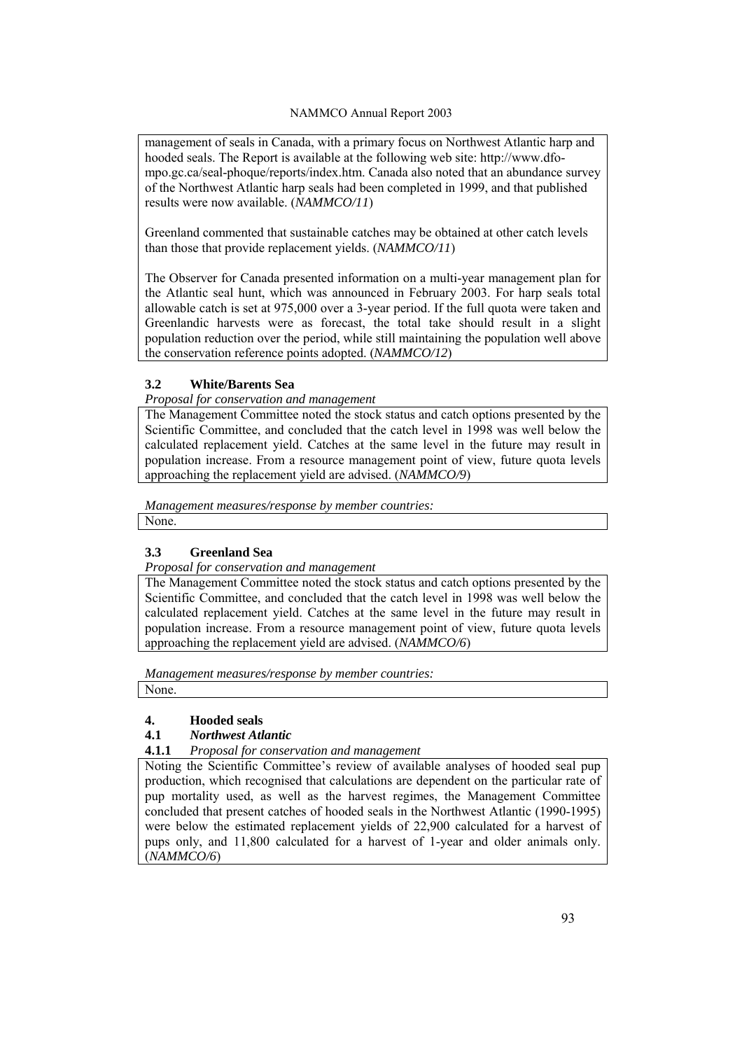management of seals in Canada, with a primary focus on Northwest Atlantic harp and hooded seals. The Report is available at the following web site: http://www.dfo-mpo.gc.ca/seal-phoque/reports/index.htm. Canada also noted that an abundance survey of the Northwest Atlantic harp seals had been completed in 1999, and that published results were now available. (*NAMMCO/11*)

Greenland commented that sustainable catches may be obtained at other catch levels than those that provide replacement yields. (*NAMMCO/11*)

The Observer for Canada presented information on a multi-year management plan for the Atlantic seal hunt, which was announced in February 2003. For harp seals total allowable catch is set at 975,000 over a 3-year period. If the full quota were taken and Greenlandic harvests were as forecast, the total take should result in a slight population reduction over the period, while still maintaining the population well above the conservation reference points adopted. (*NAMMCO/12*)

### 3.2 White/Barents Sea

*Proposal for conservation and management*

The Management Committee noted the stock status and catch options presented by the Scientific Committee, and concluded that the catch level in 1998 was well below the calculated replacement yield. Catches at the same level in the future may result in population increase. From a resource management point of view, future quota levels approaching the replacement yield are advised. (*NAMMCO/9*)

*Management measures/response by member countries:*

None.

### 3.3 Greenland Sea

*Proposal for conservation and management*

The Management Committee noted the stock status and catch options presented by the Scientific Committee, and concluded that the catch level in 1998 was well below the calculated replacement yield. Catches at the same level in the future may result in population increase. From a resource management point of view, future quota levels approaching the replacement yield are advised. (*NAMMCO/6*)

*Management measures/response by member countries:*

None.

## 4. Hooded seals

### 4.1 *Northwest Atlantic*

#### 4.1.1 *Proposal for conservation and management*

Noting the Scientific Committee's review of available analyses of hooded seal pup production, which recognised that calculations are dependent on the particular rate of pup mortality used, as well as the harvest regimes, the Management Committee concluded that present catches of hooded seals in the Northwest Atlantic (1990-1995) were below the estimated replacement yields of 22,900 calculated for a harvest of pups only, and 11,800 calculated for a harvest of 1-year and older animals only. (*NAMMCO/6*)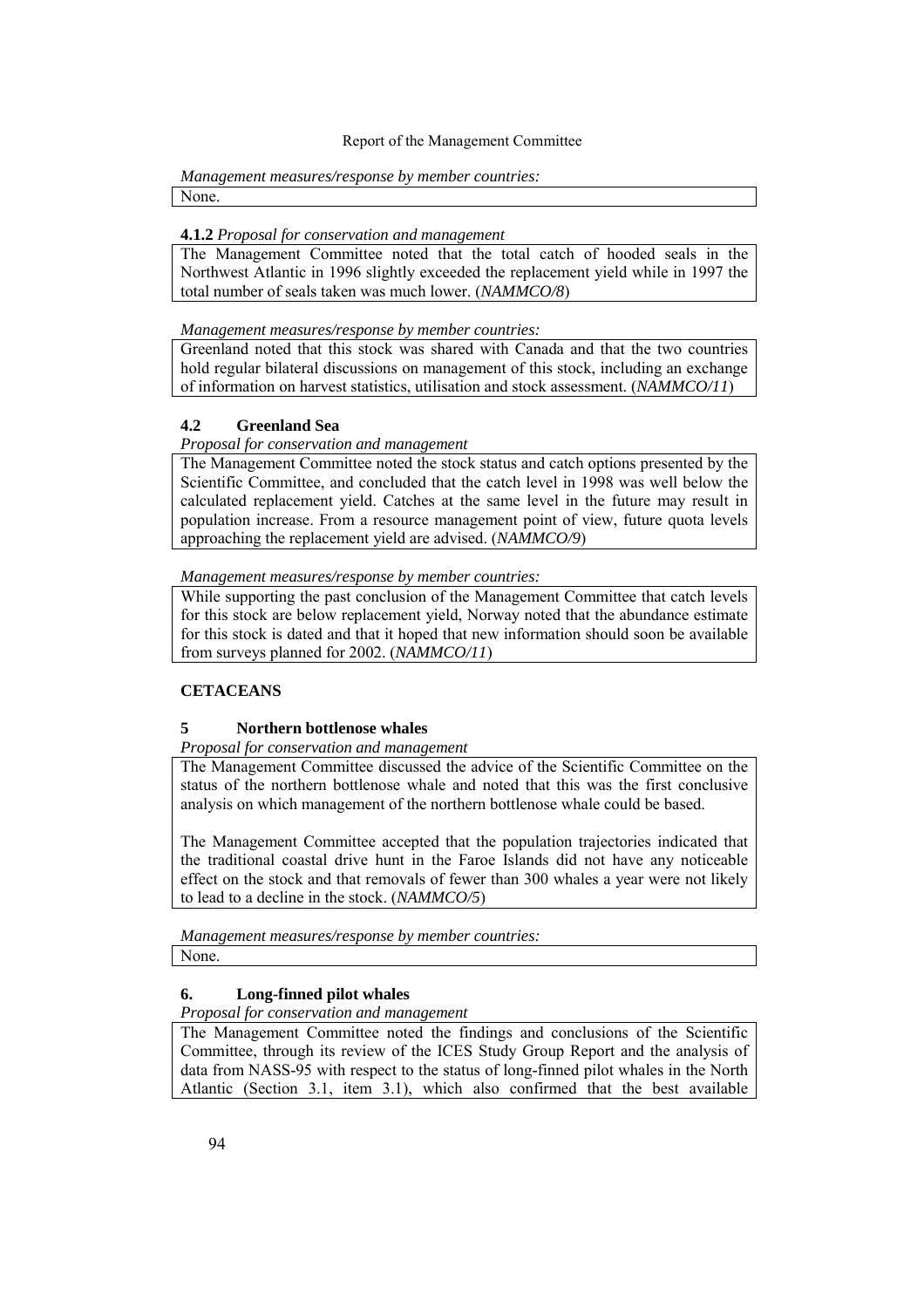*Management measures/response by member countries:*

None.

**4.1.2** *Proposal for conservation and management*

The Management Committee noted that the total catch of hooded seals in the Northwest Atlantic in 1996 slightly exceeded the replacement yield while in 1997 the total number of seals taken was much lower. (*NAMMCO/8*)

*Management measures/response by member countries:*

Greenland noted that this stock was shared with Canada and that the two countries hold regular bilateral discussions on management of this stock, including an exchange of information on harvest statistics, utilisation and stock assessment. (*NAMMCO/11*)

### 4.2 Greenland Sea

*Proposal for conservation and management*

The Management Committee noted the stock status and catch options presented by the Scientific Committee, and concluded that the catch level in 1998 was well below the calculated replacement yield. Catches at the same level in the future may result in population increase. From a resource management point of view, future quota levels approaching the replacement yield are advised. (*NAMMCO/9*)

*Management measures/response by member countries:*

While supporting the past conclusion of the Management Committee that catch levels for this stock are below replacement yield, Norway noted that the abundance estimate for this stock is dated and that it hoped that new information should soon be available from surveys planned for 2002. (*NAMMCO/11*)

## CETACEANS

### 5 Northern bottlenose whales

*Proposal for conservation and management*

The Management Committee discussed the advice of the Scientific Committee on the status of the northern bottlenose whale and noted that this was the first conclusive analysis on which management of the northern bottlenose whale could be based.

The Management Committee accepted that the population trajectories indicated that the traditional coastal drive hunt in the Faroe Islands did not have any noticeable effect on the stock and that removals of fewer than 300 whales a year were not likely to lead to a decline in the stock. (*NAMMCO/5*)

*Management measures/response by member countries:*

None.

### 6. Long-finned pilot whales

*Proposal for conservation and management*

The Management Committee noted the findings and conclusions of the Scientific Committee, through its review of the ICES Study Group Report and the analysis of data from NASS-95 with respect to the status of long-finned pilot whales in the North Atlantic (Section 3.1, item 3.1), which also confirmed that the best available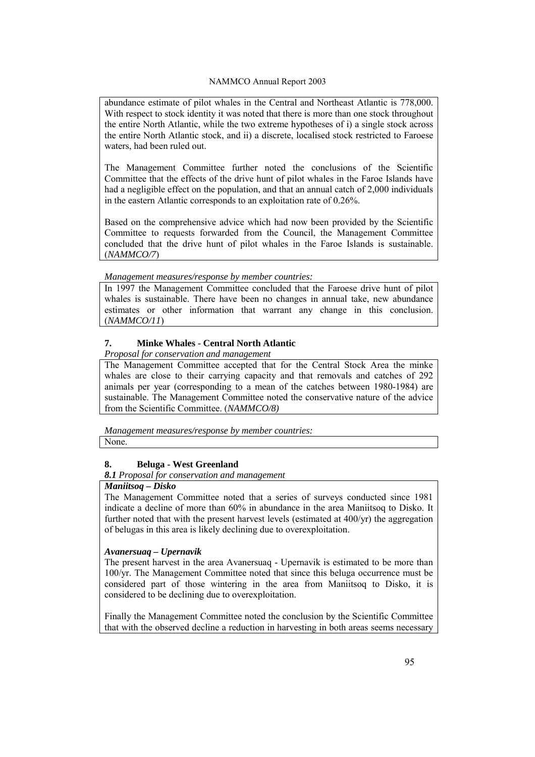abundance estimate of pilot whales in the Central and Northeast Atlantic is 778,000. With respect to stock identity it was noted that there is more than one stock throughout the entire North Atlantic, while the two extreme hypotheses of i) a single stock across the entire North Atlantic stock, and ii) a discrete, localised stock restricted to Faroese waters, had been ruled out.

The Management Committee further noted the conclusions of the Scientific Committee that the effects of the drive hunt of pilot whales in the Faroe Islands have had a negligible effect on the population, and that an annual catch of 2,000 individuals in the eastern Atlantic corresponds to an exploitation rate of 0.26%.

Based on the comprehensive advice which had now been provided by the Scientific Committee to requests forwarded from the Council, the Management Committee concluded that the drive hunt of pilot whales in the Faroe Islands is sustainable. (*NAMMCO/7*)

*Management measures/response by member countries:*

In 1997 the Management Committee concluded that the Faroese drive hunt of pilot whales is sustainable. There have been no changes in annual take, new abundance estimates or other information that warrant any change in this conclusion. (*NAMMCO/11*)

## 7. Minke Whales - Central North Atlantic

*Proposal for conservation and management*

The Management Committee accepted that for the Central Stock Area the minke whales are close to their carrying capacity and that removals and catches of 292 animals per year (corresponding to a mean of the catches between 1980-1984) are sustainable. The Management Committee noted the conservative nature of the advice from the Scientific Committee. (*NAMMCO/8)*

*Management measures/response by member countries:*

None.

## 8. Beluga - West Greenland

***8.1** Proposal for conservation and management*

***Maniitsoq – Disko***

The Management Committee noted that a series of surveys conducted since 1981 indicate a decline of more than 60% in abundance in the area Maniitsoq to Disko. It further noted that with the present harvest levels (estimated at 400/yr) the aggregation of belugas in this area is likely declining due to overexploitation.

***Avanersuaq – Upernavik***

The present harvest in the area Avanersuaq - Upernavik is estimated to be more than 100/yr. The Management Committee noted that since this beluga occurrence must be considered part of those wintering in the area from Maniitsoq to Disko, it is considered to be declining due to overexploitation.

Finally the Management Committee noted the conclusion by the Scientific Committee that with the observed decline a reduction in harvesting in both areas seems necessary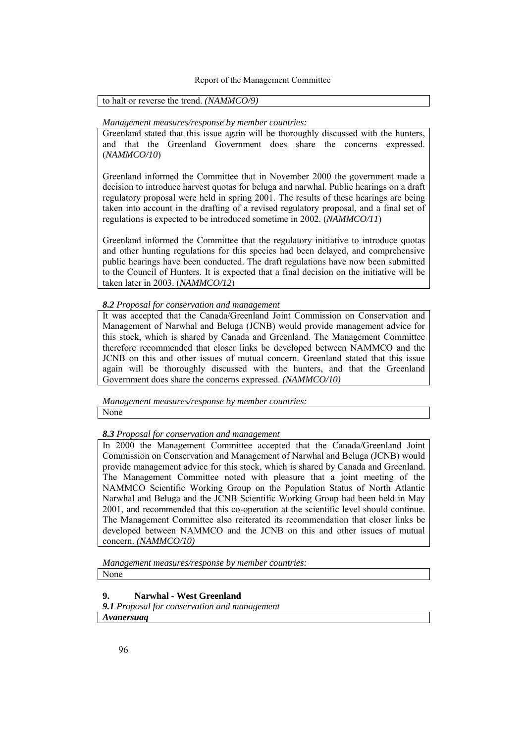to halt or reverse the trend. *(NAMMCO/9)*

*Management measures/response by member countries:*

Greenland stated that this issue again will be thoroughly discussed with the hunters, and that the Greenland Government does share the concerns expressed. (*NAMMCO/10*)

Greenland informed the Committee that in November 2000 the government made a decision to introduce harvest quotas for beluga and narwhal. Public hearings on a draft regulatory proposal were held in spring 2001. The results of these hearings are being taken into account in the drafting of a revised regulatory proposal, and a final set of regulations is expected to be introduced sometime in 2002. (*NAMMCO/11*)

Greenland informed the Committee that the regulatory initiative to introduce quotas and other hunting regulations for this species had been delayed, and comprehensive public hearings have been conducted. The draft regulations have now been submitted to the Council of Hunters. It is expected that a final decision on the initiative will be taken later in 2003. (*NAMMCO/12*)

***8.2*** *Proposal for conservation and management*

It was accepted that the Canada/Greenland Joint Commission on Conservation and Management of Narwhal and Beluga (JCNB) would provide management advice for this stock, which is shared by Canada and Greenland. The Management Committee therefore recommended that closer links be developed between NAMMCO and the JCNB on this and other issues of mutual concern. Greenland stated that this issue again will be thoroughly discussed with the hunters, and that the Greenland Government does share the concerns expressed. *(NAMMCO/10)*

*Management measures/response by member countries:*

None

***8.3*** *Proposal for conservation and management*

In 2000 the Management Committee accepted that the Canada/Greenland Joint Commission on Conservation and Management of Narwhal and Beluga (JCNB) would provide management advice for this stock, which is shared by Canada and Greenland. The Management Committee noted with pleasure that a joint meeting of the NAMMCO Scientific Working Group on the Population Status of North Atlantic Narwhal and Beluga and the JCNB Scientific Working Group had been held in May 2001, and recommended that this co-operation at the scientific level should continue. The Management Committee also reiterated its recommendation that closer links be developed between NAMMCO and the JCNB on this and other issues of mutual concern. *(NAMMCO/10)*

*Management measures/response by member countries:*

None

## 9. Narwhal - West Greenland

***9.1*** *Proposal for conservation and management*

***Avanersuaq***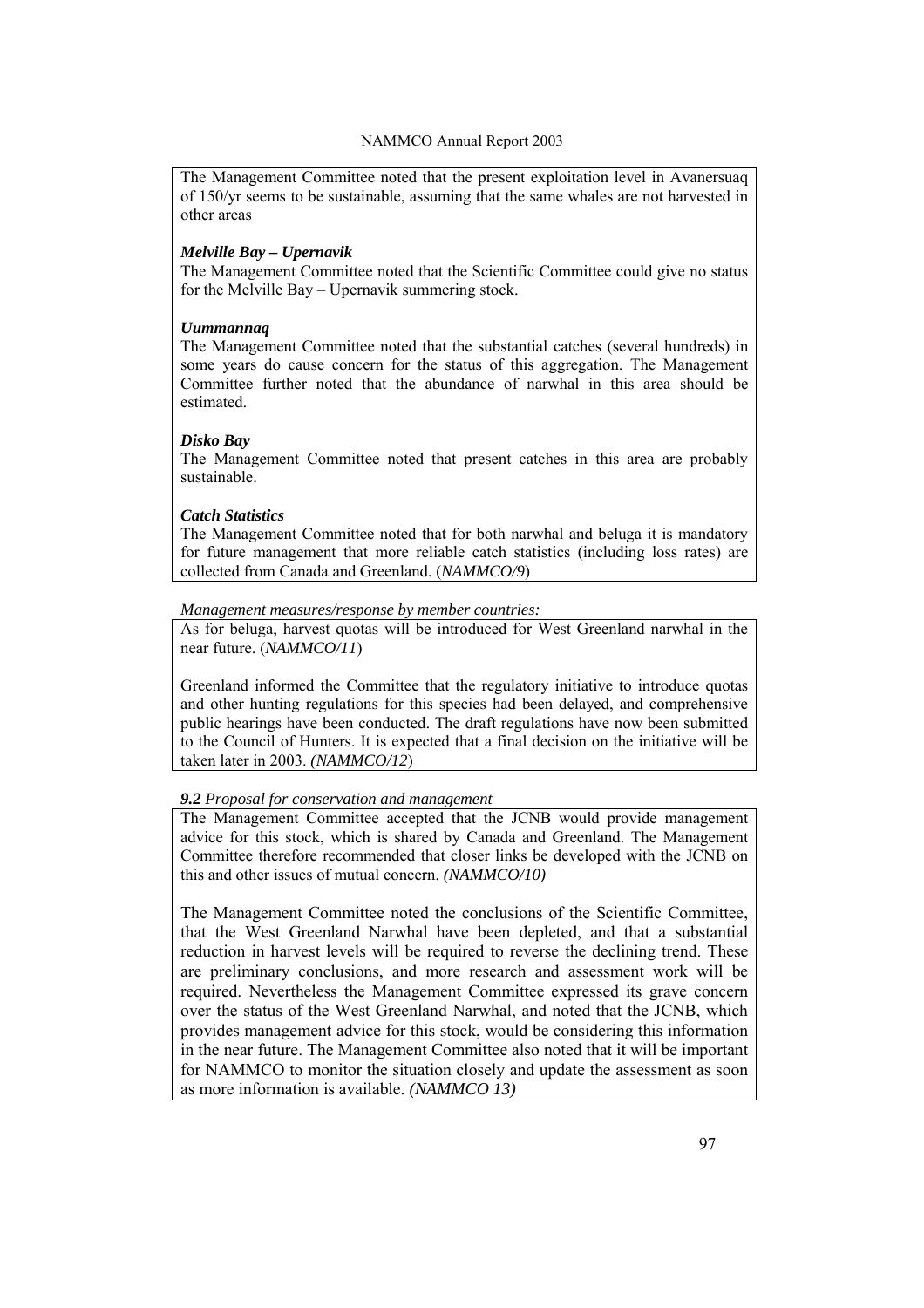The Management Committee noted that the present exploitation level in Avanersuaq of 150/yr seems to be sustainable, assuming that the same whales are not harvested in other areas

***Melville Bay – Upernavik***

The Management Committee noted that the Scientific Committee could give no status for the Melville Bay – Upernavik summering stock.

***Uummannaq***

The Management Committee noted that the substantial catches (several hundreds) in some years do cause concern for the status of this aggregation. The Management Committee further noted that the abundance of narwhal in this area should be estimated.

***Disko Bay***

The Management Committee noted that present catches in this area are probably sustainable.

***Catch Statistics***

The Management Committee noted that for both narwhal and beluga it is mandatory for future management that more reliable catch statistics (including loss rates) are collected from Canada and Greenland. (*NAMMCO/9*)

*Management measures/response by member countries:*

As for beluga, harvest quotas will be introduced for West Greenland narwhal in the near future. (*NAMMCO/11*)

Greenland informed the Committee that the regulatory initiative to introduce quotas and other hunting regulations for this species had been delayed, and comprehensive public hearings have been conducted. The draft regulations have now been submitted to the Council of Hunters. It is expected that a final decision on the initiative will be taken later in 2003. *(NAMMCO/12*)

***9.2** Proposal for conservation and management*

The Management Committee accepted that the JCNB would provide management advice for this stock, which is shared by Canada and Greenland. The Management Committee therefore recommended that closer links be developed with the JCNB on this and other issues of mutual concern. *(NAMMCO/10)*

The Management Committee noted the conclusions of the Scientific Committee, that the West Greenland Narwhal have been depleted, and that a substantial reduction in harvest levels will be required to reverse the declining trend. These are preliminary conclusions, and more research and assessment work will be required. Nevertheless the Management Committee expressed its grave concern over the status of the West Greenland Narwhal, and noted that the JCNB, which provides management advice for this stock, would be considering this information in the near future. The Management Committee also noted that it will be important for NAMMCO to monitor the situation closely and update the assessment as soon as more information is available. *(NAMMCO 13)*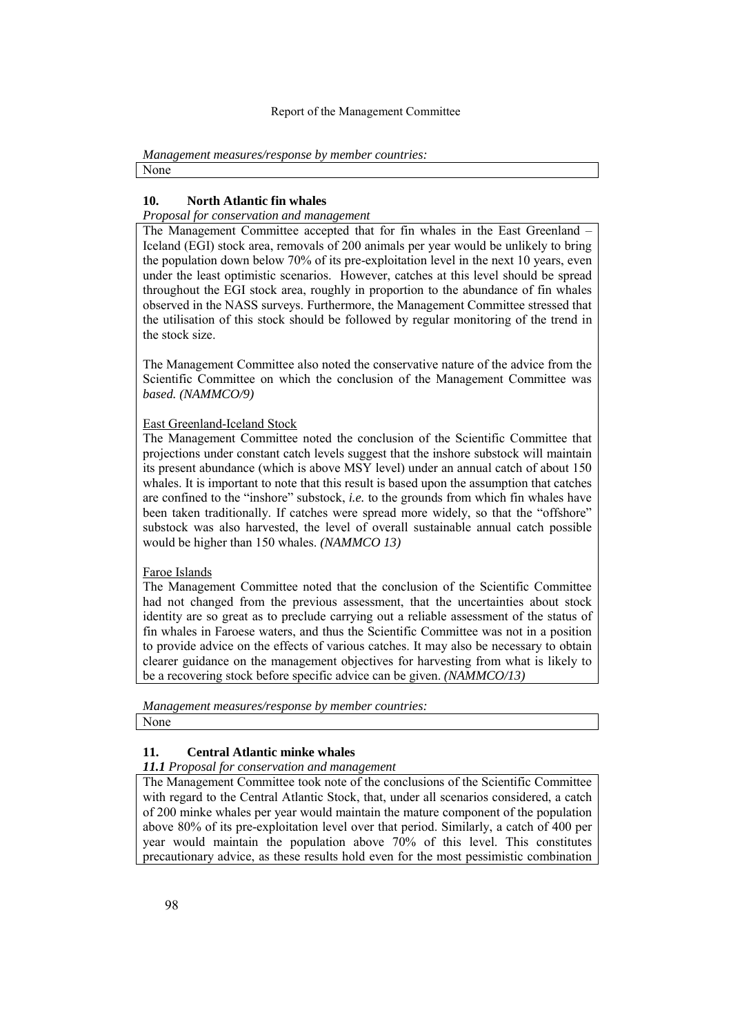*Management measures/response by member countries:*

None

## 10. North Atlantic fin whales

*Proposal for conservation and management*

The Management Committee accepted that for fin whales in the East Greenland – Iceland (EGI) stock area, removals of 200 animals per year would be unlikely to bring the population down below 70% of its pre-exploitation level in the next 10 years, even under the least optimistic scenarios. However, catches at this level should be spread throughout the EGI stock area, roughly in proportion to the abundance of fin whales observed in the NASS surveys. Furthermore, the Management Committee stressed that the utilisation of this stock should be followed by regular monitoring of the trend in the stock size.

The Management Committee also noted the conservative nature of the advice from the Scientific Committee on which the conclusion of the Management Committee was *based. (NAMMCO/9)*

East Greenland-Iceland Stock

The Management Committee noted the conclusion of the Scientific Committee that projections under constant catch levels suggest that the inshore substock will maintain its present abundance (which is above MSY level) under an annual catch of about 150 whales. It is important to note that this result is based upon the assumption that catches are confined to the "inshore" substock, *i.e.* to the grounds from which fin whales have been taken traditionally. If catches were spread more widely, so that the "offshore" substock was also harvested, the level of overall sustainable annual catch possible would be higher than 150 whales. *(NAMMCO 13)*

Faroe Islands

The Management Committee noted that the conclusion of the Scientific Committee had not changed from the previous assessment, that the uncertainties about stock identity are so great as to preclude carrying out a reliable assessment of the status of fin whales in Faroese waters, and thus the Scientific Committee was not in a position to provide advice on the effects of various catches. It may also be necessary to obtain clearer guidance on the management objectives for harvesting from what is likely to be a recovering stock before specific advice can be given. *(NAMMCO/13)*

*Management measures/response by member countries:*

None

## 11. Central Atlantic minke whales

***11.1*** *Proposal for conservation and management*

The Management Committee took note of the conclusions of the Scientific Committee with regard to the Central Atlantic Stock, that, under all scenarios considered, a catch of 200 minke whales per year would maintain the mature component of the population above 80% of its pre-exploitation level over that period. Similarly, a catch of 400 per year would maintain the population above 70% of this level. This constitutes precautionary advice, as these results hold even for the most pessimistic combination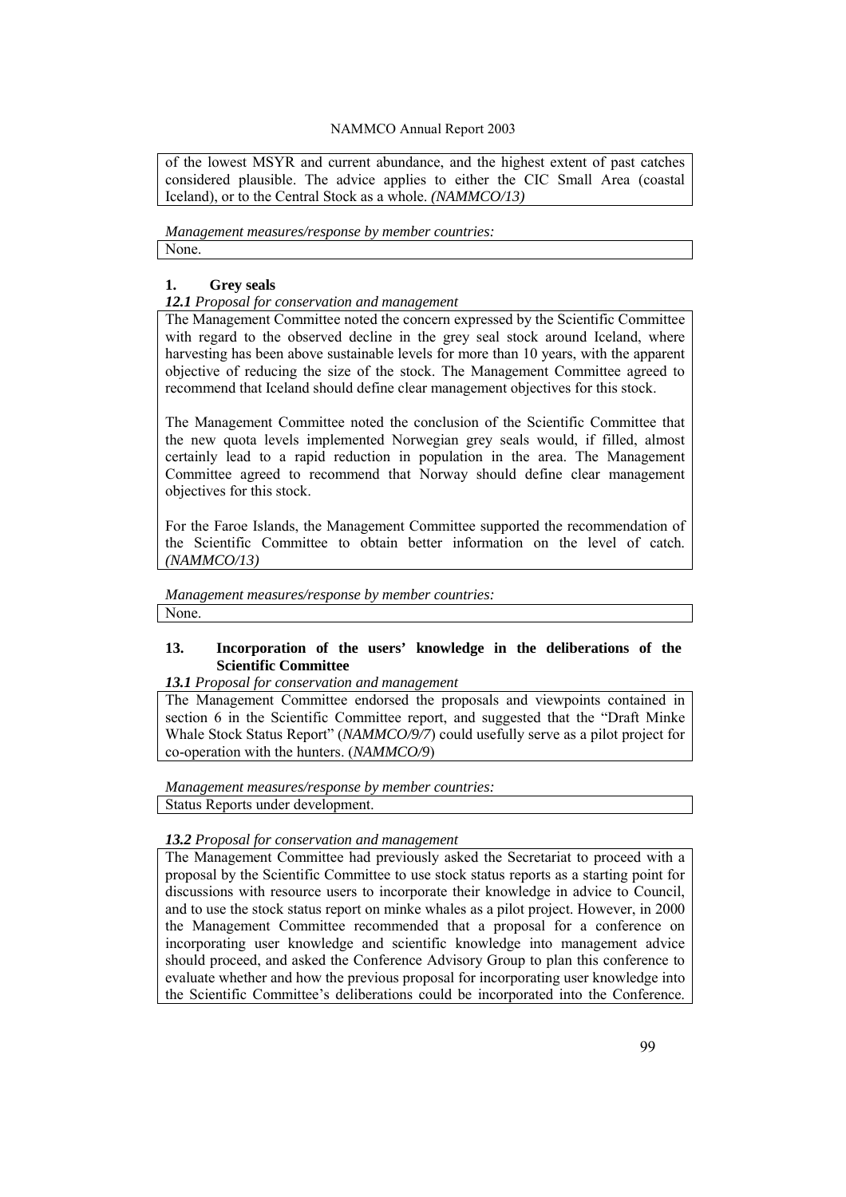of the lowest MSYR and current abundance, and the highest extent of past catches considered plausible. The advice applies to either the CIC Small Area (coastal Iceland), or to the Central Stock as a whole. *(NAMMCO/13)*

*Management measures/response by member countries:*

None.

## 1. Grey seals

***12.1** Proposal for conservation and management*

The Management Committee noted the concern expressed by the Scientific Committee with regard to the observed decline in the grey seal stock around Iceland, where harvesting has been above sustainable levels for more than 10 years, with the apparent objective of reducing the size of the stock. The Management Committee agreed to recommend that Iceland should define clear management objectives for this stock.

The Management Committee noted the conclusion of the Scientific Committee that the new quota levels implemented Norwegian grey seals would, if filled, almost certainly lead to a rapid reduction in population in the area. The Management Committee agreed to recommend that Norway should define clear management objectives for this stock.

For the Faroe Islands, the Management Committee supported the recommendation of the Scientific Committee to obtain better information on the level of catch. *(NAMMCO/13)*

*Management measures/response by member countries:*

None.

## 13. Incorporation of the users' knowledge in the deliberations of the Scientific Committee

***13.1** Proposal for conservation and management*

The Management Committee endorsed the proposals and viewpoints contained in section 6 in the Scientific Committee report, and suggested that the "Draft Minke Whale Stock Status Report" (*NAMMCO/9/7*) could usefully serve as a pilot project for co-operation with the hunters. (*NAMMCO/9*)

*Management measures/response by member countries:*

Status Reports under development.

***13.2** Proposal for conservation and management*

The Management Committee had previously asked the Secretariat to proceed with a proposal by the Scientific Committee to use stock status reports as a starting point for discussions with resource users to incorporate their knowledge in advice to Council, and to use the stock status report on minke whales as a pilot project. However, in 2000 the Management Committee recommended that a proposal for a conference on incorporating user knowledge and scientific knowledge into management advice should proceed, and asked the Conference Advisory Group to plan this conference to evaluate whether and how the previous proposal for incorporating user knowledge into the Scientific Committee's deliberations could be incorporated into the Conference.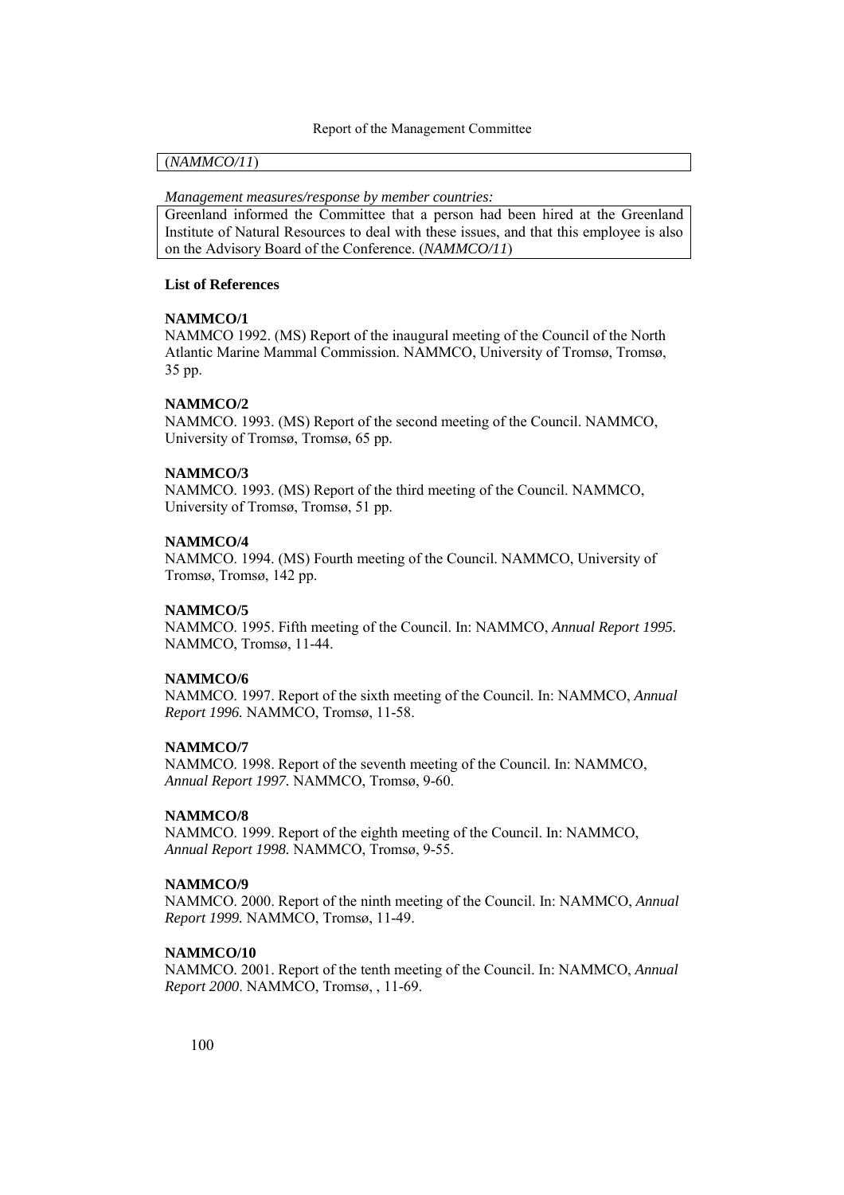(*NAMMCO/11*)

*Management measures/response by member countries:*

Greenland informed the Committee that a person had been hired at the Greenland Institute of Natural Resources to deal with these issues, and that this employee is also on the Advisory Board of the Conference. (*NAMMCO/11*)

**List of References**

**NAMMCO/1**

NAMMCO 1992. (MS) Report of the inaugural meeting of the Council of the North Atlantic Marine Mammal Commission. NAMMCO, University of Tromsø, Tromsø, 35 pp.

**NAMMCO/2**

NAMMCO. 1993. (MS) Report of the second meeting of the Council. NAMMCO, University of Tromsø, Tromsø, 65 pp.

**NAMMCO/3**

NAMMCO. 1993. (MS) Report of the third meeting of the Council. NAMMCO, University of Tromsø, Tromsø, 51 pp.

**NAMMCO/4**

NAMMCO. 1994. (MS) Fourth meeting of the Council. NAMMCO, University of Tromsø, Tromsø, 142 pp.

**NAMMCO/5**

NAMMCO. 1995. Fifth meeting of the Council. In: NAMMCO, *Annual Report 1995.* NAMMCO, Tromsø, 11-44.

**NAMMCO/6**

NAMMCO. 1997. Report of the sixth meeting of the Council. In: NAMMCO, *Annual Report 1996.* NAMMCO, Tromsø, 11-58.

**NAMMCO/7**

NAMMCO. 1998. Report of the seventh meeting of the Council. In: NAMMCO, *Annual Report 1997.* NAMMCO, Tromsø, 9-60.

**NAMMCO/8**

NAMMCO. 1999. Report of the eighth meeting of the Council. In: NAMMCO, *Annual Report 1998.* NAMMCO, Tromsø, 9-55.

**NAMMCO/9**

NAMMCO. 2000. Report of the ninth meeting of the Council. In: NAMMCO, *Annual Report 1999.* NAMMCO, Tromsø, 11-49.

**NAMMCO/10**

NAMMCO. 2001. Report of the tenth meeting of the Council. In: NAMMCO, *Annual Report 2000*. NAMMCO, Tromsø, , 11-69.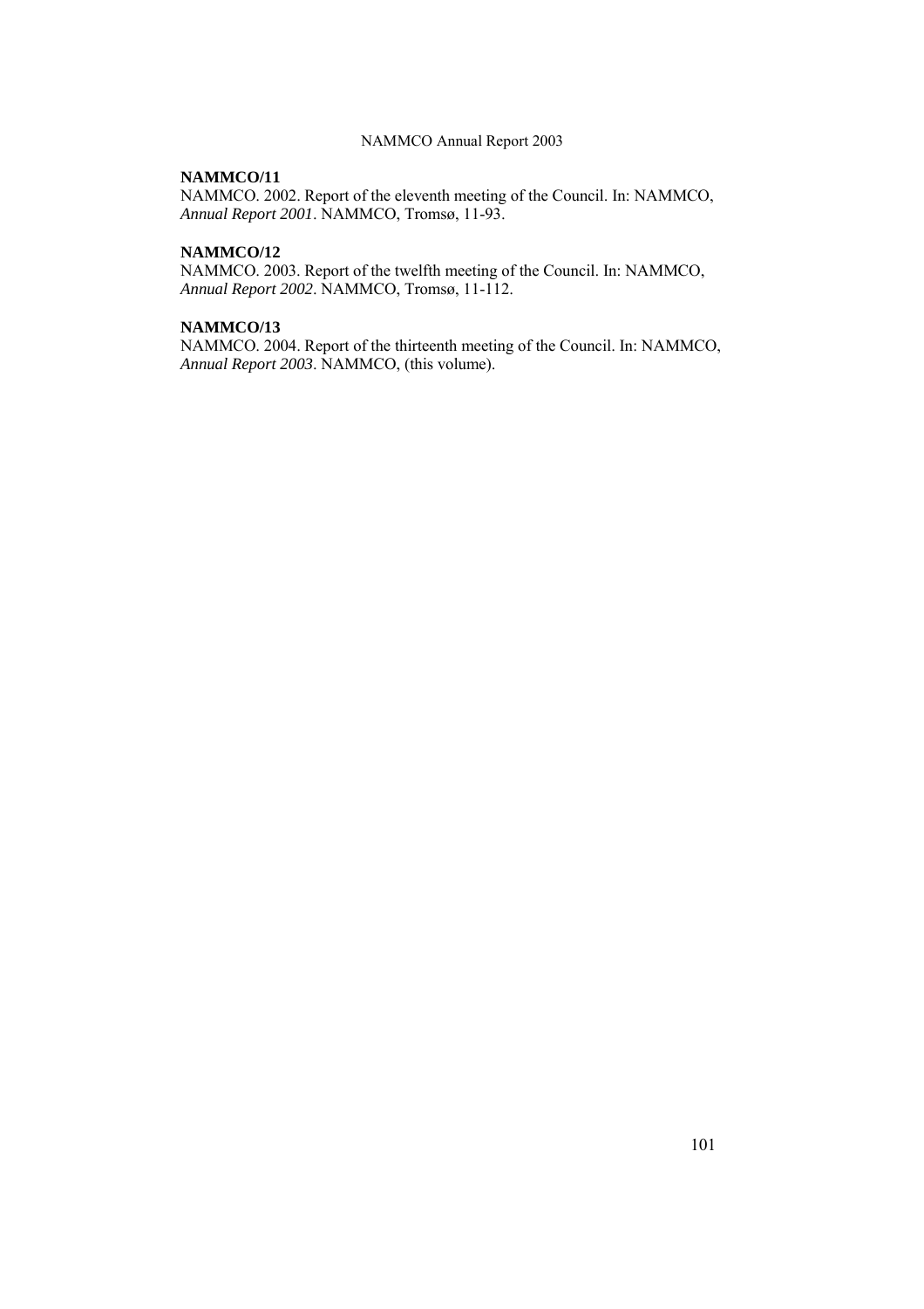**NAMMCO/11**
NAMMCO. 2002. Report of the eleventh meeting of the Council. In: NAMMCO, *Annual Report 2001*. NAMMCO, Tromsø, 11-93.

**NAMMCO/12**
NAMMCO. 2003. Report of the twelfth meeting of the Council. In: NAMMCO, *Annual Report 2002*. NAMMCO, Tromsø, 11-112.

**NAMMCO/13**
NAMMCO. 2004. Report of the thirteenth meeting of the Council. In: NAMMCO, *Annual Report 2003*. NAMMCO, (this volume).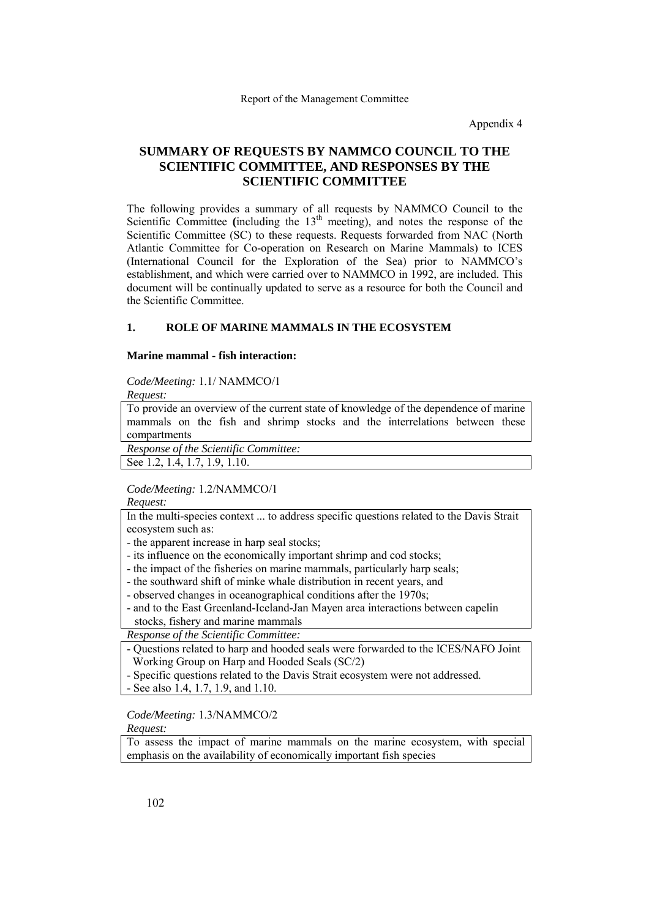Appendix 4

# SUMMARY OF REQUESTS BY NAMMCO COUNCIL TO THE SCIENTIFIC COMMITTEE, AND RESPONSES BY THE SCIENTIFIC COMMITTEE

The following provides a summary of all requests by NAMMCO Council to the Scientific Committee (including the 13th meeting), and notes the response of the Scientific Committee (SC) to these requests. Requests forwarded from NAC (North Atlantic Committee for Co-operation on Research on Marine Mammals) to ICES (International Council for the Exploration of the Sea) prior to NAMMCO's establishment, and which were carried over to NAMMCO in 1992, are included. This document will be continually updated to serve as a resource for both the Council and the Scientific Committee.

## 1. ROLE OF MARINE MAMMALS IN THE ECOSYSTEM

### Marine mammal - fish interaction:

*Code/Meeting:* 1.1/ NAMMCO/1

*Request:*

To provide an overview of the current state of knowledge of the dependence of marine mammals on the fish and shrimp stocks and the interrelations between these compartments

*Response of the Scientific Committee:*

See 1.2, 1.4, 1.7, 1.9, 1.10.

*Code/Meeting:* 1.2/NAMMCO/1

*Request:*

In the multi-species context ... to address specific questions related to the Davis Strait ecosystem such as:

- the apparent increase in harp seal stocks;
- its influence on the economically important shrimp and cod stocks;
- the impact of the fisheries on marine mammals, particularly harp seals;
- the southward shift of minke whale distribution in recent years, and
- observed changes in oceanographical conditions after the 1970s;
- and to the East Greenland-Iceland-Jan Mayen area interactions between capelin stocks, fishery and marine mammals

*Response of the Scientific Committee:*

- Questions related to harp and hooded seals were forwarded to the ICES/NAFO Joint Working Group on Harp and Hooded Seals (SC/2)
- Specific questions related to the Davis Strait ecosystem were not addressed.
- See also 1.4, 1.7, 1.9, and 1.10.

*Code/Meeting:* 1.3/NAMMCO/2

*Request:*

To assess the impact of marine mammals on the marine ecosystem, with special emphasis on the availability of economically important fish species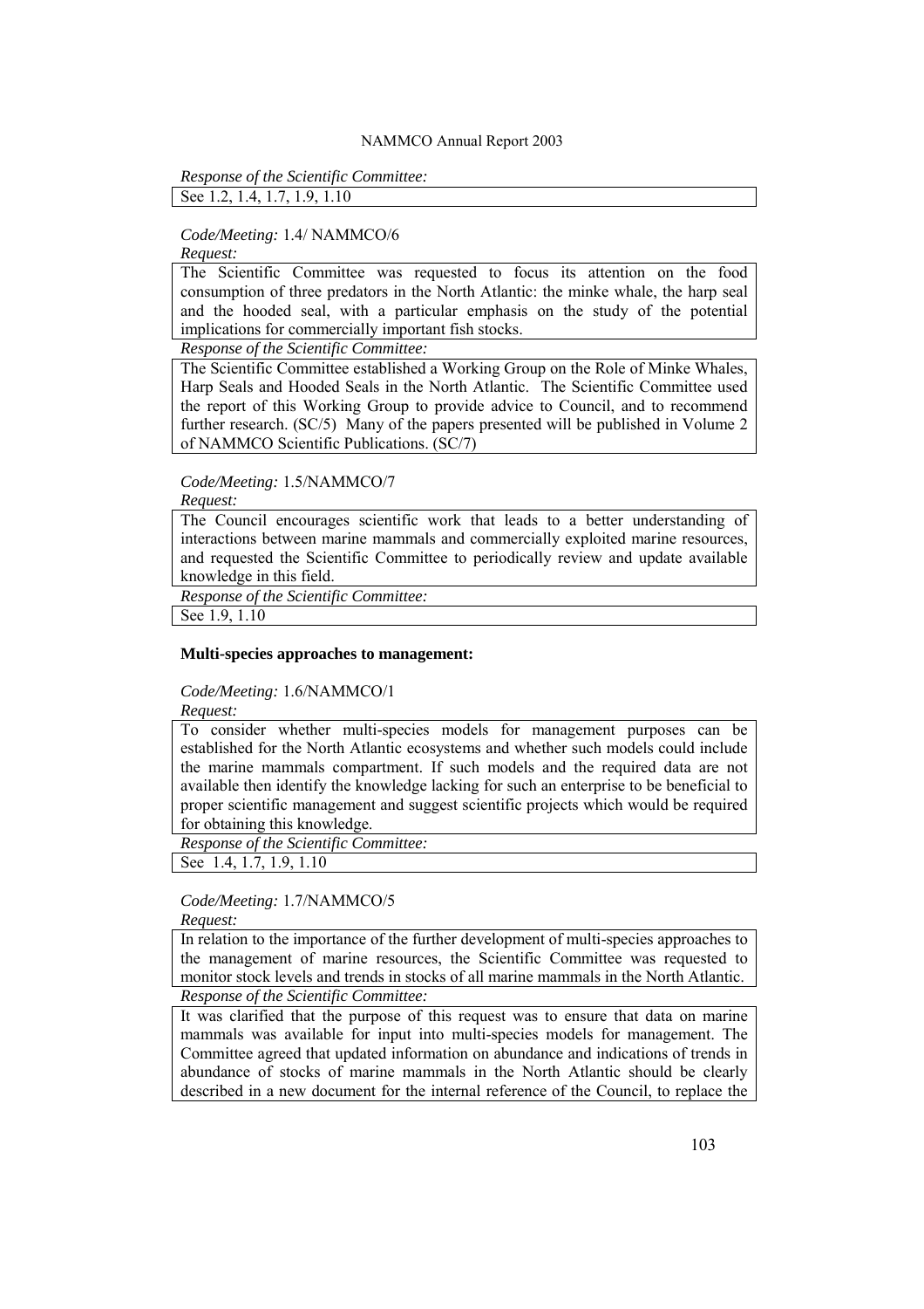*Response of the Scientific Committee:*

See 1.2, 1.4, 1.7, 1.9, 1.10

*Code/Meeting:* 1.4/ NAMMCO/6

*Request:*

The Scientific Committee was requested to focus its attention on the food consumption of three predators in the North Atlantic: the minke whale, the harp seal and the hooded seal, with a particular emphasis on the study of the potential implications for commercially important fish stocks.

*Response of the Scientific Committee:*

The Scientific Committee established a Working Group on the Role of Minke Whales, Harp Seals and Hooded Seals in the North Atlantic. The Scientific Committee used the report of this Working Group to provide advice to Council, and to recommend further research. (SC/5) Many of the papers presented will be published in Volume 2 of NAMMCO Scientific Publications. (SC/7)

*Code/Meeting:* 1.5/NAMMCO/7

*Request:*

The Council encourages scientific work that leads to a better understanding of interactions between marine mammals and commercially exploited marine resources, and requested the Scientific Committee to periodically review and update available knowledge in this field.

*Response of the Scientific Committee:*

See 1.9, 1.10

**Multi-species approaches to management:**

*Code/Meeting:* 1.6/NAMMCO/1

*Request:*

To consider whether multi-species models for management purposes can be established for the North Atlantic ecosystems and whether such models could include the marine mammals compartment. If such models and the required data are not available then identify the knowledge lacking for such an enterprise to be beneficial to proper scientific management and suggest scientific projects which would be required for obtaining this knowledge.

*Response of the Scientific Committee:*

See 1.4, 1.7, 1.9, 1.10

*Code/Meeting:* 1.7/NAMMCO/5

*Request:*

In relation to the importance of the further development of multi-species approaches to the management of marine resources, the Scientific Committee was requested to monitor stock levels and trends in stocks of all marine mammals in the North Atlantic.

*Response of the Scientific Committee:*

It was clarified that the purpose of this request was to ensure that data on marine mammals was available for input into multi-species models for management. The Committee agreed that updated information on abundance and indications of trends in abundance of stocks of marine mammals in the North Atlantic should be clearly described in a new document for the internal reference of the Council, to replace the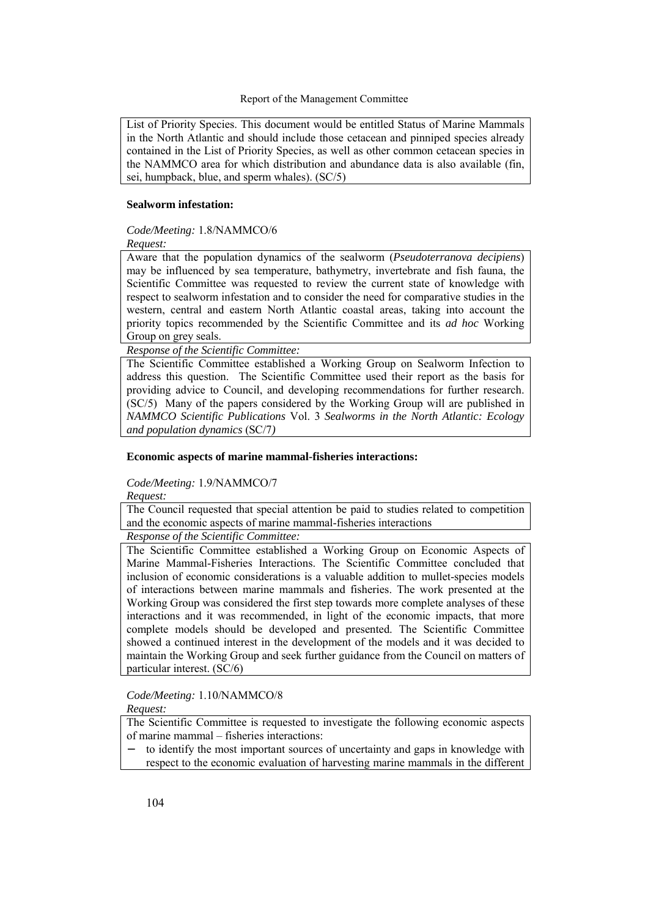List of Priority Species. This document would be entitled Status of Marine Mammals in the North Atlantic and should include those cetacean and pinniped species already contained in the List of Priority Species, as well as other common cetacean species in the NAMMCO area for which distribution and abundance data is also available (fin, sei, humpback, blue, and sperm whales). (SC/5)

**Sealworm infestation:**

*Code/Meeting:* 1.8/NAMMCO/6

*Request:*

Aware that the population dynamics of the sealworm (*Pseudoterranova decipiens*) may be influenced by sea temperature, bathymetry, invertebrate and fish fauna, the Scientific Committee was requested to review the current state of knowledge with respect to sealworm infestation and to consider the need for comparative studies in the western, central and eastern North Atlantic coastal areas, taking into account the priority topics recommended by the Scientific Committee and its *ad hoc* Working Group on grey seals.

*Response of the Scientific Committee:*

The Scientific Committee established a Working Group on Sealworm Infection to address this question. The Scientific Committee used their report as the basis for providing advice to Council, and developing recommendations for further research. (SC/5) Many of the papers considered by the Working Group will are published in *NAMMCO Scientific Publications* Vol. 3 *Sealworms in the North Atlantic: Ecology and population dynamics* (SC/7*)*

**Economic aspects of marine mammal-fisheries interactions:**

*Code/Meeting:* 1.9/NAMMCO/7

*Request:*

The Council requested that special attention be paid to studies related to competition and the economic aspects of marine mammal-fisheries interactions

*Response of the Scientific Committee:*

The Scientific Committee established a Working Group on Economic Aspects of Marine Mammal-Fisheries Interactions. The Scientific Committee concluded that inclusion of economic considerations is a valuable addition to mullet-species models of interactions between marine mammals and fisheries. The work presented at the Working Group was considered the first step towards more complete analyses of these interactions and it was recommended, in light of the economic impacts, that more complete models should be developed and presented. The Scientific Committee showed a continued interest in the development of the models and it was decided to maintain the Working Group and seek further guidance from the Council on matters of particular interest. (SC/6)

*Code/Meeting:* 1.10/NAMMCO/8

*Request:*

The Scientific Committee is requested to investigate the following economic aspects of marine mammal – fisheries interactions:

- to identify the most important sources of uncertainty and gaps in knowledge with respect to the economic evaluation of harvesting marine mammals in the different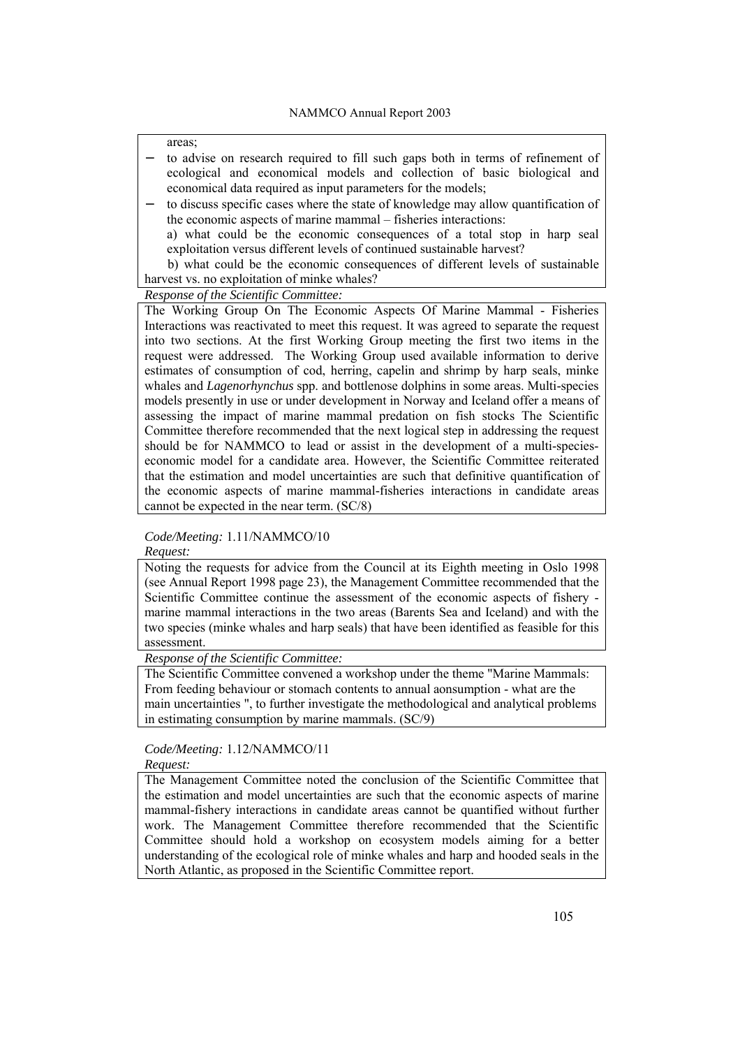areas;

- to advise on research required to fill such gaps both in terms of refinement of ecological and economical models and collection of basic biological and economical data required as input parameters for the models;
- to discuss specific cases where the state of knowledge may allow quantification of the economic aspects of marine mammal – fisheries interactions:

  a) what could be the economic consequences of a total stop in harp seal exploitation versus different levels of continued sustainable harvest?

  b) what could be the economic consequences of different levels of sustainable harvest vs. no exploitation of minke whales?

*Response of the Scientific Committee:*

The Working Group On The Economic Aspects Of Marine Mammal - Fisheries Interactions was reactivated to meet this request. It was agreed to separate the request into two sections. At the first Working Group meeting the first two items in the request were addressed. The Working Group used available information to derive estimates of consumption of cod, herring, capelin and shrimp by harp seals, minke whales and *Lagenorhynchus* spp. and bottlenose dolphins in some areas. Multi-species models presently in use or under development in Norway and Iceland offer a means of assessing the impact of marine mammal predation on fish stocks The Scientific Committee therefore recommended that the next logical step in addressing the request should be for NAMMCO to lead or assist in the development of a multi-species-economic model for a candidate area. However, the Scientific Committee reiterated that the estimation and model uncertainties are such that definitive quantification of the economic aspects of marine mammal-fisheries interactions in candidate areas cannot be expected in the near term. (SC/8)

*Code/Meeting:* 1.11/NAMMCO/10

*Request:*

Noting the requests for advice from the Council at its Eighth meeting in Oslo 1998 (see Annual Report 1998 page 23), the Management Committee recommended that the Scientific Committee continue the assessment of the economic aspects of fishery - marine mammal interactions in the two areas (Barents Sea and Iceland) and with the two species (minke whales and harp seals) that have been identified as feasible for this assessment.

*Response of the Scientific Committee:*

The Scientific Committee convened a workshop under the theme "Marine Mammals: From feeding behaviour or stomach contents to annual aonsumption - what are the main uncertainties ", to further investigate the methodological and analytical problems in estimating consumption by marine mammals. (SC/9)

*Code/Meeting:* 1.12/NAMMCO/11

*Request:*

The Management Committee noted the conclusion of the Scientific Committee that the estimation and model uncertainties are such that the economic aspects of marine mammal-fishery interactions in candidate areas cannot be quantified without further work. The Management Committee therefore recommended that the Scientific Committee should hold a workshop on ecosystem models aiming for a better understanding of the ecological role of minke whales and harp and hooded seals in the North Atlantic, as proposed in the Scientific Committee report.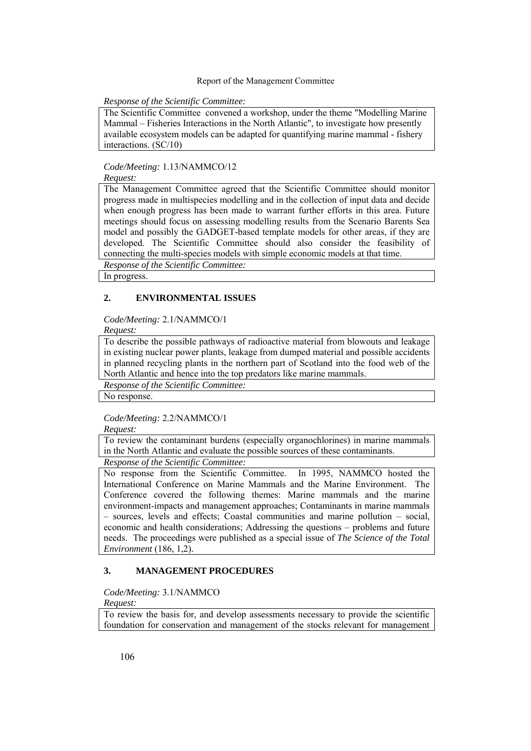*Response of the Scientific Committee:*

The Scientific Committee convened a workshop, under the theme "Modelling Marine Mammal – Fisheries Interactions in the North Atlantic", to investigate how presently available ecosystem models can be adapted for quantifying marine mammal - fishery interactions. (SC/10)

*Code/Meeting:* 1.13/NAMMCO/12

*Request:*

The Management Committee agreed that the Scientific Committee should monitor progress made in multispecies modelling and in the collection of input data and decide when enough progress has been made to warrant further efforts in this area. Future meetings should focus on assessing modelling results from the Scenario Barents Sea model and possibly the GADGET-based template models for other areas, if they are developed. The Scientific Committee should also consider the feasibility of connecting the multi-species models with simple economic models at that time.

*Response of the Scientific Committee:*

In progress.

## 2. ENVIRONMENTAL ISSUES

*Code/Meeting:* 2.1/NAMMCO/1

*Request:*

To describe the possible pathways of radioactive material from blowouts and leakage in existing nuclear power plants, leakage from dumped material and possible accidents in planned recycling plants in the northern part of Scotland into the food web of the North Atlantic and hence into the top predators like marine mammals.

*Response of the Scientific Committee:*

No response.

*Code/Meeting:* 2.2/NAMMCO/1

*Request:*

To review the contaminant burdens (especially organochlorines) in marine mammals in the North Atlantic and evaluate the possible sources of these contaminants.

*Response of the Scientific Committee:*

No response from the Scientific Committee. In 1995, NAMMCO hosted the International Conference on Marine Mammals and the Marine Environment. The Conference covered the following themes: Marine mammals and the marine environment-impacts and management approaches; Contaminants in marine mammals – sources, levels and effects; Coastal communities and marine pollution – social, economic and health considerations; Addressing the questions – problems and future needs. The proceedings were published as a special issue of *The Science of the Total Environment* (186, 1,2).

## 3. MANAGEMENT PROCEDURES

*Code/Meeting:* 3.1/NAMMCO

*Request:*

To review the basis for, and develop assessments necessary to provide the scientific foundation for conservation and management of the stocks relevant for management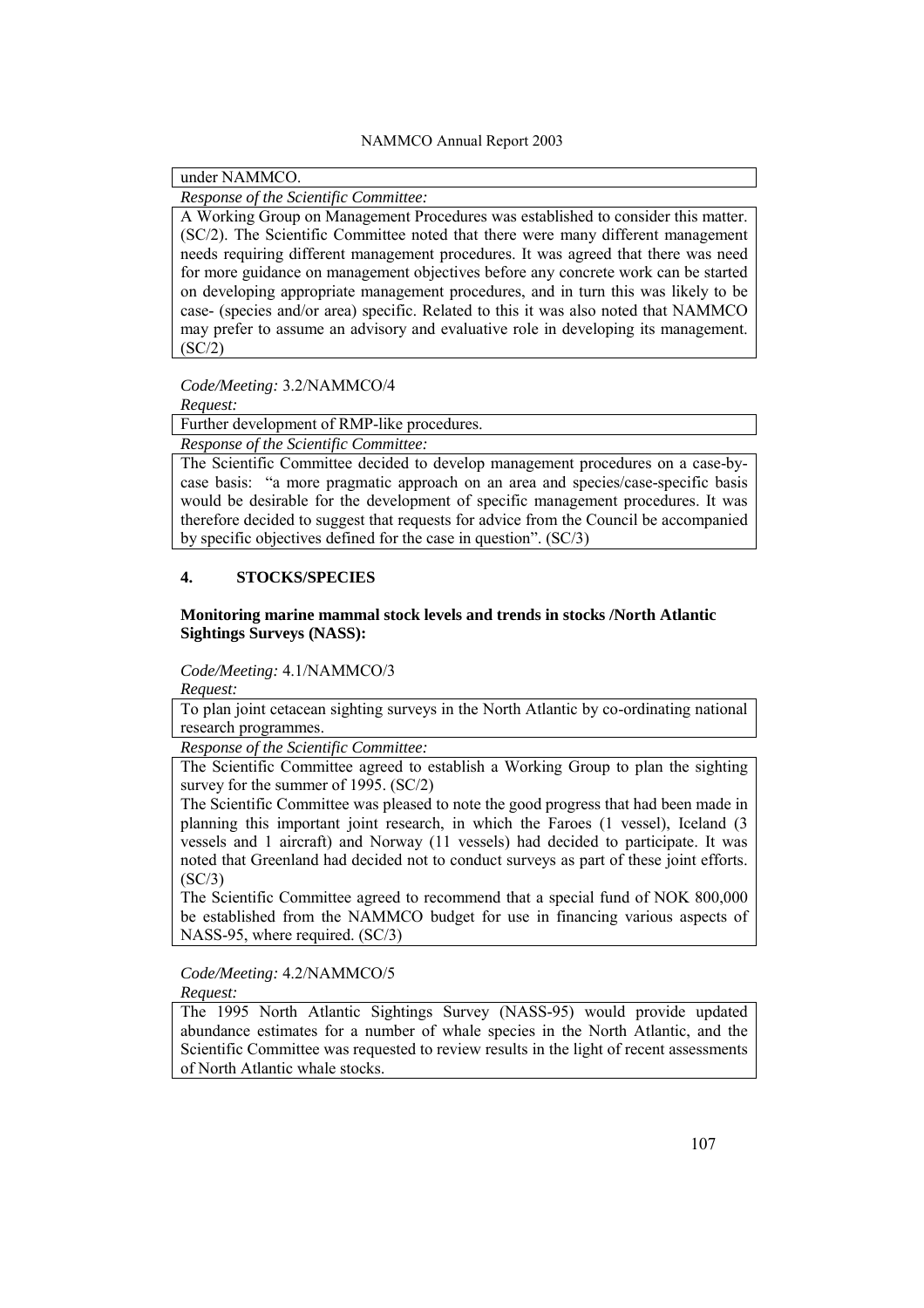under NAMMCO.

*Response of the Scientific Committee:*

A Working Group on Management Procedures was established to consider this matter. (SC/2). The Scientific Committee noted that there were many different management needs requiring different management procedures. It was agreed that there was need for more guidance on management objectives before any concrete work can be started on developing appropriate management procedures, and in turn this was likely to be case- (species and/or area) specific. Related to this it was also noted that NAMMCO may prefer to assume an advisory and evaluative role in developing its management. (SC/2)

*Code/Meeting:* 3.2/NAMMCO/4

*Request:*

Further development of RMP-like procedures.

*Response of the Scientific Committee:*

The Scientific Committee decided to develop management procedures on a case-by-case basis: "a more pragmatic approach on an area and species/case-specific basis would be desirable for the development of specific management procedures. It was therefore decided to suggest that requests for advice from the Council be accompanied by specific objectives defined for the case in question". (SC/3)

## 4. STOCKS/SPECIES

**Monitoring marine mammal stock levels and trends in stocks /North Atlantic Sightings Surveys (NASS):**

*Code/Meeting:* 4.1/NAMMCO/3

*Request:*

To plan joint cetacean sighting surveys in the North Atlantic by co-ordinating national research programmes.

*Response of the Scientific Committee:*

The Scientific Committee agreed to establish a Working Group to plan the sighting survey for the summer of 1995. (SC/2)

The Scientific Committee was pleased to note the good progress that had been made in planning this important joint research, in which the Faroes (1 vessel), Iceland (3 vessels and 1 aircraft) and Norway (11 vessels) had decided to participate. It was noted that Greenland had decided not to conduct surveys as part of these joint efforts. (SC/3)

The Scientific Committee agreed to recommend that a special fund of NOK 800,000 be established from the NAMMCO budget for use in financing various aspects of NASS-95, where required. (SC/3)

*Code/Meeting:* 4.2/NAMMCO/5

*Request:*

The 1995 North Atlantic Sightings Survey (NASS-95) would provide updated abundance estimates for a number of whale species in the North Atlantic, and the Scientific Committee was requested to review results in the light of recent assessments of North Atlantic whale stocks.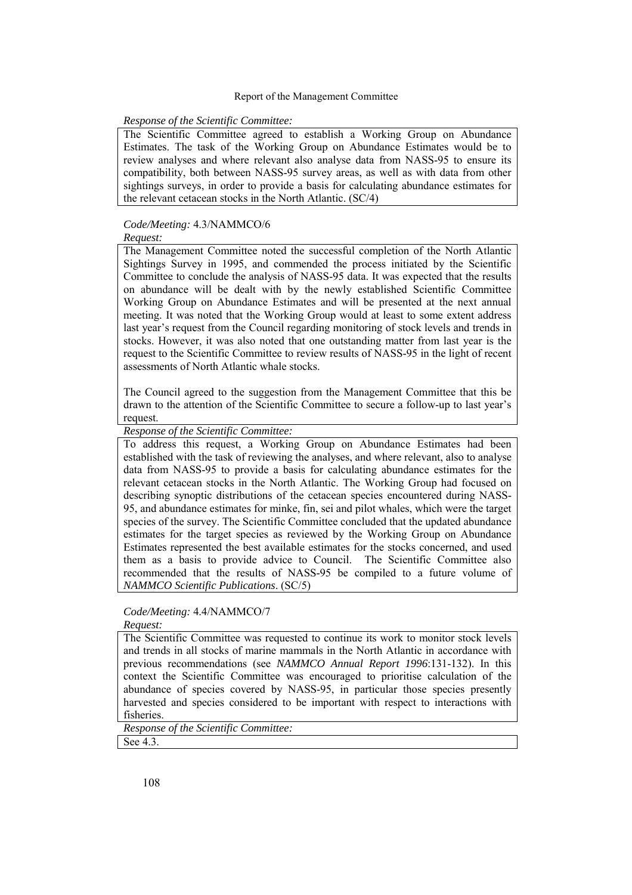*Response of the Scientific Committee:*

The Scientific Committee agreed to establish a Working Group on Abundance Estimates. The task of the Working Group on Abundance Estimates would be to review analyses and where relevant also analyse data from NASS-95 to ensure its compatibility, both between NASS-95 survey areas, as well as with data from other sightings surveys, in order to provide a basis for calculating abundance estimates for the relevant cetacean stocks in the North Atlantic. (SC/4)

*Code/Meeting:* 4.3/NAMMCO/6

*Request:*

The Management Committee noted the successful completion of the North Atlantic Sightings Survey in 1995, and commended the process initiated by the Scientific Committee to conclude the analysis of NASS-95 data. It was expected that the results on abundance will be dealt with by the newly established Scientific Committee Working Group on Abundance Estimates and will be presented at the next annual meeting. It was noted that the Working Group would at least to some extent address last year's request from the Council regarding monitoring of stock levels and trends in stocks. However, it was also noted that one outstanding matter from last year is the request to the Scientific Committee to review results of NASS-95 in the light of recent assessments of North Atlantic whale stocks.

The Council agreed to the suggestion from the Management Committee that this be drawn to the attention of the Scientific Committee to secure a follow-up to last year's request.

*Response of the Scientific Committee:*

To address this request, a Working Group on Abundance Estimates had been established with the task of reviewing the analyses, and where relevant, also to analyse data from NASS-95 to provide a basis for calculating abundance estimates for the relevant cetacean stocks in the North Atlantic. The Working Group had focused on describing synoptic distributions of the cetacean species encountered during NASS-95, and abundance estimates for minke, fin, sei and pilot whales, which were the target species of the survey. The Scientific Committee concluded that the updated abundance estimates for the target species as reviewed by the Working Group on Abundance Estimates represented the best available estimates for the stocks concerned, and used them as a basis to provide advice to Council. The Scientific Committee also recommended that the results of NASS-95 be compiled to a future volume of *NAMMCO Scientific Publications*. (SC/5)

*Code/Meeting:* 4.4/NAMMCO/7

*Request:*

The Scientific Committee was requested to continue its work to monitor stock levels and trends in all stocks of marine mammals in the North Atlantic in accordance with previous recommendations (see *NAMMCO Annual Report 1996*:131-132). In this context the Scientific Committee was encouraged to prioritise calculation of the abundance of species covered by NASS-95, in particular those species presently harvested and species considered to be important with respect to interactions with fisheries.

*Response of the Scientific Committee:*

See 4.3.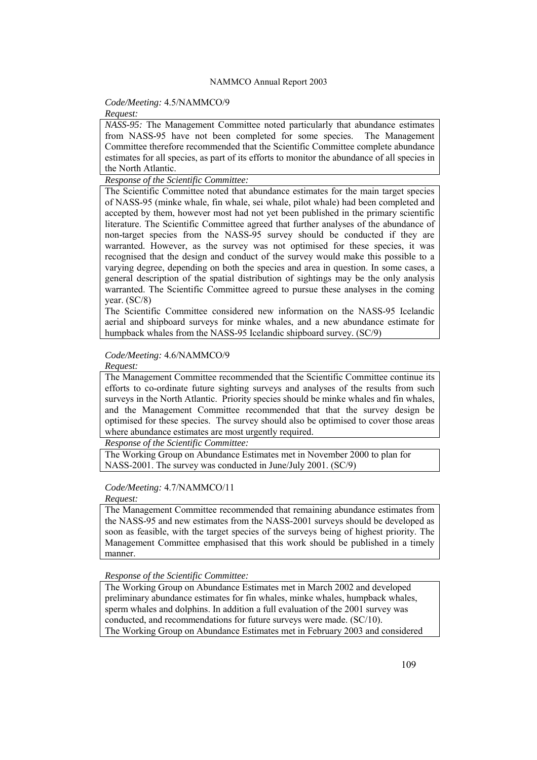*Code/Meeting:* 4.5/NAMMCO/9

*Request:*

*NASS-95:* The Management Committee noted particularly that abundance estimates from NASS-95 have not been completed for some species. The Management Committee therefore recommended that the Scientific Committee complete abundance estimates for all species, as part of its efforts to monitor the abundance of all species in the North Atlantic.

*Response of the Scientific Committee:*

The Scientific Committee noted that abundance estimates for the main target species of NASS-95 (minke whale, fin whale, sei whale, pilot whale) had been completed and accepted by them, however most had not yet been published in the primary scientific literature. The Scientific Committee agreed that further analyses of the abundance of non-target species from the NASS-95 survey should be conducted if they are warranted. However, as the survey was not optimised for these species, it was recognised that the design and conduct of the survey would make this possible to a varying degree, depending on both the species and area in question. In some cases, a general description of the spatial distribution of sightings may be the only analysis warranted. The Scientific Committee agreed to pursue these analyses in the coming year. (SC/8)

The Scientific Committee considered new information on the NASS-95 Icelandic aerial and shipboard surveys for minke whales, and a new abundance estimate for humpback whales from the NASS-95 Icelandic shipboard survey. (SC/9)

*Code/Meeting:* 4.6/NAMMCO/9

*Request:*

The Management Committee recommended that the Scientific Committee continue its efforts to co-ordinate future sighting surveys and analyses of the results from such surveys in the North Atlantic. Priority species should be minke whales and fin whales, and the Management Committee recommended that that the survey design be optimised for these species. The survey should also be optimised to cover those areas where abundance estimates are most urgently required.

*Response of the Scientific Committee:*

The Working Group on Abundance Estimates met in November 2000 to plan for NASS-2001. The survey was conducted in June/July 2001. (SC/9)

*Code/Meeting:* 4.7/NAMMCO/11

*Request:*

The Management Committee recommended that remaining abundance estimates from the NASS-95 and new estimates from the NASS-2001 surveys should be developed as soon as feasible, with the target species of the surveys being of highest priority. The Management Committee emphasised that this work should be published in a timely manner.

*Response of the Scientific Committee:*

The Working Group on Abundance Estimates met in March 2002 and developed preliminary abundance estimates for fin whales, minke whales, humpback whales, sperm whales and dolphins. In addition a full evaluation of the 2001 survey was conducted, and recommendations for future surveys were made. (SC/10).

The Working Group on Abundance Estimates met in February 2003 and considered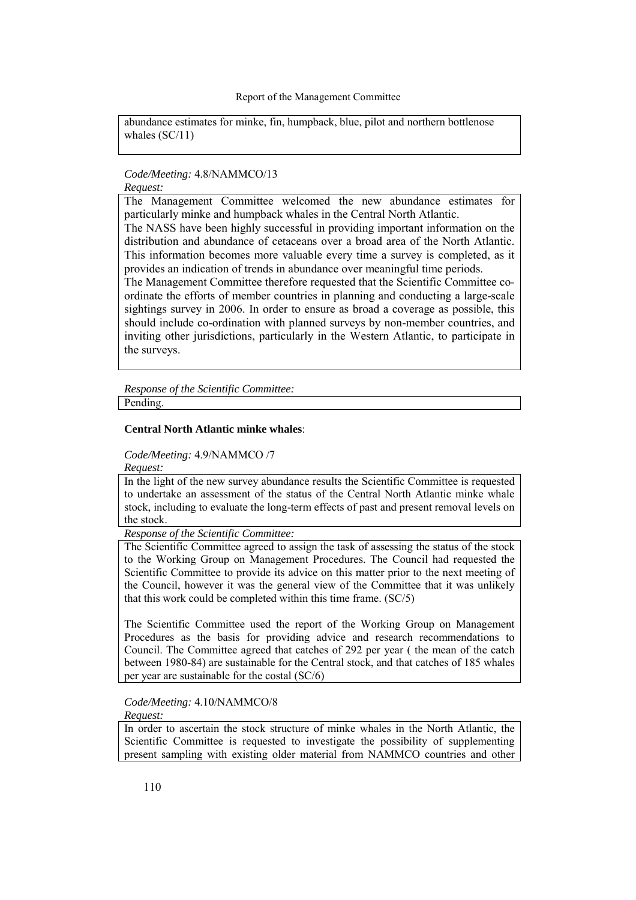abundance estimates for minke, fin, humpback, blue, pilot and northern bottlenose whales (SC/11)

*Code/Meeting:* 4.8/NAMMCO/13

*Request:*

The Management Committee welcomed the new abundance estimates for particularly minke and humpback whales in the Central North Atlantic.

The NASS have been highly successful in providing important information on the distribution and abundance of cetaceans over a broad area of the North Atlantic. This information becomes more valuable every time a survey is completed, as it provides an indication of trends in abundance over meaningful time periods.

The Management Committee therefore requested that the Scientific Committee co-ordinate the efforts of member countries in planning and conducting a large-scale sightings survey in 2006. In order to ensure as broad a coverage as possible, this should include co-ordination with planned surveys by non-member countries, and inviting other jurisdictions, particularly in the Western Atlantic, to participate in the surveys.

*Response of the Scientific Committee:*

Pending.

**Central North Atlantic minke whales**:

*Code/Meeting:* 4.9/NAMMCO /7

*Request:*

In the light of the new survey abundance results the Scientific Committee is requested to undertake an assessment of the status of the Central North Atlantic minke whale stock, including to evaluate the long-term effects of past and present removal levels on the stock.

*Response of the Scientific Committee:*

The Scientific Committee agreed to assign the task of assessing the status of the stock to the Working Group on Management Procedures. The Council had requested the Scientific Committee to provide its advice on this matter prior to the next meeting of the Council, however it was the general view of the Committee that it was unlikely that this work could be completed within this time frame. (SC/5)

The Scientific Committee used the report of the Working Group on Management Procedures as the basis for providing advice and research recommendations to Council. The Committee agreed that catches of 292 per year ( the mean of the catch between 1980-84) are sustainable for the Central stock, and that catches of 185 whales per year are sustainable for the costal (SC/6)

*Code/Meeting:* 4.10/NAMMCO/8

*Request:*

In order to ascertain the stock structure of minke whales in the North Atlantic, the Scientific Committee is requested to investigate the possibility of supplementing present sampling with existing older material from NAMMCO countries and other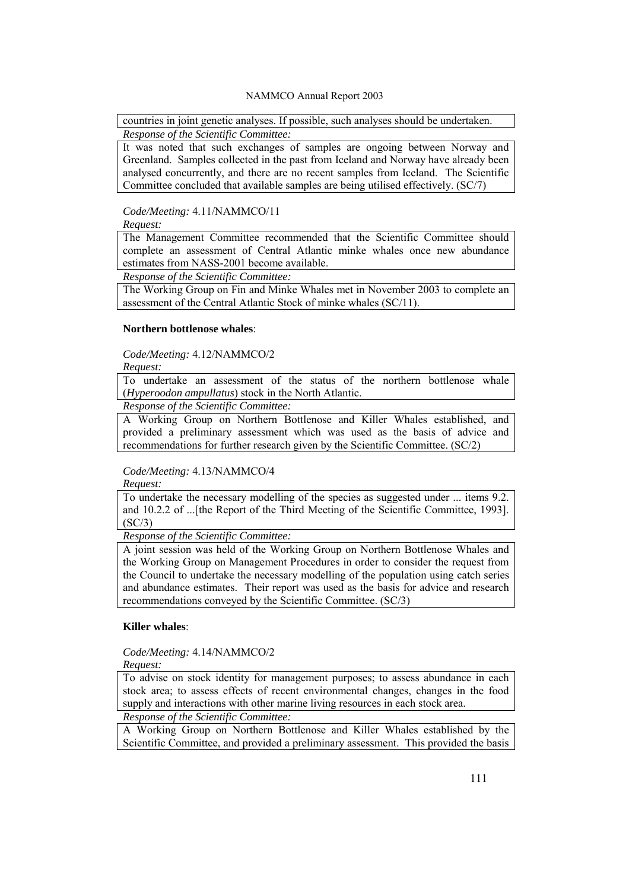countries in joint genetic analyses. If possible, such analyses should be undertaken.

*Response of the Scientific Committee:*

It was noted that such exchanges of samples are ongoing between Norway and Greenland. Samples collected in the past from Iceland and Norway have already been analysed concurrently, and there are no recent samples from Iceland. The Scientific Committee concluded that available samples are being utilised effectively. (SC/7)

*Code/Meeting:* 4.11/NAMMCO/11

*Request:*

The Management Committee recommended that the Scientific Committee should complete an assessment of Central Atlantic minke whales once new abundance estimates from NASS-2001 become available.

*Response of the Scientific Committee:*

The Working Group on Fin and Minke Whales met in November 2003 to complete an assessment of the Central Atlantic Stock of minke whales (SC/11).

**Northern bottlenose whales**:

*Code/Meeting:* 4.12/NAMMCO/2

*Request:*

To undertake an assessment of the status of the northern bottlenose whale (*Hyperoodon ampullatus*) stock in the North Atlantic.

*Response of the Scientific Committee:*

A Working Group on Northern Bottlenose and Killer Whales established, and provided a preliminary assessment which was used as the basis of advice and recommendations for further research given by the Scientific Committee. (SC/2)

*Code/Meeting:* 4.13/NAMMCO/4

*Request:*

To undertake the necessary modelling of the species as suggested under ... items 9.2. and 10.2.2 of ...[the Report of the Third Meeting of the Scientific Committee, 1993]. (SC/3)

*Response of the Scientific Committee:*

A joint session was held of the Working Group on Northern Bottlenose Whales and the Working Group on Management Procedures in order to consider the request from the Council to undertake the necessary modelling of the population using catch series and abundance estimates. Their report was used as the basis for advice and research recommendations conveyed by the Scientific Committee. (SC/3)

**Killer whales**:

*Code/Meeting:* 4.14/NAMMCO/2

*Request:*

To advise on stock identity for management purposes; to assess abundance in each stock area; to assess effects of recent environmental changes, changes in the food supply and interactions with other marine living resources in each stock area.

*Response of the Scientific Committee:*

A Working Group on Northern Bottlenose and Killer Whales established by the Scientific Committee, and provided a preliminary assessment. This provided the basis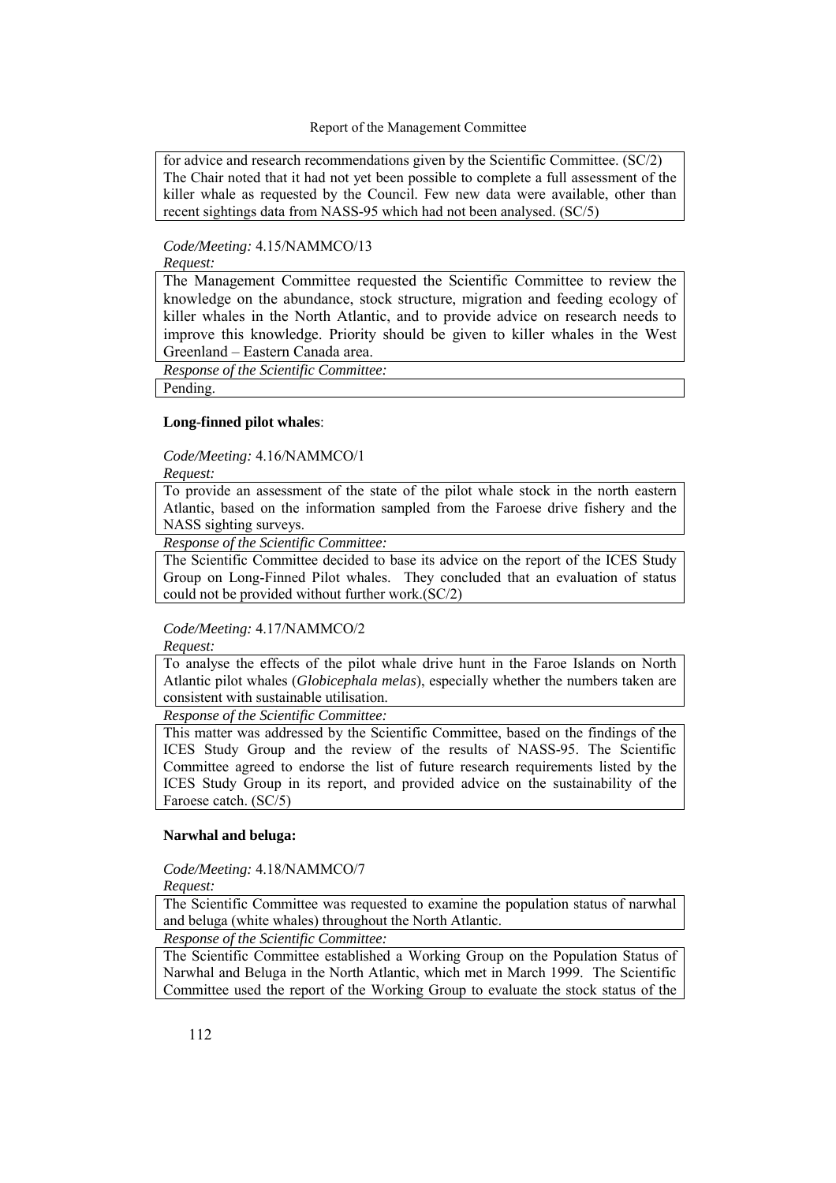for advice and research recommendations given by the Scientific Committee. (SC/2) The Chair noted that it had not yet been possible to complete a full assessment of the killer whale as requested by the Council. Few new data were available, other than recent sightings data from NASS-95 which had not been analysed. (SC/5)

*Code/Meeting:* 4.15/NAMMCO/13

*Request:*

The Management Committee requested the Scientific Committee to review the knowledge on the abundance, stock structure, migration and feeding ecology of killer whales in the North Atlantic, and to provide advice on research needs to improve this knowledge. Priority should be given to killer whales in the West Greenland – Eastern Canada area.

*Response of the Scientific Committee:*

Pending.

**Long-finned pilot whales**:

*Code/Meeting:* 4.16/NAMMCO/1

*Request:*

To provide an assessment of the state of the pilot whale stock in the north eastern Atlantic, based on the information sampled from the Faroese drive fishery and the NASS sighting surveys.

*Response of the Scientific Committee:*

The Scientific Committee decided to base its advice on the report of the ICES Study Group on Long-Finned Pilot whales. They concluded that an evaluation of status could not be provided without further work.(SC/2)

*Code/Meeting:* 4.17/NAMMCO/2

*Request:*

To analyse the effects of the pilot whale drive hunt in the Faroe Islands on North Atlantic pilot whales (*Globicephala melas*), especially whether the numbers taken are consistent with sustainable utilisation.

*Response of the Scientific Committee:*

This matter was addressed by the Scientific Committee, based on the findings of the ICES Study Group and the review of the results of NASS-95. The Scientific Committee agreed to endorse the list of future research requirements listed by the ICES Study Group in its report, and provided advice on the sustainability of the Faroese catch. (SC/5)

**Narwhal and beluga:**

*Code/Meeting:* 4.18/NAMMCO/7

*Request:*

The Scientific Committee was requested to examine the population status of narwhal and beluga (white whales) throughout the North Atlantic.

*Response of the Scientific Committee:*

The Scientific Committee established a Working Group on the Population Status of Narwhal and Beluga in the North Atlantic, which met in March 1999. The Scientific Committee used the report of the Working Group to evaluate the stock status of the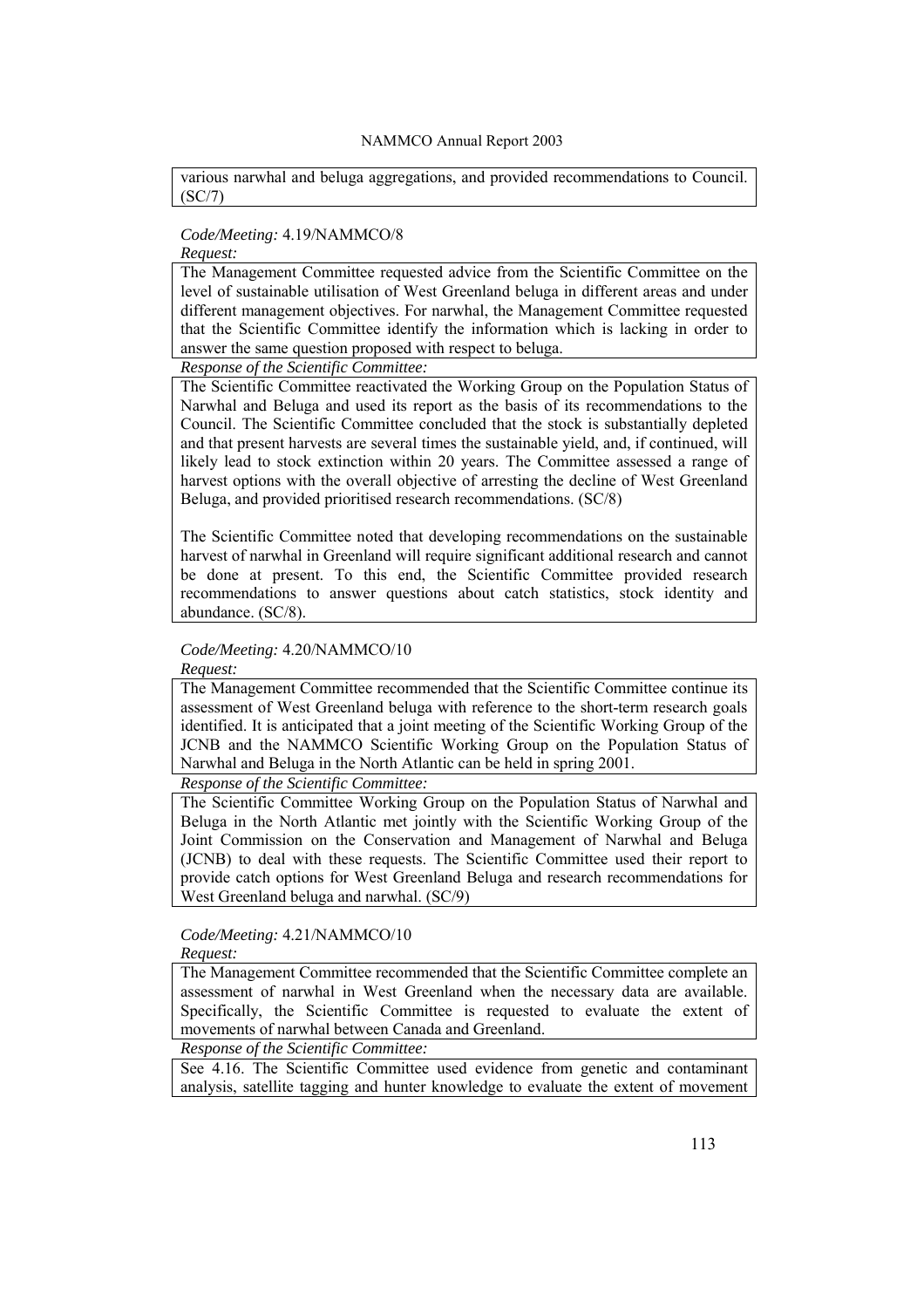various narwhal and beluga aggregations, and provided recommendations to Council. (SC/7)

*Code/Meeting:* 4.19/NAMMCO/8

*Request:*

The Management Committee requested advice from the Scientific Committee on the level of sustainable utilisation of West Greenland beluga in different areas and under different management objectives. For narwhal, the Management Committee requested that the Scientific Committee identify the information which is lacking in order to answer the same question proposed with respect to beluga.

*Response of the Scientific Committee:*

The Scientific Committee reactivated the Working Group on the Population Status of Narwhal and Beluga and used its report as the basis of its recommendations to the Council. The Scientific Committee concluded that the stock is substantially depleted and that present harvests are several times the sustainable yield, and, if continued, will likely lead to stock extinction within 20 years. The Committee assessed a range of harvest options with the overall objective of arresting the decline of West Greenland Beluga, and provided prioritised research recommendations. (SC/8)

The Scientific Committee noted that developing recommendations on the sustainable harvest of narwhal in Greenland will require significant additional research and cannot be done at present. To this end, the Scientific Committee provided research recommendations to answer questions about catch statistics, stock identity and abundance. (SC/8).

*Code/Meeting:* 4.20/NAMMCO/10

*Request:*

The Management Committee recommended that the Scientific Committee continue its assessment of West Greenland beluga with reference to the short-term research goals identified. It is anticipated that a joint meeting of the Scientific Working Group of the JCNB and the NAMMCO Scientific Working Group on the Population Status of Narwhal and Beluga in the North Atlantic can be held in spring 2001.

*Response of the Scientific Committee:*

The Scientific Committee Working Group on the Population Status of Narwhal and Beluga in the North Atlantic met jointly with the Scientific Working Group of the Joint Commission on the Conservation and Management of Narwhal and Beluga (JCNB) to deal with these requests. The Scientific Committee used their report to provide catch options for West Greenland Beluga and research recommendations for West Greenland beluga and narwhal. (SC/9)

*Code/Meeting:* 4.21/NAMMCO/10

*Request:*

The Management Committee recommended that the Scientific Committee complete an assessment of narwhal in West Greenland when the necessary data are available. Specifically, the Scientific Committee is requested to evaluate the extent of movements of narwhal between Canada and Greenland.

*Response of the Scientific Committee:*

See 4.16. The Scientific Committee used evidence from genetic and contaminant analysis, satellite tagging and hunter knowledge to evaluate the extent of movement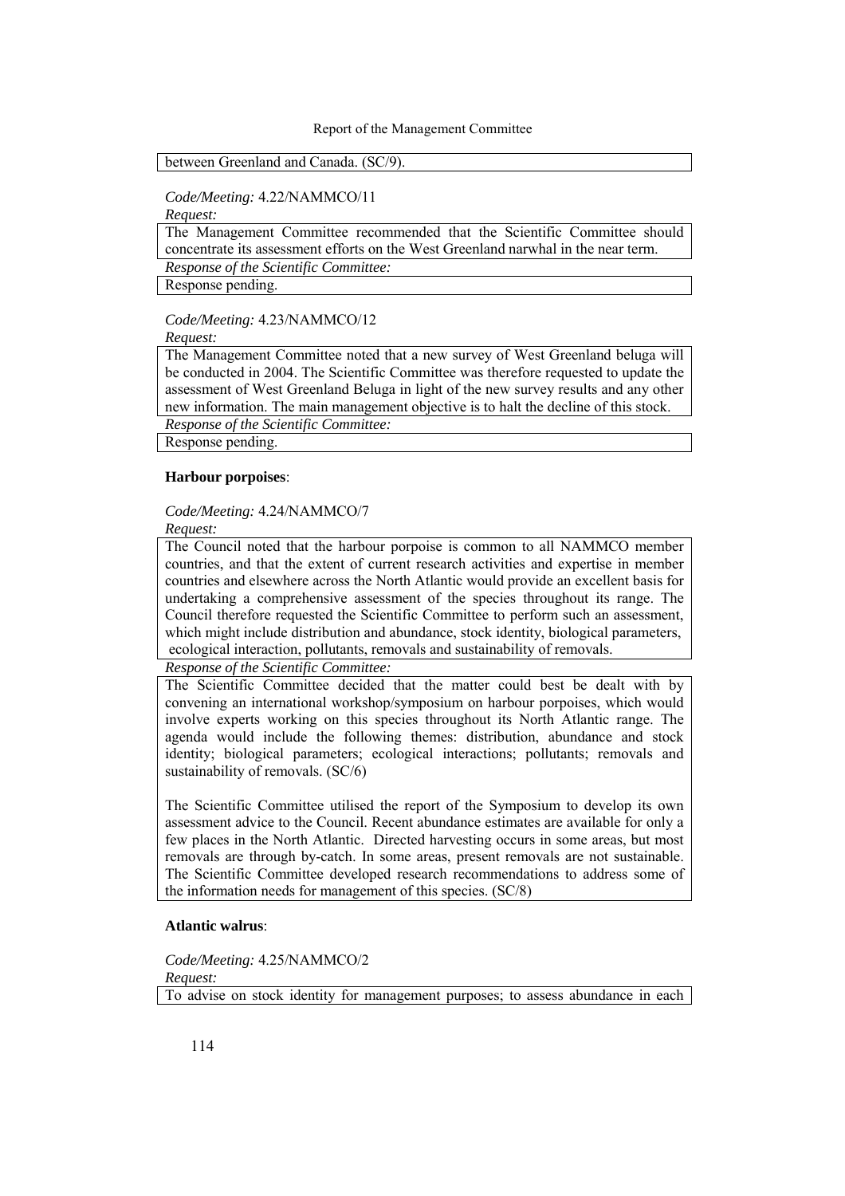between Greenland and Canada. (SC/9).

*Code/Meeting:* 4.22/NAMMCO/11

*Request:*

The Management Committee recommended that the Scientific Committee should concentrate its assessment efforts on the West Greenland narwhal in the near term.

*Response of the Scientific Committee:*

Response pending.

*Code/Meeting:* 4.23/NAMMCO/12

*Request:*

The Management Committee noted that a new survey of West Greenland beluga will be conducted in 2004. The Scientific Committee was therefore requested to update the assessment of West Greenland Beluga in light of the new survey results and any other new information. The main management objective is to halt the decline of this stock.

*Response of the Scientific Committee:*

Response pending.

**Harbour porpoises**:

*Code/Meeting:* 4.24/NAMMCO/7

*Request:*

The Council noted that the harbour porpoise is common to all NAMMCO member countries, and that the extent of current research activities and expertise in member countries and elsewhere across the North Atlantic would provide an excellent basis for undertaking a comprehensive assessment of the species throughout its range. The Council therefore requested the Scientific Committee to perform such an assessment, which might include distribution and abundance, stock identity, biological parameters, ecological interaction, pollutants, removals and sustainability of removals.

*Response of the Scientific Committee:*

The Scientific Committee decided that the matter could best be dealt with by convening an international workshop/symposium on harbour porpoises, which would involve experts working on this species throughout its North Atlantic range. The agenda would include the following themes: distribution, abundance and stock identity; biological parameters; ecological interactions; pollutants; removals and sustainability of removals. (SC/6)

The Scientific Committee utilised the report of the Symposium to develop its own assessment advice to the Council. Recent abundance estimates are available for only a few places in the North Atlantic. Directed harvesting occurs in some areas, but most removals are through by-catch. In some areas, present removals are not sustainable. The Scientific Committee developed research recommendations to address some of the information needs for management of this species. (SC/8)

**Atlantic walrus**:

*Code/Meeting:* 4.25/NAMMCO/2

*Request:*

To advise on stock identity for management purposes; to assess abundance in each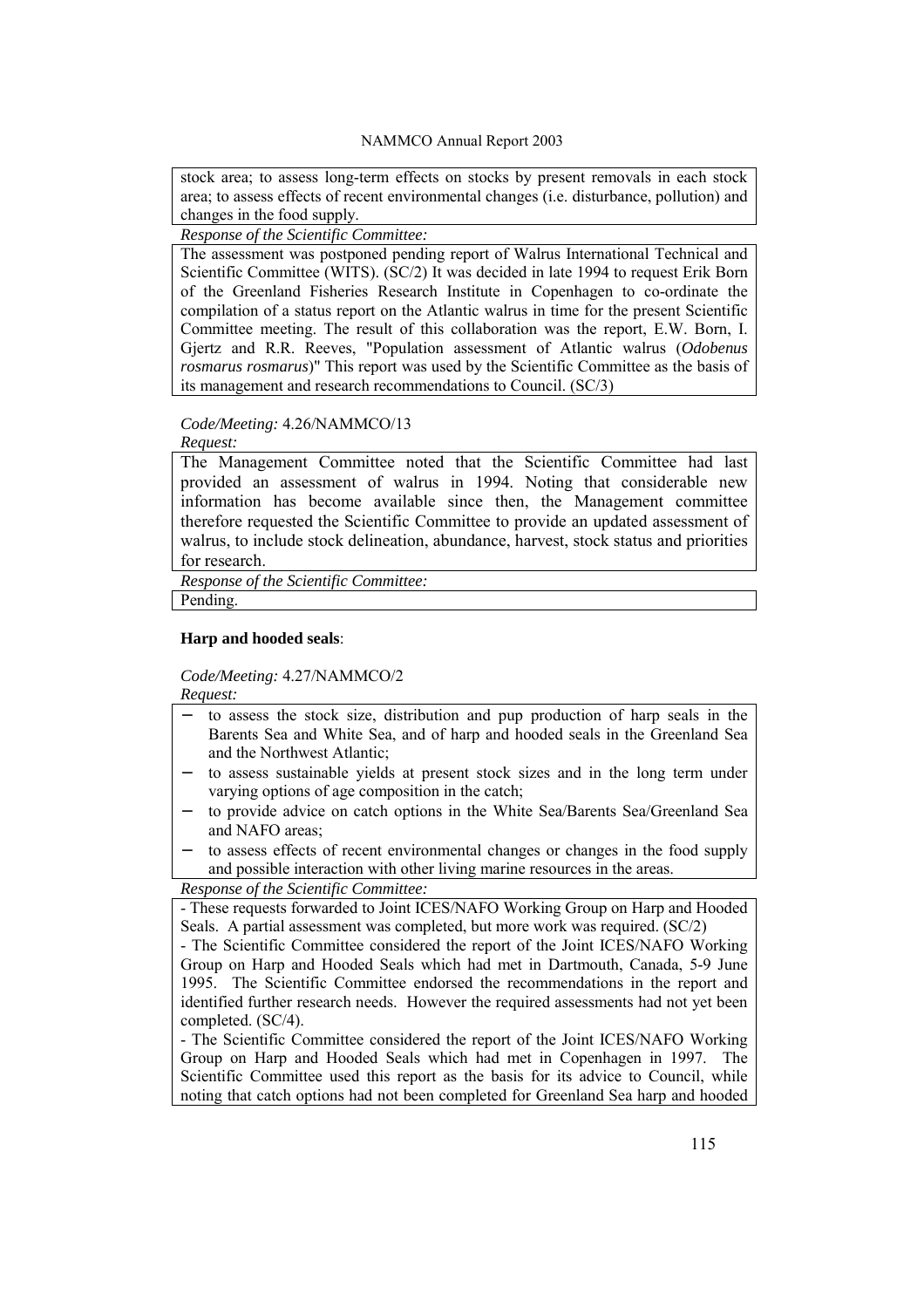stock area; to assess long-term effects on stocks by present removals in each stock area; to assess effects of recent environmental changes (i.e. disturbance, pollution) and changes in the food supply.

*Response of the Scientific Committee:*

The assessment was postponed pending report of Walrus International Technical and Scientific Committee (WITS). (SC/2) It was decided in late 1994 to request Erik Born of the Greenland Fisheries Research Institute in Copenhagen to co-ordinate the compilation of a status report on the Atlantic walrus in time for the present Scientific Committee meeting. The result of this collaboration was the report, E.W. Born, I. Gjertz and R.R. Reeves, "Population assessment of Atlantic walrus (*Odobenus rosmarus rosmarus*)" This report was used by the Scientific Committee as the basis of its management and research recommendations to Council. (SC/3)

*Code/Meeting:* 4.26/NAMMCO/13

*Request:*

The Management Committee noted that the Scientific Committee had last provided an assessment of walrus in 1994. Noting that considerable new information has become available since then, the Management committee therefore requested the Scientific Committee to provide an updated assessment of walrus, to include stock delineation, abundance, harvest, stock status and priorities for research.

*Response of the Scientific Committee:*

Pending.

**Harp and hooded seals**:

*Code/Meeting:* 4.27/NAMMCO/2

*Request:*

- to assess the stock size, distribution and pup production of harp seals in the Barents Sea and White Sea, and of harp and hooded seals in the Greenland Sea and the Northwest Atlantic;
- to assess sustainable yields at present stock sizes and in the long term under varying options of age composition in the catch;
- to provide advice on catch options in the White Sea/Barents Sea/Greenland Sea and NAFO areas;
- to assess effects of recent environmental changes or changes in the food supply and possible interaction with other living marine resources in the areas.

*Response of the Scientific Committee:*

- These requests forwarded to Joint ICES/NAFO Working Group on Harp and Hooded Seals. A partial assessment was completed, but more work was required. (SC/2)

- The Scientific Committee considered the report of the Joint ICES/NAFO Working Group on Harp and Hooded Seals which had met in Dartmouth, Canada, 5-9 June 1995. The Scientific Committee endorsed the recommendations in the report and identified further research needs. However the required assessments had not yet been completed. (SC/4).

- The Scientific Committee considered the report of the Joint ICES/NAFO Working Group on Harp and Hooded Seals which had met in Copenhagen in 1997. The Scientific Committee used this report as the basis for its advice to Council, while noting that catch options had not been completed for Greenland Sea harp and hooded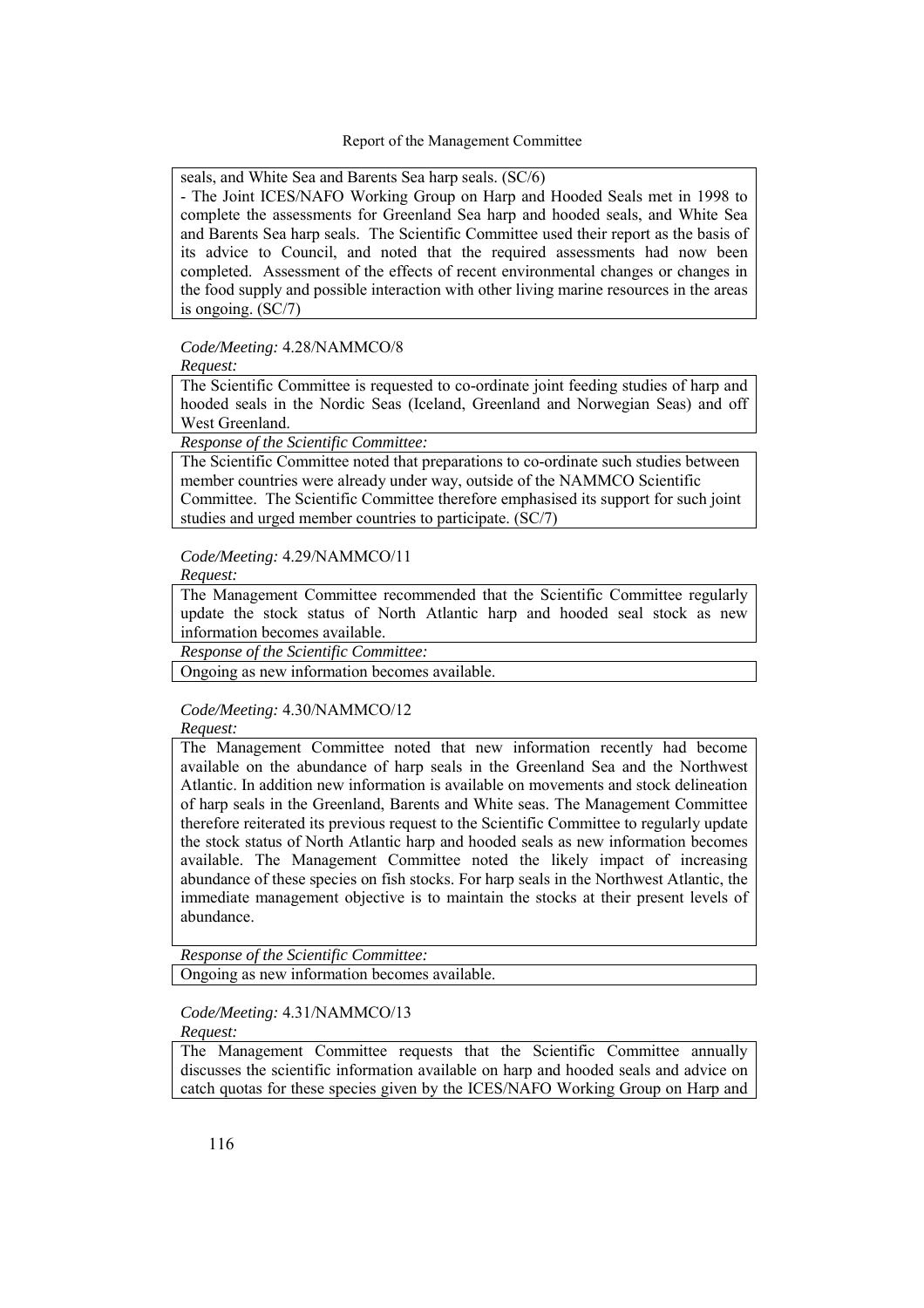seals, and White Sea and Barents Sea harp seals. (SC/6)

- The Joint ICES/NAFO Working Group on Harp and Hooded Seals met in 1998 to complete the assessments for Greenland Sea harp and hooded seals, and White Sea and Barents Sea harp seals. The Scientific Committee used their report as the basis of its advice to Council, and noted that the required assessments had now been completed. Assessment of the effects of recent environmental changes or changes in the food supply and possible interaction with other living marine resources in the areas is ongoing. (SC/7)

*Code/Meeting:* 4.28/NAMMCO/8

*Request:*

The Scientific Committee is requested to co-ordinate joint feeding studies of harp and hooded seals in the Nordic Seas (Iceland, Greenland and Norwegian Seas) and off West Greenland.

*Response of the Scientific Committee:*

The Scientific Committee noted that preparations to co-ordinate such studies between member countries were already under way, outside of the NAMMCO Scientific Committee. The Scientific Committee therefore emphasised its support for such joint studies and urged member countries to participate. (SC/7)

*Code/Meeting:* 4.29/NAMMCO/11

*Request:*

The Management Committee recommended that the Scientific Committee regularly update the stock status of North Atlantic harp and hooded seal stock as new information becomes available.

*Response of the Scientific Committee:*

Ongoing as new information becomes available.

*Code/Meeting:* 4.30/NAMMCO/12

*Request:*

The Management Committee noted that new information recently had become available on the abundance of harp seals in the Greenland Sea and the Northwest Atlantic. In addition new information is available on movements and stock delineation of harp seals in the Greenland, Barents and White seas. The Management Committee therefore reiterated its previous request to the Scientific Committee to regularly update the stock status of North Atlantic harp and hooded seals as new information becomes available. The Management Committee noted the likely impact of increasing abundance of these species on fish stocks. For harp seals in the Northwest Atlantic, the immediate management objective is to maintain the stocks at their present levels of abundance.

*Response of the Scientific Committee:*

Ongoing as new information becomes available.

*Code/Meeting:* 4.31/NAMMCO/13

*Request:*

The Management Committee requests that the Scientific Committee annually discusses the scientific information available on harp and hooded seals and advice on catch quotas for these species given by the ICES/NAFO Working Group on Harp and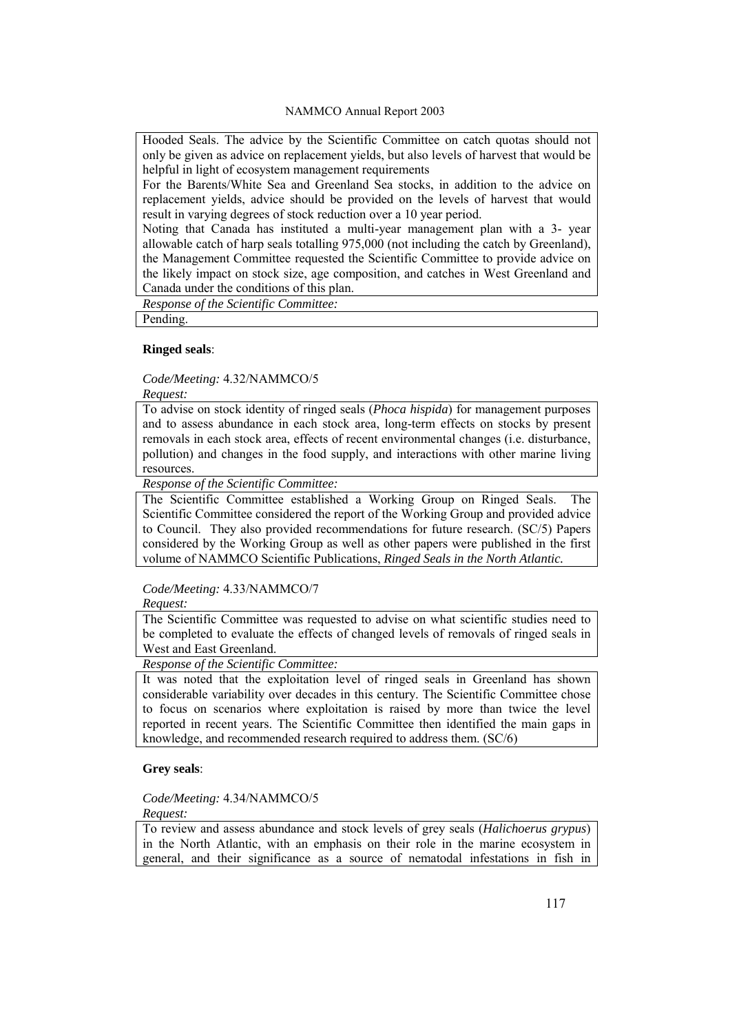Hooded Seals. The advice by the Scientific Committee on catch quotas should not only be given as advice on replacement yields, but also levels of harvest that would be helpful in light of ecosystem management requirements

For the Barents/White Sea and Greenland Sea stocks, in addition to the advice on replacement yields, advice should be provided on the levels of harvest that would result in varying degrees of stock reduction over a 10 year period.

Noting that Canada has instituted a multi-year management plan with a 3- year allowable catch of harp seals totalling 975,000 (not including the catch by Greenland), the Management Committee requested the Scientific Committee to provide advice on the likely impact on stock size, age composition, and catches in West Greenland and Canada under the conditions of this plan.

*Response of the Scientific Committee:*

Pending.

**Ringed seals**:

*Code/Meeting:* 4.32/NAMMCO/5

*Request:*

To advise on stock identity of ringed seals (*Phoca hispida*) for management purposes and to assess abundance in each stock area, long-term effects on stocks by present removals in each stock area, effects of recent environmental changes (i.e. disturbance, pollution) and changes in the food supply, and interactions with other marine living resources.

*Response of the Scientific Committee:*

The Scientific Committee established a Working Group on Ringed Seals. The Scientific Committee considered the report of the Working Group and provided advice to Council. They also provided recommendations for future research. (SC/5) Papers considered by the Working Group as well as other papers were published in the first volume of NAMMCO Scientific Publications, *Ringed Seals in the North Atlantic.*

*Code/Meeting:* 4.33/NAMMCO/7

*Request:*

The Scientific Committee was requested to advise on what scientific studies need to be completed to evaluate the effects of changed levels of removals of ringed seals in West and East Greenland.

*Response of the Scientific Committee:*

It was noted that the exploitation level of ringed seals in Greenland has shown considerable variability over decades in this century. The Scientific Committee chose to focus on scenarios where exploitation is raised by more than twice the level reported in recent years. The Scientific Committee then identified the main gaps in knowledge, and recommended research required to address them. (SC/6)

**Grey seals**:

*Code/Meeting:* 4.34/NAMMCO/5

*Request:*

To review and assess abundance and stock levels of grey seals (*Halichoerus grypus*) in the North Atlantic, with an emphasis on their role in the marine ecosystem in general, and their significance as a source of nematodal infestations in fish in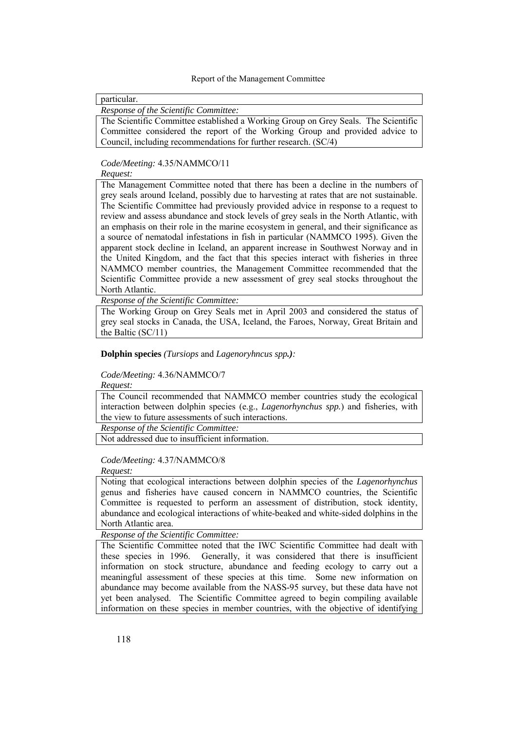particular.

*Response of the Scientific Committee:*

The Scientific Committee established a Working Group on Grey Seals. The Scientific Committee considered the report of the Working Group and provided advice to Council, including recommendations for further research. (SC/4)

*Code/Meeting:* 4.35/NAMMCO/11

*Request:*

The Management Committee noted that there has been a decline in the numbers of grey seals around Iceland, possibly due to harvesting at rates that are not sustainable. The Scientific Committee had previously provided advice in response to a request to review and assess abundance and stock levels of grey seals in the North Atlantic, with an emphasis on their role in the marine ecosystem in general, and their significance as a source of nematodal infestations in fish in particular (NAMMCO 1995). Given the apparent stock decline in Iceland, an apparent increase in Southwest Norway and in the United Kingdom, and the fact that this species interact with fisheries in three NAMMCO member countries, the Management Committee recommended that the Scientific Committee provide a new assessment of grey seal stocks throughout the North Atlantic.

*Response of the Scientific Committee:*

The Working Group on Grey Seals met in April 2003 and considered the status of grey seal stocks in Canada, the USA, Iceland, the Faroes, Norway, Great Britain and the Baltic (SC/11)

**Dolphin species** *(Tursiops* and *Lagenoryhncus spp.):*

*Code/Meeting:* 4.36/NAMMCO/7

*Request:*

The Council recommended that NAMMCO member countries study the ecological interaction between dolphin species (e.g., *Lagenorhynchus spp.*) and fisheries, with the view to future assessments of such interactions.

*Response of the Scientific Committee:*

Not addressed due to insufficient information.

*Code/Meeting:* 4.37/NAMMCO/8

*Request:*

Noting that ecological interactions between dolphin species of the *Lagenorhynchus* genus and fisheries have caused concern in NAMMCO countries, the Scientific Committee is requested to perform an assessment of distribution, stock identity, abundance and ecological interactions of white-beaked and white-sided dolphins in the North Atlantic area.

*Response of the Scientific Committee:*

The Scientific Committee noted that the IWC Scientific Committee had dealt with these species in 1996. Generally, it was considered that there is insufficient information on stock structure, abundance and feeding ecology to carry out a meaningful assessment of these species at this time. Some new information on abundance may become available from the NASS-95 survey, but these data have not yet been analysed. The Scientific Committee agreed to begin compiling available information on these species in member countries, with the objective of identifying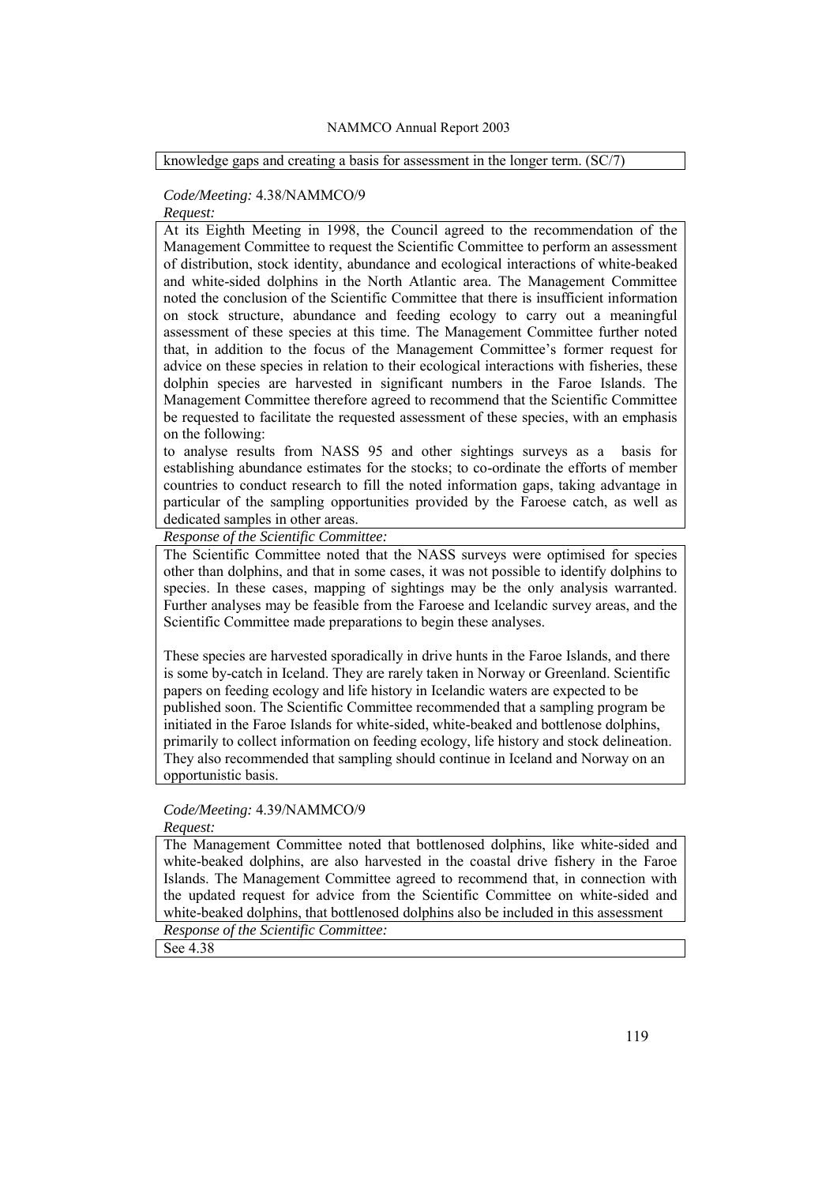knowledge gaps and creating a basis for assessment in the longer term. (SC/7)

*Code/Meeting:* 4.38/NAMMCO/9

*Request:*

At its Eighth Meeting in 1998, the Council agreed to the recommendation of the Management Committee to request the Scientific Committee to perform an assessment of distribution, stock identity, abundance and ecological interactions of white-beaked and white-sided dolphins in the North Atlantic area. The Management Committee noted the conclusion of the Scientific Committee that there is insufficient information on stock structure, abundance and feeding ecology to carry out a meaningful assessment of these species at this time. The Management Committee further noted that, in addition to the focus of the Management Committee's former request for advice on these species in relation to their ecological interactions with fisheries, these dolphin species are harvested in significant numbers in the Faroe Islands. The Management Committee therefore agreed to recommend that the Scientific Committee be requested to facilitate the requested assessment of these species, with an emphasis on the following:

to analyse results from NASS 95 and other sightings surveys as a basis for establishing abundance estimates for the stocks; to co-ordinate the efforts of member countries to conduct research to fill the noted information gaps, taking advantage in particular of the sampling opportunities provided by the Faroese catch, as well as dedicated samples in other areas.

*Response of the Scientific Committee:*

The Scientific Committee noted that the NASS surveys were optimised for species other than dolphins, and that in some cases, it was not possible to identify dolphins to species. In these cases, mapping of sightings may be the only analysis warranted. Further analyses may be feasible from the Faroese and Icelandic survey areas, and the Scientific Committee made preparations to begin these analyses.

These species are harvested sporadically in drive hunts in the Faroe Islands, and there is some by-catch in Iceland. They are rarely taken in Norway or Greenland. Scientific papers on feeding ecology and life history in Icelandic waters are expected to be published soon. The Scientific Committee recommended that a sampling program be initiated in the Faroe Islands for white-sided, white-beaked and bottlenose dolphins, primarily to collect information on feeding ecology, life history and stock delineation. They also recommended that sampling should continue in Iceland and Norway on an opportunistic basis.

*Code/Meeting:* 4.39/NAMMCO/9

*Request:*

The Management Committee noted that bottlenosed dolphins, like white-sided and white-beaked dolphins, are also harvested in the coastal drive fishery in the Faroe Islands. The Management Committee agreed to recommend that, in connection with the updated request for advice from the Scientific Committee on white-sided and white-beaked dolphins, that bottlenosed dolphins also be included in this assessment

*Response of the Scientific Committee:*

See 4.38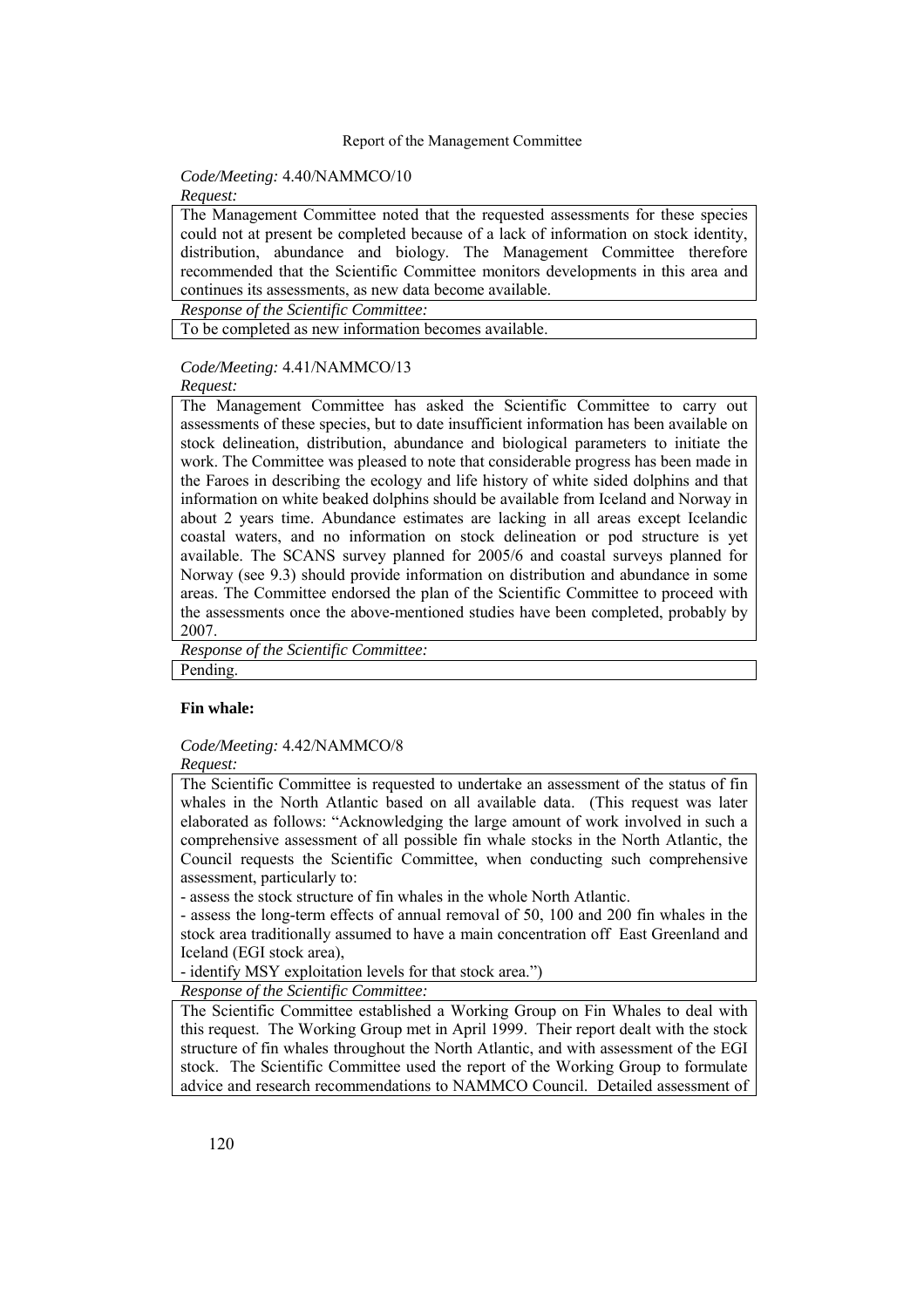*Code/Meeting:* 4.40/NAMMCO/10

*Request:*

The Management Committee noted that the requested assessments for these species could not at present be completed because of a lack of information on stock identity, distribution, abundance and biology. The Management Committee therefore recommended that the Scientific Committee monitors developments in this area and continues its assessments, as new data become available.

*Response of the Scientific Committee:*

To be completed as new information becomes available.

*Code/Meeting:* 4.41/NAMMCO/13

*Request:*

The Management Committee has asked the Scientific Committee to carry out assessments of these species, but to date insufficient information has been available on stock delineation, distribution, abundance and biological parameters to initiate the work. The Committee was pleased to note that considerable progress has been made in the Faroes in describing the ecology and life history of white sided dolphins and that information on white beaked dolphins should be available from Iceland and Norway in about 2 years time. Abundance estimates are lacking in all areas except Icelandic coastal waters, and no information on stock delineation or pod structure is yet available. The SCANS survey planned for 2005/6 and coastal surveys planned for Norway (see 9.3) should provide information on distribution and abundance in some areas. The Committee endorsed the plan of the Scientific Committee to proceed with the assessments once the above-mentioned studies have been completed, probably by 2007.

*Response of the Scientific Committee:*

Pending.

**Fin whale:**

*Code/Meeting:* 4.42/NAMMCO/8

*Request:*

The Scientific Committee is requested to undertake an assessment of the status of fin whales in the North Atlantic based on all available data. (This request was later elaborated as follows: "Acknowledging the large amount of work involved in such a comprehensive assessment of all possible fin whale stocks in the North Atlantic, the Council requests the Scientific Committee, when conducting such comprehensive assessment, particularly to:

- assess the stock structure of fin whales in the whole North Atlantic.
- assess the long-term effects of annual removal of 50, 100 and 200 fin whales in the stock area traditionally assumed to have a main concentration off East Greenland and Iceland (EGI stock area),
- identify MSY exploitation levels for that stock area.")

*Response of the Scientific Committee:*

The Scientific Committee established a Working Group on Fin Whales to deal with this request. The Working Group met in April 1999. Their report dealt with the stock structure of fin whales throughout the North Atlantic, and with assessment of the EGI stock. The Scientific Committee used the report of the Working Group to formulate advice and research recommendations to NAMMCO Council. Detailed assessment of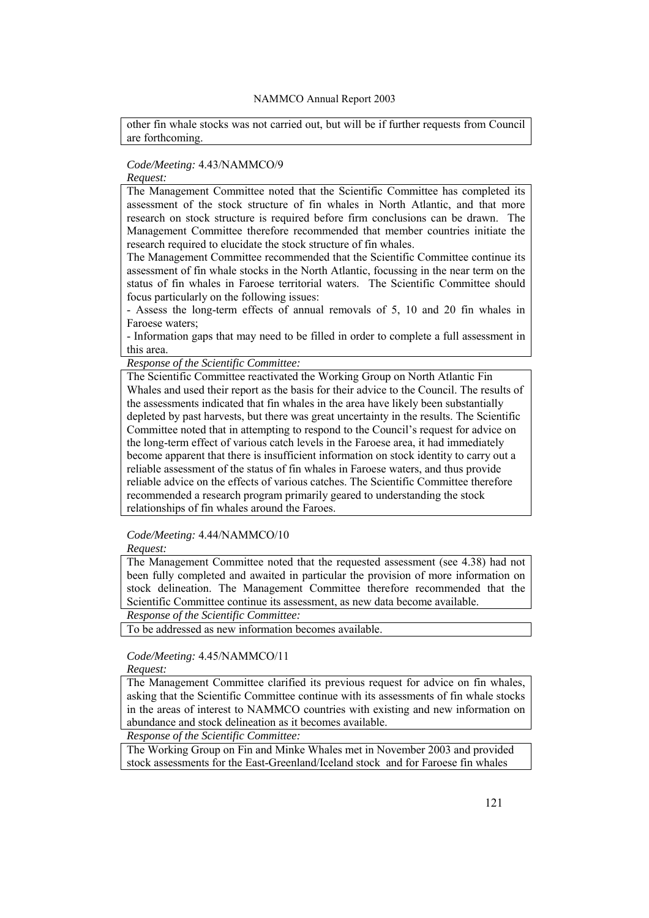other fin whale stocks was not carried out, but will be if further requests from Council are forthcoming.

*Code/Meeting:* 4.43/NAMMCO/9

*Request:*

The Management Committee noted that the Scientific Committee has completed its assessment of the stock structure of fin whales in North Atlantic, and that more research on stock structure is required before firm conclusions can be drawn. The Management Committee therefore recommended that member countries initiate the research required to elucidate the stock structure of fin whales.

The Management Committee recommended that the Scientific Committee continue its assessment of fin whale stocks in the North Atlantic, focussing in the near term on the status of fin whales in Faroese territorial waters. The Scientific Committee should focus particularly on the following issues:

- Assess the long-term effects of annual removals of 5, 10 and 20 fin whales in Faroese waters;
- Information gaps that may need to be filled in order to complete a full assessment in this area.

*Response of the Scientific Committee:*

The Scientific Committee reactivated the Working Group on North Atlantic Fin Whales and used their report as the basis for their advice to the Council. The results of the assessments indicated that fin whales in the area have likely been substantially depleted by past harvests, but there was great uncertainty in the results. The Scientific Committee noted that in attempting to respond to the Council's request for advice on the long-term effect of various catch levels in the Faroese area, it had immediately become apparent that there is insufficient information on stock identity to carry out a reliable assessment of the status of fin whales in Faroese waters, and thus provide reliable advice on the effects of various catches. The Scientific Committee therefore recommended a research program primarily geared to understanding the stock relationships of fin whales around the Faroes.

*Code/Meeting:* 4.44/NAMMCO/10

*Request:*

The Management Committee noted that the requested assessment (see 4.38) had not been fully completed and awaited in particular the provision of more information on stock delineation. The Management Committee therefore recommended that the Scientific Committee continue its assessment, as new data become available.

*Response of the Scientific Committee:*

To be addressed as new information becomes available.

*Code/Meeting:* 4.45/NAMMCO/11

*Request:*

The Management Committee clarified its previous request for advice on fin whales, asking that the Scientific Committee continue with its assessments of fin whale stocks in the areas of interest to NAMMCO countries with existing and new information on abundance and stock delineation as it becomes available.

*Response of the Scientific Committee:*

The Working Group on Fin and Minke Whales met in November 2003 and provided stock assessments for the East-Greenland/Iceland stock and for Faroese fin whales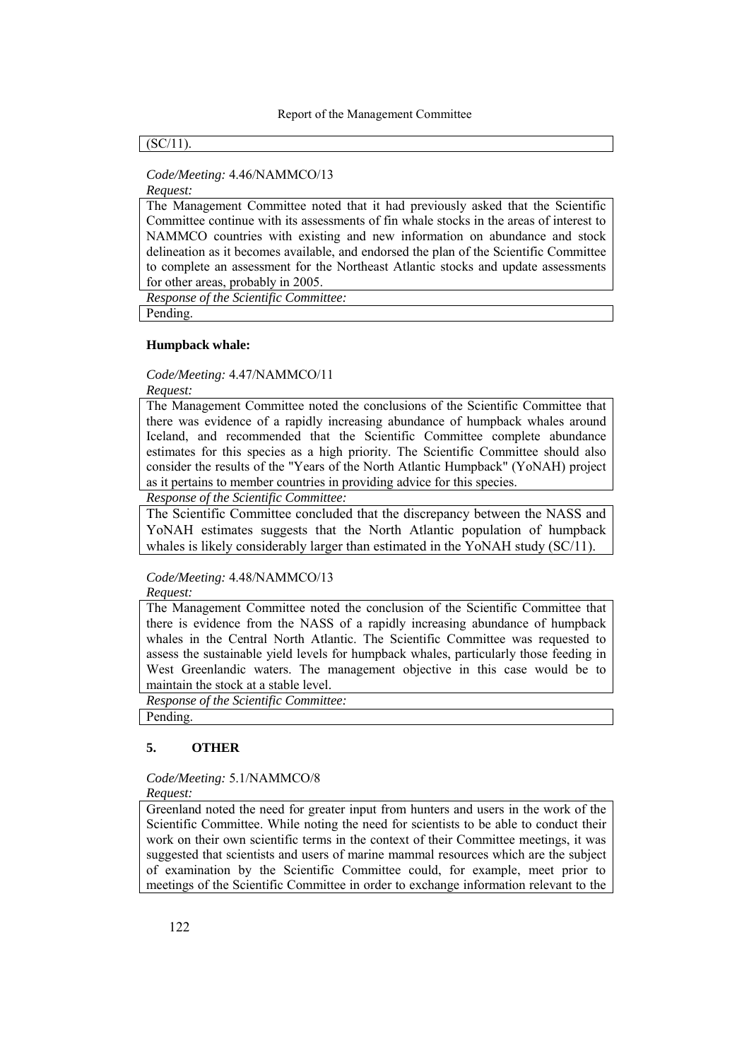(SC/11).

*Code/Meeting:* 4.46/NAMMCO/13

*Request:*

The Management Committee noted that it had previously asked that the Scientific Committee continue with its assessments of fin whale stocks in the areas of interest to NAMMCO countries with existing and new information on abundance and stock delineation as it becomes available, and endorsed the plan of the Scientific Committee to complete an assessment for the Northeast Atlantic stocks and update assessments for other areas, probably in 2005.

*Response of the Scientific Committee:*

Pending.

**Humpback whale:**

*Code/Meeting:* 4.47/NAMMCO/11

*Request:*

The Management Committee noted the conclusions of the Scientific Committee that there was evidence of a rapidly increasing abundance of humpback whales around Iceland, and recommended that the Scientific Committee complete abundance estimates for this species as a high priority. The Scientific Committee should also consider the results of the "Years of the North Atlantic Humpback" (YoNAH) project as it pertains to member countries in providing advice for this species.

*Response of the Scientific Committee:*

The Scientific Committee concluded that the discrepancy between the NASS and YoNAH estimates suggests that the North Atlantic population of humpback whales is likely considerably larger than estimated in the YoNAH study (SC/11).

*Code/Meeting:* 4.48/NAMMCO/13

*Request:*

The Management Committee noted the conclusion of the Scientific Committee that there is evidence from the NASS of a rapidly increasing abundance of humpback whales in the Central North Atlantic. The Scientific Committee was requested to assess the sustainable yield levels for humpback whales, particularly those feeding in West Greenlandic waters. The management objective in this case would be to maintain the stock at a stable level.

*Response of the Scientific Committee:*

Pending.

## 5. OTHER

*Code/Meeting:* 5.1/NAMMCO/8

*Request:*

Greenland noted the need for greater input from hunters and users in the work of the Scientific Committee. While noting the need for scientists to be able to conduct their work on their own scientific terms in the context of their Committee meetings, it was suggested that scientists and users of marine mammal resources which are the subject of examination by the Scientific Committee could, for example, meet prior to meetings of the Scientific Committee in order to exchange information relevant to the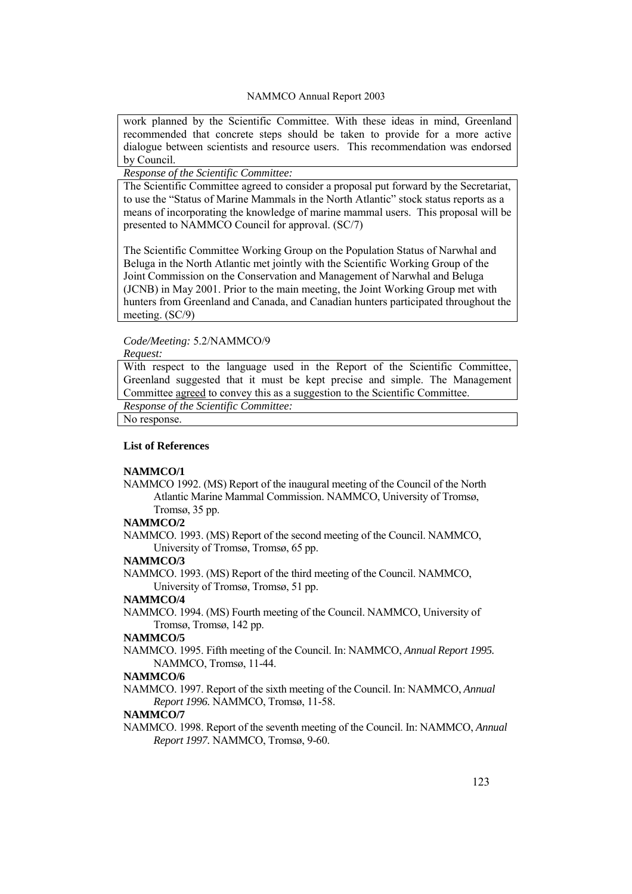work planned by the Scientific Committee. With these ideas in mind, Greenland recommended that concrete steps should be taken to provide for a more active dialogue between scientists and resource users. This recommendation was endorsed by Council.

*Response of the Scientific Committee:*

The Scientific Committee agreed to consider a proposal put forward by the Secretariat, to use the "Status of Marine Mammals in the North Atlantic" stock status reports as a means of incorporating the knowledge of marine mammal users. This proposal will be presented to NAMMCO Council for approval. (SC/7)

The Scientific Committee Working Group on the Population Status of Narwhal and Beluga in the North Atlantic met jointly with the Scientific Working Group of the Joint Commission on the Conservation and Management of Narwhal and Beluga (JCNB) in May 2001. Prior to the main meeting, the Joint Working Group met with hunters from Greenland and Canada, and Canadian hunters participated throughout the meeting. (SC/9)

*Code/Meeting:* 5.2/NAMMCO/9

*Request:*

With respect to the language used in the Report of the Scientific Committee, Greenland suggested that it must be kept precise and simple. The Management Committee agreed to convey this as a suggestion to the Scientific Committee.

*Response of the Scientific Committee:*

No response.

### List of References

**NAMMCO/1**

NAMMCO 1992. (MS) Report of the inaugural meeting of the Council of the North Atlantic Marine Mammal Commission. NAMMCO, University of Tromsø, Tromsø, 35 pp.

**NAMMCO/2**

NAMMCO. 1993. (MS) Report of the second meeting of the Council. NAMMCO, University of Tromsø, Tromsø, 65 pp.

**NAMMCO/3**

NAMMCO. 1993. (MS) Report of the third meeting of the Council. NAMMCO, University of Tromsø, Tromsø, 51 pp.

**NAMMCO/4**

NAMMCO. 1994. (MS) Fourth meeting of the Council. NAMMCO, University of Tromsø, Tromsø, 142 pp.

**NAMMCO/5**

NAMMCO. 1995. Fifth meeting of the Council. In: NAMMCO, *Annual Report 1995.* NAMMCO, Tromsø, 11-44.

**NAMMCO/6**

NAMMCO. 1997. Report of the sixth meeting of the Council. In: NAMMCO, *Annual Report 1996.* NAMMCO, Tromsø, 11-58.

**NAMMCO/7**

NAMMCO. 1998. Report of the seventh meeting of the Council. In: NAMMCO, *Annual Report 1997.* NAMMCO, Tromsø, 9-60.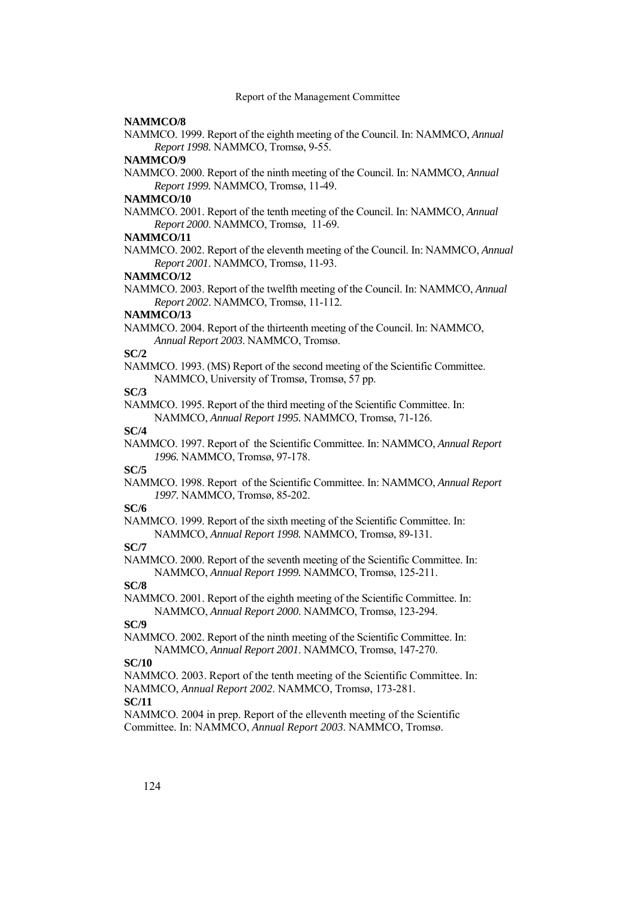**NAMMCO/8**

NAMMCO. 1999. Report of the eighth meeting of the Council. In: NAMMCO, *Annual Report 1998.* NAMMCO, Tromsø, 9-55.

**NAMMCO/9**

NAMMCO. 2000. Report of the ninth meeting of the Council. In: NAMMCO, *Annual Report 1999.* NAMMCO, Tromsø, 11-49.

**NAMMCO/10**

NAMMCO. 2001. Report of the tenth meeting of the Council. In: NAMMCO, *Annual Report 2000*. NAMMCO, Tromsø, 11-69.

**NAMMCO/11**

NAMMCO. 2002. Report of the eleventh meeting of the Council. In: NAMMCO, *Annual Report 2001*. NAMMCO, Tromsø, 11-93.

**NAMMCO/12**

NAMMCO. 2003. Report of the twelfth meeting of the Council. In: NAMMCO, *Annual Report 2002*. NAMMCO, Tromsø, 11-112.

**NAMMCO/13**

NAMMCO. 2004. Report of the thirteenth meeting of the Council. In: NAMMCO, *Annual Report 2003*. NAMMCO, Tromsø.

**SC/2**

NAMMCO. 1993. (MS) Report of the second meeting of the Scientific Committee. NAMMCO, University of Tromsø, Tromsø, 57 pp.

**SC/3**

NAMMCO. 1995. Report of the third meeting of the Scientific Committee. In: NAMMCO, *Annual Report 1995.* NAMMCO, Tromsø, 71-126.

**SC/4**

NAMMCO. 1997. Report of the Scientific Committee. In: NAMMCO, *Annual Report 1996.* NAMMCO, Tromsø, 97-178.

**SC/5**

NAMMCO. 1998. Report of the Scientific Committee. In: NAMMCO, *Annual Report 1997.* NAMMCO, Tromsø, 85-202.

**SC/6**

NAMMCO. 1999. Report of the sixth meeting of the Scientific Committee. In: NAMMCO, *Annual Report 1998.* NAMMCO, Tromsø, 89-131.

**SC/7**

NAMMCO. 2000. Report of the seventh meeting of the Scientific Committee. In: NAMMCO, *Annual Report 1999.* NAMMCO, Tromsø, 125-211.

**SC/8**

NAMMCO. 2001. Report of the eighth meeting of the Scientific Committee. In: NAMMCO, *Annual Report 2000*. NAMMCO, Tromsø, 123-294.

**SC/9**

NAMMCO. 2002. Report of the ninth meeting of the Scientific Committee. In: NAMMCO, *Annual Report 2001*. NAMMCO, Tromsø, 147-270.

**SC/10**

NAMMCO. 2003. Report of the tenth meeting of the Scientific Committee. In: NAMMCO, *Annual Report 2002*. NAMMCO, Tromsø, 173-281.

**SC/11**

NAMMCO. 2004 in prep. Report of the elleventh meeting of the Scientific Committee. In: NAMMCO, *Annual Report 2003*. NAMMCO, Tromsø.